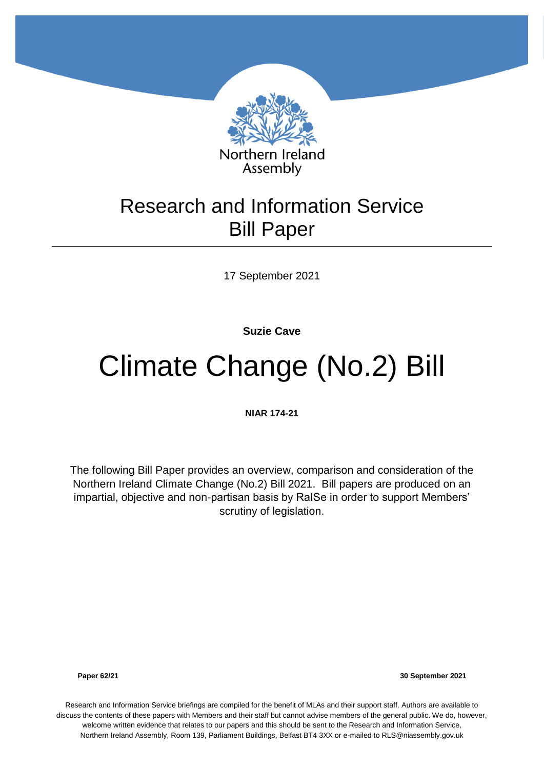Northern Ireland Assembly

# Research and Information Service Bill Paper

17 September 2021

**Suzie Cave**

# Climate Change (No.2) Bill

**NIAR 174-21**

The following Bill Paper provides an overview, comparison and consideration of the Northern Ireland Climate Change (No.2) Bill 2021. Bill papers are produced on an impartial, objective and non-partisan basis by RaISe in order to support Members' scrutiny of legislation.

**Paper 62/21** **30 September 2021**

Research and Information Service briefings are compiled for the benefit of MLAs and their support staff. Authors are available to discuss the contents of these papers with Members and their staff but cannot advise members of the general public. We do, however, welcome written evidence that relates to our papers and this should be sent to the Research and Information Service, Northern Ireland Assembly, Room 139, Parliament Buildings, Belfast BT4 3XX or e-mailed to RLS@niassembly.gov.uk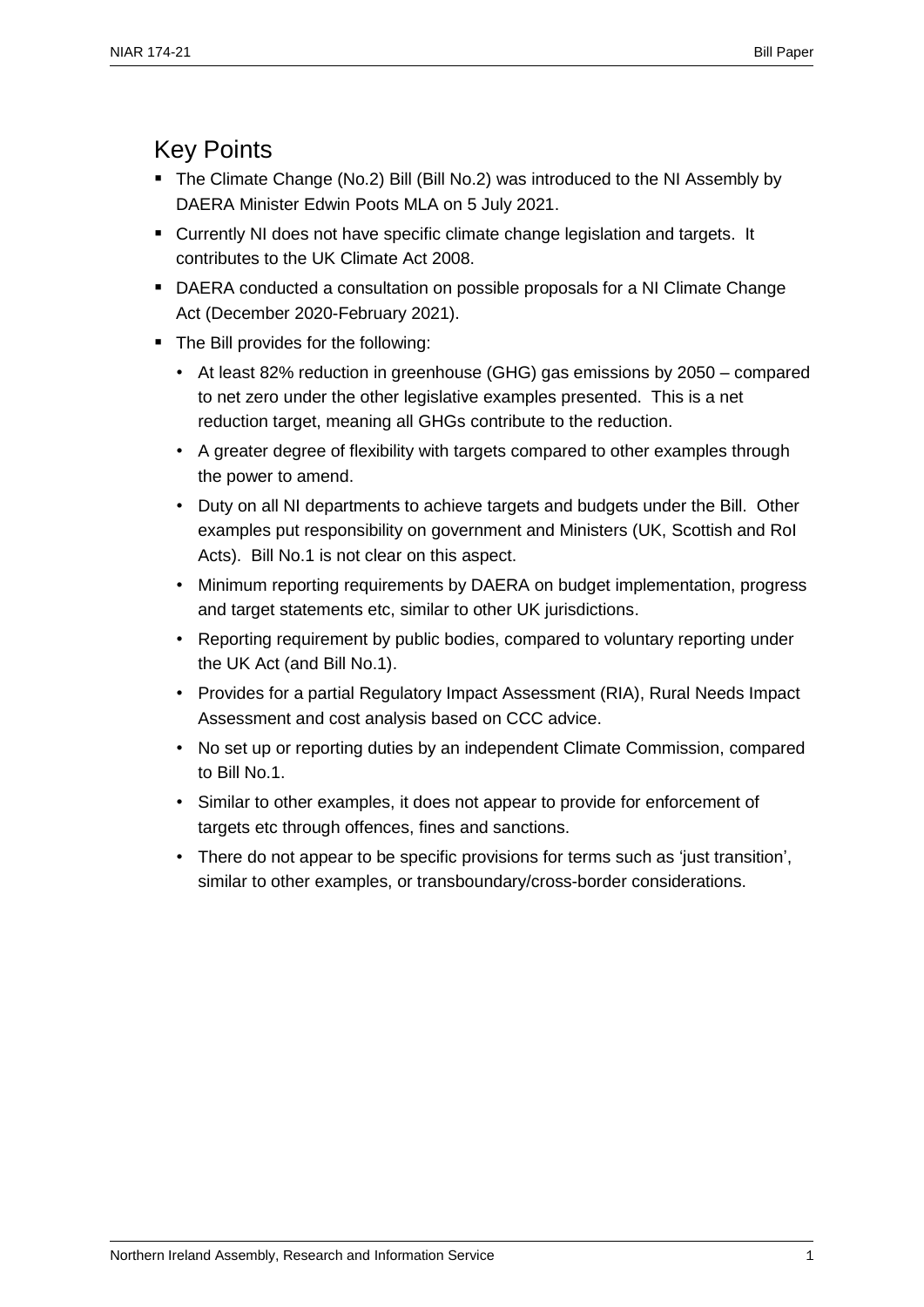## Key Points

- The Climate Change (No.2) Bill (Bill No.2) was introduced to the NI Assembly by DAERA Minister Edwin Poots MLA on 5 July 2021.
- Currently NI does not have specific climate change legislation and targets. It contributes to the UK Climate Act 2008.
- DAERA conducted a consultation on possible proposals for a NI Climate Change Act (December 2020-February 2021).
- The Bill provides for the following:
  - At least 82% reduction in greenhouse (GHG) gas emissions by 2050 – compared to net zero under the other legislative examples presented. This is a net reduction target, meaning all GHGs contribute to the reduction.
  - A greater degree of flexibility with targets compared to other examples through the power to amend.
  - Duty on all NI departments to achieve targets and budgets under the Bill. Other examples put responsibility on government and Ministers (UK, Scottish and RoI Acts). Bill No.1 is not clear on this aspect.
  - Minimum reporting requirements by DAERA on budget implementation, progress and target statements etc, similar to other UK jurisdictions.
  - Reporting requirement by public bodies, compared to voluntary reporting under the UK Act (and Bill No.1).
  - Provides for a partial Regulatory Impact Assessment (RIA), Rural Needs Impact Assessment and cost analysis based on CCC advice.
  - No set up or reporting duties by an independent Climate Commission, compared to Bill No.1.
  - Similar to other examples, it does not appear to provide for enforcement of targets etc through offences, fines and sanctions.
  - There do not appear to be specific provisions for terms such as 'just transition', similar to other examples, or transboundary/cross-border considerations.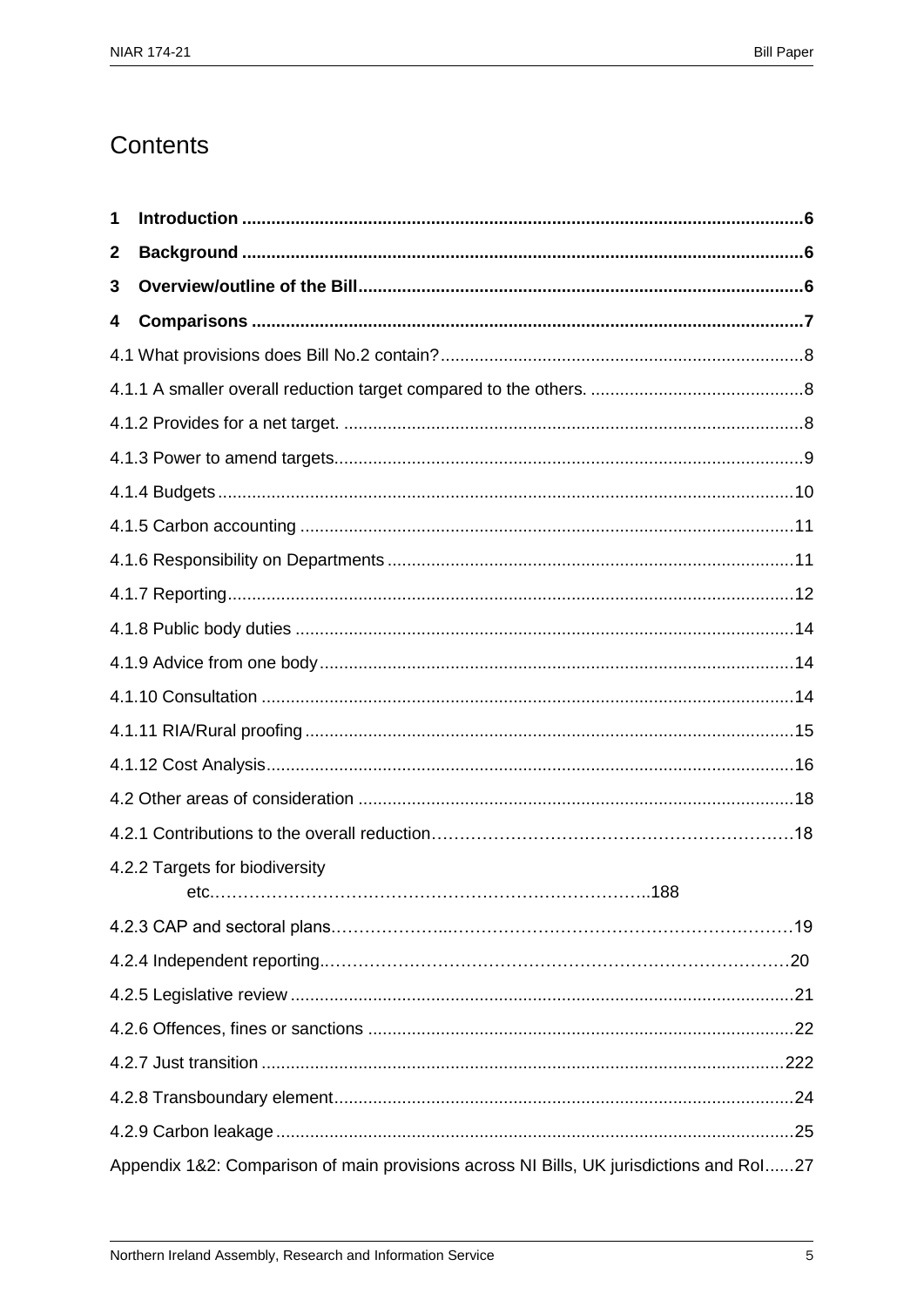# Contents

**1 Introduction ........................................................................................................ 6**

**2 Background ........................................................................................................ 6**

**3 Overview/outline of the Bill ............................................................................... 6**

**4 Comparisons ...................................................................................................... 7**

4.1 What provisions does Bill No.2 contain? ........................................................ 8

4.1.1 A smaller overall reduction target compared to the others. ........................ 8

4.1.2 Provides for a net target. .............................................................................. 8

4.1.3 Power to amend targets................................................................................ 9

4.1.4 Budgets ........................................................................................................ 10

4.1.5 Carbon accounting ...................................................................................... 11

4.1.6 Responsibility on Departments .................................................................... 11

4.1.7 Reporting..................................................................................................... 12

4.1.8 Public body duties ....................................................................................... 14

4.1.9 Advice from one body .................................................................................. 14

4.1.10 Consultation .............................................................................................. 14

4.1.11 RIA/Rural proofing ..................................................................................... 15

4.1.12 Cost Analysis ............................................................................................. 16

4.2 Other areas of consideration .......................................................................... 18

4.2.1 Contributions to the overall reduction.......................................................... 18

4.2.2 Targets for biodiversity etc.......................................................................... 188

4.2.3 CAP and sectoral plans................................................................................ 19

4.2.4 Independent reporting.................................................................................. 20

4.2.5 Legislative review ........................................................................................ 21

4.2.6 Offences, fines or sanctions ........................................................................ 22

4.2.7 Just transition .............................................................................................. 222

4.2.8 Transboundary element ............................................................................... 24

4.2.9 Carbon leakage ........................................................................................... 25

Appendix 1&2: Comparison of main provisions across NI Bills, UK jurisdictions and RoI...... 27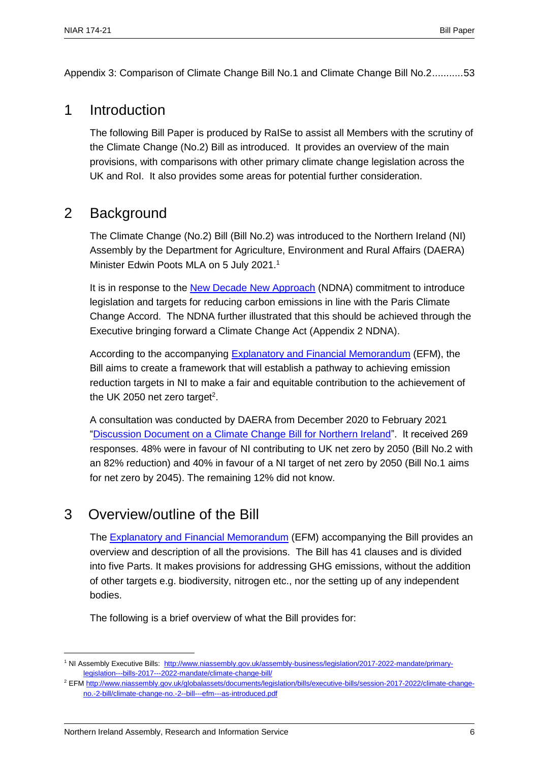Appendix 3: Comparison of Climate Change Bill No.1 and Climate Change Bill No.2...........53

# 1 Introduction

The following Bill Paper is produced by RaISe to assist all Members with the scrutiny of the Climate Change (No.2) Bill as introduced. It provides an overview of the main provisions, with comparisons with other primary climate change legislation across the UK and RoI. It also provides some areas for potential further consideration.

# 2 Background

The Climate Change (No.2) Bill (Bill No.2) was introduced to the Northern Ireland (NI) Assembly by the Department for Agriculture, Environment and Rural Affairs (DAERA) Minister Edwin Poots MLA on 5 July 2021.[1]

It is in response to the New Decade New Approach (NDNA) commitment to introduce legislation and targets for reducing carbon emissions in line with the Paris Climate Change Accord. The NDNA further illustrated that this should be achieved through the Executive bringing forward a Climate Change Act (Appendix 2 NDNA).

According to the accompanying Explanatory and Financial Memorandum (EFM), the Bill aims to create a framework that will establish a pathway to achieving emission reduction targets in NI to make a fair and equitable contribution to the achievement of the UK 2050 net zero target[2].

A consultation was conducted by DAERA from December 2020 to February 2021 "Discussion Document on a Climate Change Bill for Northern Ireland". It received 269 responses. 48% were in favour of NI contributing to UK net zero by 2050 (Bill No.2 with an 82% reduction) and 40% in favour of a NI target of net zero by 2050 (Bill No.1 aims for net zero by 2045). The remaining 12% did not know.

# 3 Overview/outline of the Bill

The Explanatory and Financial Memorandum (EFM) accompanying the Bill provides an overview and description of all the provisions. The Bill has 41 clauses and is divided into five Parts. It makes provisions for addressing GHG emissions, without the addition of other targets e.g. biodiversity, nitrogen etc., nor the setting up of any independent bodies.

The following is a brief overview of what the Bill provides for:

---

[1] NI Assembly Executive Bills: http://www.niassembly.gov.uk/assembly-business/legislation/2017-2022-mandate/primary-legislation---bills-2017---2022-mandate/climate-change-bill/

[2] EFM http://www.niassembly.gov.uk/globalassets/documents/legislation/bills/executive-bills/session-2017-2022/climate-change-no.-2-bill/climate-change-no.-2--bill---efm---as-introduced.pdf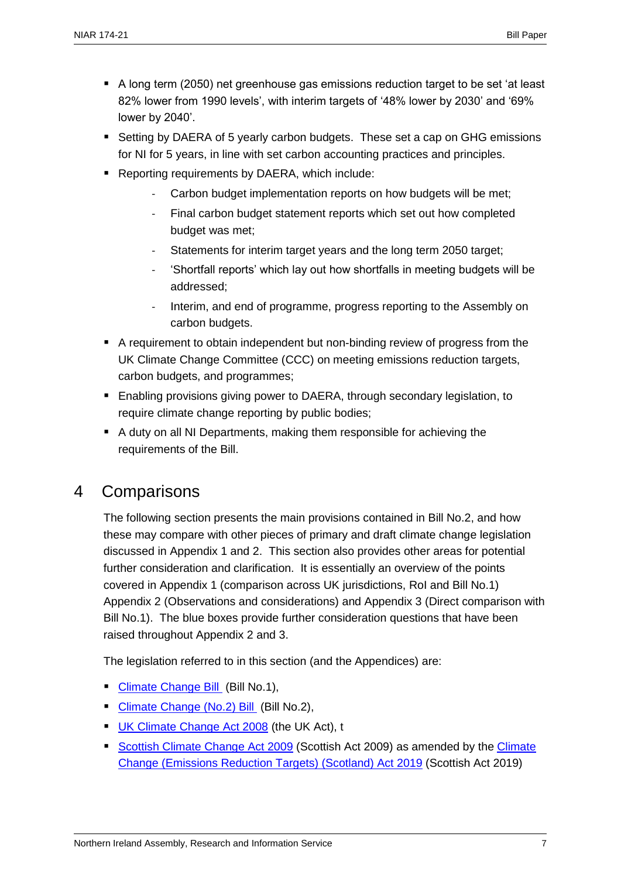- A long term (2050) net greenhouse gas emissions reduction target to be set 'at least 82% lower from 1990 levels', with interim targets of '48% lower by 2030' and '69% lower by 2040'.
- Setting by DAERA of 5 yearly carbon budgets. These set a cap on GHG emissions for NI for 5 years, in line with set carbon accounting practices and principles.
- Reporting requirements by DAERA, which include:
  - Carbon budget implementation reports on how budgets will be met;
  - Final carbon budget statement reports which set out how completed budget was met;
  - Statements for interim target years and the long term 2050 target;
  - 'Shortfall reports' which lay out how shortfalls in meeting budgets will be addressed;
  - Interim, and end of programme, progress reporting to the Assembly on carbon budgets.
- A requirement to obtain independent but non-binding review of progress from the UK Climate Change Committee (CCC) on meeting emissions reduction targets, carbon budgets, and programmes;
- Enabling provisions giving power to DAERA, through secondary legislation, to require climate change reporting by public bodies;
- A duty on all NI Departments, making them responsible for achieving the requirements of the Bill.

# 4 Comparisons

The following section presents the main provisions contained in Bill No.2, and how these may compare with other pieces of primary and draft climate change legislation discussed in Appendix 1 and 2. This section also provides other areas for potential further consideration and clarification. It is essentially an overview of the points covered in Appendix 1 (comparison across UK jurisdictions, RoI and Bill No.1) Appendix 2 (Observations and considerations) and Appendix 3 (Direct comparison with Bill No.1). The blue boxes provide further consideration questions that have been raised throughout Appendix 2 and 3.

The legislation referred to in this section (and the Appendices) are:

- Climate Change Bill (Bill No.1),
- Climate Change (No.2) Bill (Bill No.2),
- UK Climate Change Act 2008 (the UK Act), t
- Scottish Climate Change Act 2009 (Scottish Act 2009) as amended by the Climate Change (Emissions Reduction Targets) (Scotland) Act 2019 (Scottish Act 2019)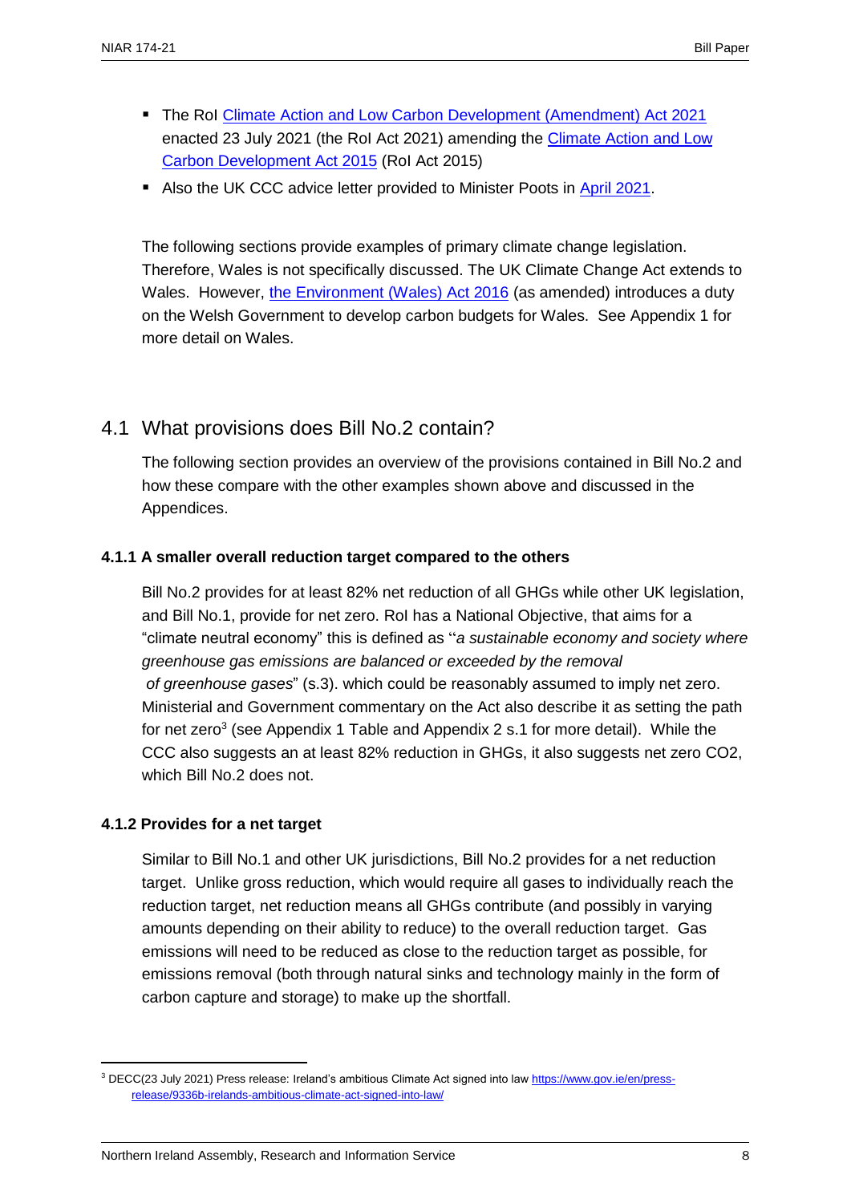- The RoI Climate Action and Low Carbon Development (Amendment) Act 2021 enacted 23 July 2021 (the RoI Act 2021) amending the Climate Action and Low Carbon Development Act 2015 (RoI Act 2015)
- Also the UK CCC advice letter provided to Minister Poots in April 2021.

The following sections provide examples of primary climate change legislation. Therefore, Wales is not specifically discussed. The UK Climate Change Act extends to Wales. However, the Environment (Wales) Act 2016 (as amended) introduces a duty on the Welsh Government to develop carbon budgets for Wales. See Appendix 1 for more detail on Wales.

## 4.1 What provisions does Bill No.2 contain?

The following section provides an overview of the provisions contained in Bill No.2 and how these compare with the other examples shown above and discussed in the Appendices.

### 4.1.1 A smaller overall reduction target compared to the others

Bill No.2 provides for at least 82% net reduction of all GHGs while other UK legislation, and Bill No.1, provide for net zero. RoI has a National Objective, that aims for a "climate neutral economy" this is defined as "*a sustainable economy and society where greenhouse gas emissions are balanced or exceeded by the removal of greenhouse gases*" (s.3). which could be reasonably assumed to imply net zero. Ministerial and Government commentary on the Act also describe it as setting the path for net zero[3] (see Appendix 1 Table and Appendix 2 s.1 for more detail). While the CCC also suggests an at least 82% reduction in GHGs, it also suggests net zero CO2, which Bill No.2 does not.

### 4.1.2 Provides for a net target

Similar to Bill No.1 and other UK jurisdictions, Bill No.2 provides for a net reduction target. Unlike gross reduction, which would require all gases to individually reach the reduction target, net reduction means all GHGs contribute (and possibly in varying amounts depending on their ability to reduce) to the overall reduction target. Gas emissions will need to be reduced as close to the reduction target as possible, for emissions removal (both through natural sinks and technology mainly in the form of carbon capture and storage) to make up the shortfall.

---

[3] DECC(23 July 2021) Press release: Ireland's ambitious Climate Act signed into law https://www.gov.ie/en/press-release/9336b-irelands-ambitious-climate-act-signed-into-law/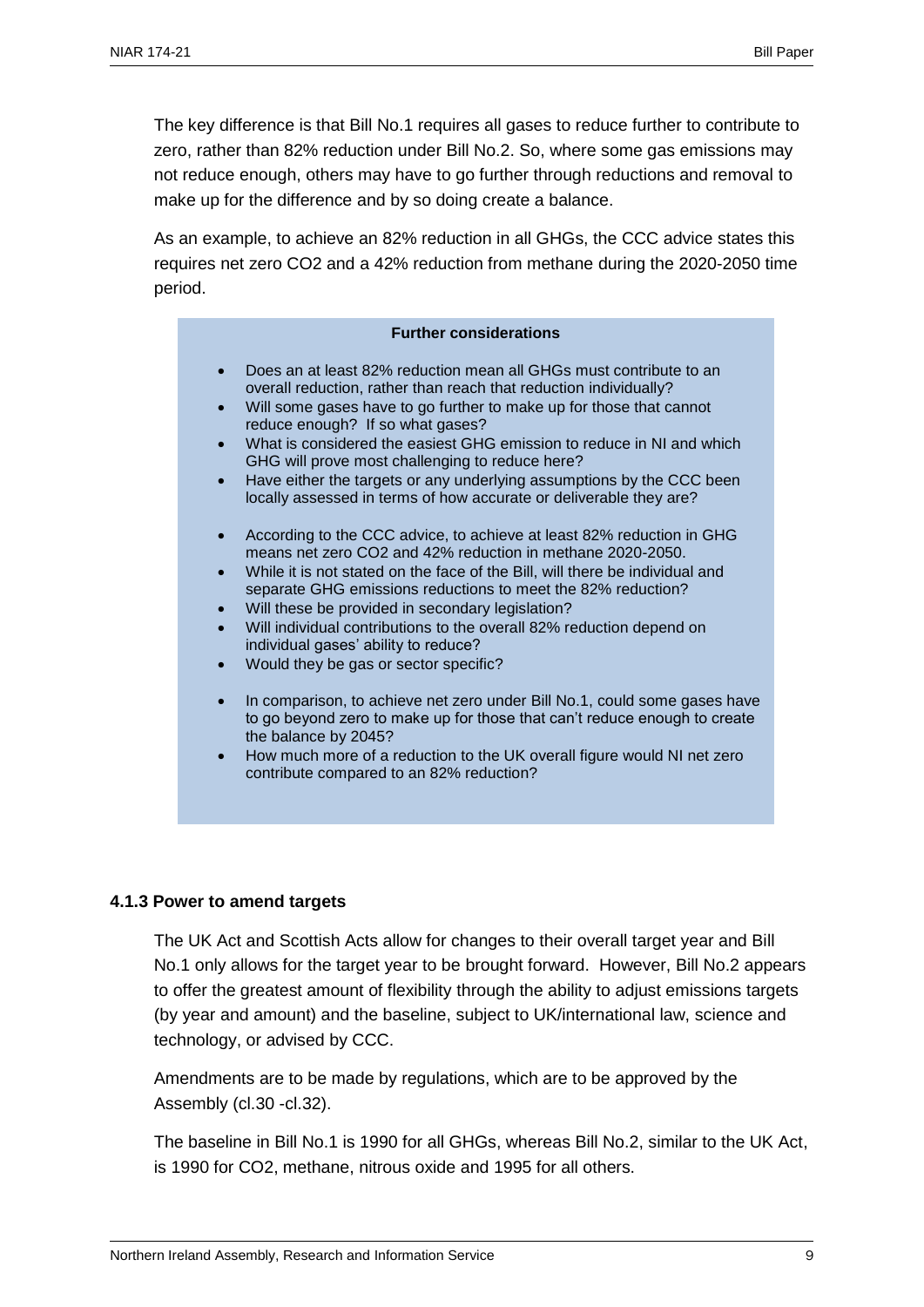The key difference is that Bill No.1 requires all gases to reduce further to contribute to zero, rather than 82% reduction under Bill No.2. So, where some gas emissions may not reduce enough, others may have to go further through reductions and removal to make up for the difference and by so doing create a balance.

As an example, to achieve an 82% reduction in all GHGs, the CCC advice states this requires net zero $CO_2$ and a 42% reduction from methane during the 2020-2050 time period.

> **Further considerations**
>
> - Does an at least 82% reduction mean all GHGs must contribute to an overall reduction, rather than reach that reduction individually?
> - Will some gases have to go further to make up for those that cannot reduce enough? If so what gases?
> - What is considered the easiest GHG emission to reduce in NI and which GHG will prove most challenging to reduce here?
> - Have either the targets or any underlying assumptions by the CCC been locally assessed in terms of how accurate or deliverable they are?
>
> - According to the CCC advice, to achieve at least 82% reduction in GHG means net zero $CO_2$ and 42% reduction in methane 2020-2050.
> - While it is not stated on the face of the Bill, will there be individual and separate GHG emissions reductions to meet the 82% reduction?
> - Will these be provided in secondary legislation?
> - Will individual contributions to the overall 82% reduction depend on individual gases' ability to reduce?
> - Would they be gas or sector specific?
>
> - In comparison, to achieve net zero under Bill No.1, could some gases have to go beyond zero to make up for those that can't reduce enough to create the balance by 2045?
> - How much more of a reduction to the UK overall figure would NI net zero contribute compared to an 82% reduction?

#### 4.1.3 Power to amend targets

The UK Act and Scottish Acts allow for changes to their overall target year and Bill No.1 only allows for the target year to be brought forward. However, Bill No.2 appears to offer the greatest amount of flexibility through the ability to adjust emissions targets (by year and amount) and the baseline, subject to UK/international law, science and technology, or advised by CCC.

Amendments are to be made by regulations, which are to be approved by the Assembly (cl.30 -cl.32).

The baseline in Bill No.1 is 1990 for all GHGs, whereas Bill No.2, similar to the UK Act, is 1990 for $CO_2$, methane, nitrous oxide and 1995 for all others.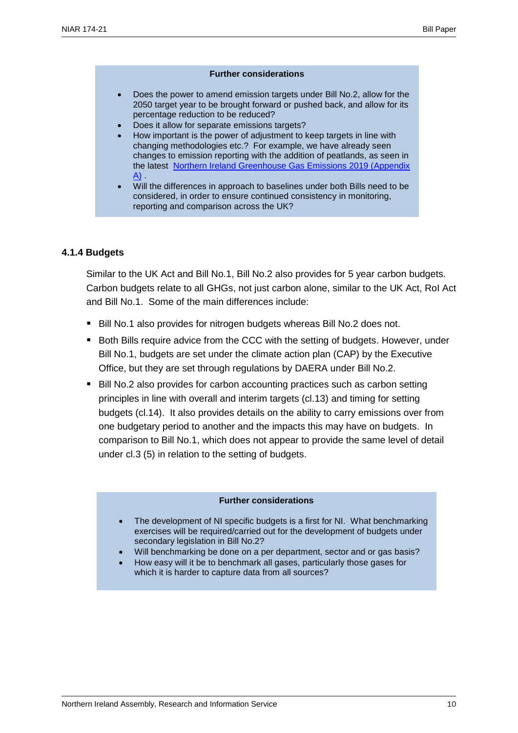**Further considerations**

- Does the power to amend emission targets under Bill No.2, allow for the 2050 target year to be brought forward or pushed back, and allow for its percentage reduction to be reduced?
- Does it allow for separate emissions targets?
- How important is the power of adjustment to keep targets in line with changing methodologies etc.? For example, we have already seen changes to emission reporting with the addition of peatlands, as seen in the latest [Northern Ireland Greenhouse Gas Emissions 2019 (Appendix A)](#) .
- Will the differences in approach to baselines under both Bills need to be considered, in order to ensure continued consistency in monitoring, reporting and comparison across the UK?

### 4.1.4 Budgets

Similar to the UK Act and Bill No.1, Bill No.2 also provides for 5 year carbon budgets. Carbon budgets relate to all GHGs, not just carbon alone, similar to the UK Act, RoI Act and Bill No.1. Some of the main differences include:

- Bill No.1 also provides for nitrogen budgets whereas Bill No.2 does not.
- Both Bills require advice from the CCC with the setting of budgets. However, under Bill No.1, budgets are set under the climate action plan (CAP) by the Executive Office, but they are set through regulations by DAERA under Bill No.2.
- Bill No.2 also provides for carbon accounting practices such as carbon setting principles in line with overall and interim targets (cl.13) and timing for setting budgets (cl.14). It also provides details on the ability to carry emissions over from one budgetary period to another and the impacts this may have on budgets. In comparison to Bill No.1, which does not appear to provide the same level of detail under cl.3 (5) in relation to the setting of budgets.

**Further considerations**

- The development of NI specific budgets is a first for NI. What benchmarking exercises will be required/carried out for the development of budgets under secondary legislation in Bill No.2?
- Will benchmarking be done on a per department, sector and or gas basis?
- How easy will it be to benchmark all gases, particularly those gases for which it is harder to capture data from all sources?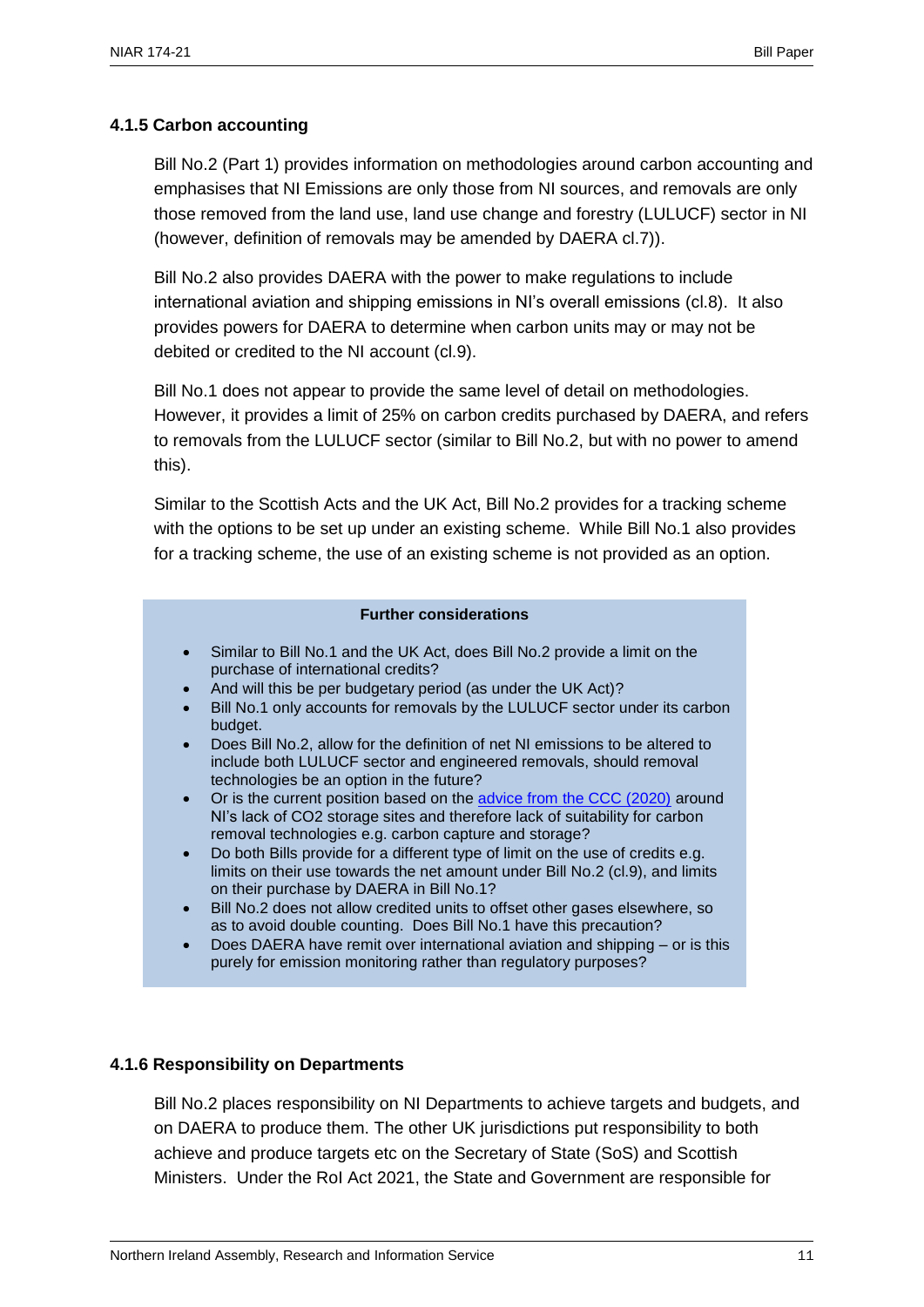#### 4.1.5 Carbon accounting

Bill No.2 (Part 1) provides information on methodologies around carbon accounting and emphasises that NI Emissions are only those from NI sources, and removals are only those removed from the land use, land use change and forestry (LULUCF) sector in NI (however, definition of removals may be amended by DAERA cl.7)).

Bill No.2 also provides DAERA with the power to make regulations to include international aviation and shipping emissions in NI's overall emissions (cl.8). It also provides powers for DAERA to determine when carbon units may or may not be debited or credited to the NI account (cl.9).

Bill No.1 does not appear to provide the same level of detail on methodologies. However, it provides a limit of 25% on carbon credits purchased by DAERA, and refers to removals from the LULUCF sector (similar to Bill No.2, but with no power to amend this).

Similar to the Scottish Acts and the UK Act, Bill No.2 provides for a tracking scheme with the options to be set up under an existing scheme. While Bill No.1 also provides for a tracking scheme, the use of an existing scheme is not provided as an option.

> **Further considerations**
>
> - Similar to Bill No.1 and the UK Act, does Bill No.2 provide a limit on the purchase of international credits?
> - And will this be per budgetary period (as under the UK Act)?
> - Bill No.1 only accounts for removals by the LULUCF sector under its carbon budget.
> - Does Bill No.2, allow for the definition of net NI emissions to be altered to include both LULUCF sector and engineered removals, should removal technologies be an option in the future?
> - Or is the current position based on the advice from the CCC (2020) around NI's lack of $CO_2$ storage sites and therefore lack of suitability for carbon removal technologies e.g. carbon capture and storage?
> - Do both Bills provide for a different type of limit on the use of credits e.g. limits on their use towards the net amount under Bill No.2 (cl.9), and limits on their purchase by DAERA in Bill No.1?
> - Bill No.2 does not allow credited units to offset other gases elsewhere, so as to avoid double counting. Does Bill No.1 have this precaution?
> - Does DAERA have remit over international aviation and shipping – or is this purely for emission monitoring rather than regulatory purposes?

#### 4.1.6 Responsibility on Departments

Bill No.2 places responsibility on NI Departments to achieve targets and budgets, and on DAERA to produce them. The other UK jurisdictions put responsibility to both achieve and produce targets etc on the Secretary of State (SoS) and Scottish Ministers. Under the RoI Act 2021, the State and Government are responsible for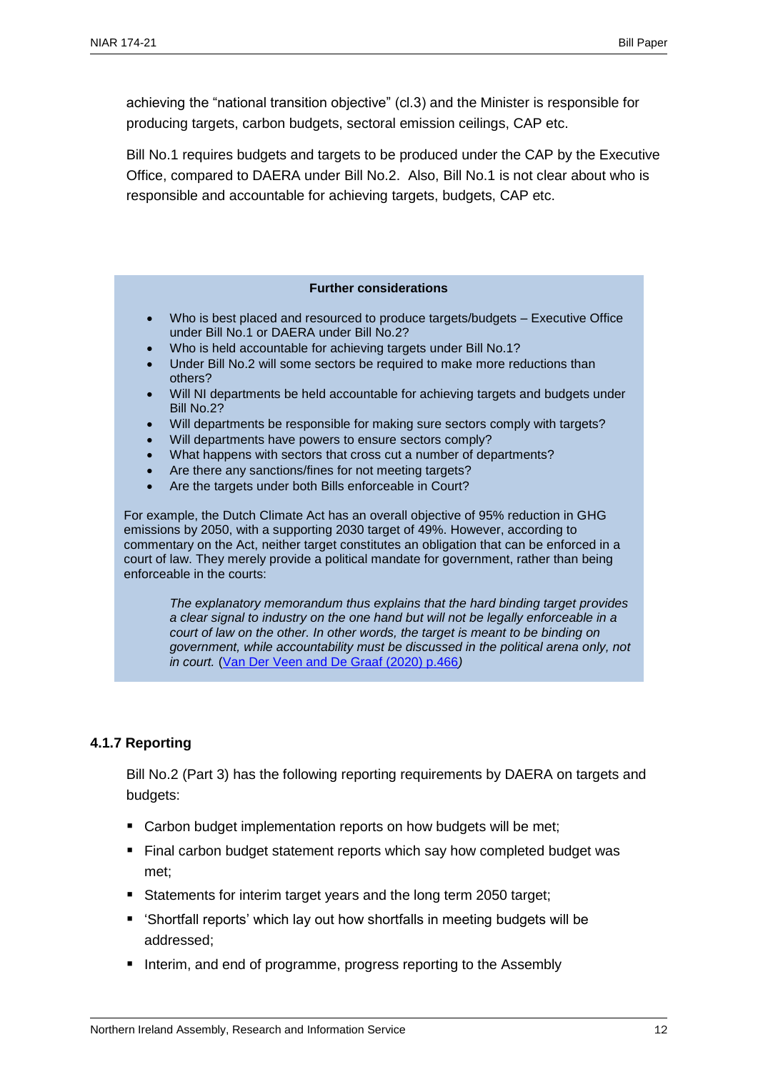achieving the "national transition objective" (cl.3) and the Minister is responsible for producing targets, carbon budgets, sectoral emission ceilings, CAP etc.

Bill No.1 requires budgets and targets to be produced under the CAP by the Executive Office, compared to DAERA under Bill No.2. Also, Bill No.1 is not clear about who is responsible and accountable for achieving targets, budgets, CAP etc.

**Further considerations**

- Who is best placed and resourced to produce targets/budgets – Executive Office under Bill No.1 or DAERA under Bill No.2?
- Who is held accountable for achieving targets under Bill No.1?
- Under Bill No.2 will some sectors be required to make more reductions than others?
- Will NI departments be held accountable for achieving targets and budgets under Bill No.2?
- Will departments be responsible for making sure sectors comply with targets?
- Will departments have powers to ensure sectors comply?
- What happens with sectors that cross cut a number of departments?
- Are there any sanctions/fines for not meeting targets?
- Are the targets under both Bills enforceable in Court?

For example, the Dutch Climate Act has an overall objective of 95% reduction in GHG emissions by 2050, with a supporting 2030 target of 49%. However, according to commentary on the Act, neither target constitutes an obligation that can be enforced in a court of law. They merely provide a political mandate for government, rather than being enforceable in the courts:

> *The explanatory memorandum thus explains that the hard binding target provides a clear signal to industry on the one hand but will not be legally enforceable in a court of law on the other. In other words, the target is meant to be binding on government, while accountability must be discussed in the political arena only, not in court.* (Van Der Veen and De Graaf (2020) p.466)

### 4.1.7 Reporting

Bill No.2 (Part 3) has the following reporting requirements by DAERA on targets and budgets:

- Carbon budget implementation reports on how budgets will be met;
- Final carbon budget statement reports which say how completed budget was met;
- Statements for interim target years and the long term 2050 target;
- 'Shortfall reports' which lay out how shortfalls in meeting budgets will be addressed;
- Interim, and end of programme, progress reporting to the Assembly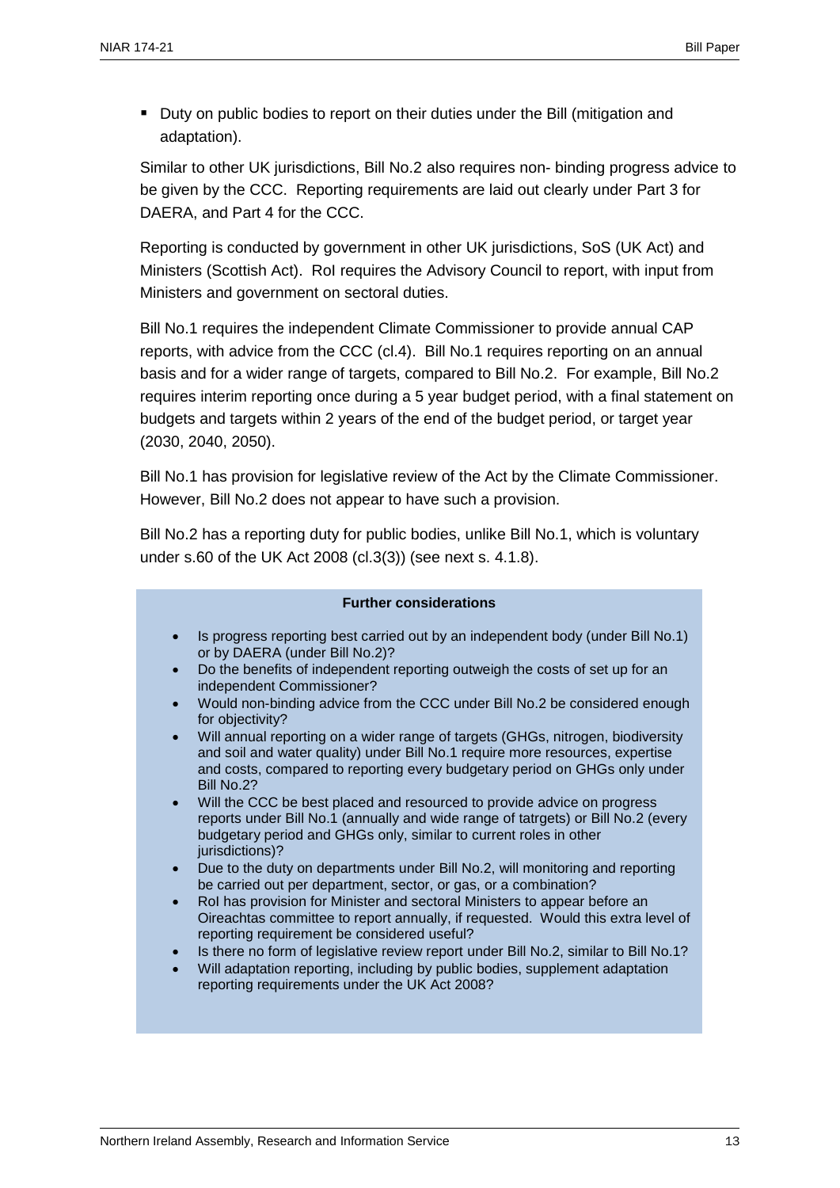- Duty on public bodies to report on their duties under the Bill (mitigation and adaptation).

Similar to other UK jurisdictions, Bill No.2 also requires non- binding progress advice to be given by the CCC. Reporting requirements are laid out clearly under Part 3 for DAERA, and Part 4 for the CCC.

Reporting is conducted by government in other UK jurisdictions, SoS (UK Act) and Ministers (Scottish Act). RoI requires the Advisory Council to report, with input from Ministers and government on sectoral duties.

Bill No.1 requires the independent Climate Commissioner to provide annual CAP reports, with advice from the CCC (cl.4). Bill No.1 requires reporting on an annual basis and for a wider range of targets, compared to Bill No.2. For example, Bill No.2 requires interim reporting once during a 5 year budget period, with a final statement on budgets and targets within 2 years of the end of the budget period, or target year (2030, 2040, 2050).

Bill No.1 has provision for legislative review of the Act by the Climate Commissioner. However, Bill No.2 does not appear to have such a provision.

Bill No.2 has a reporting duty for public bodies, unlike Bill No.1, which is voluntary under s.60 of the UK Act 2008 (cl.3(3)) (see next s. 4.1.8).

**Further considerations**

- Is progress reporting best carried out by an independent body (under Bill No.1) or by DAERA (under Bill No.2)?
- Do the benefits of independent reporting outweigh the costs of set up for an independent Commissioner?
- Would non-binding advice from the CCC under Bill No.2 be considered enough for objectivity?
- Will annual reporting on a wider range of targets (GHGs, nitrogen, biodiversity and soil and water quality) under Bill No.1 require more resources, expertise and costs, compared to reporting every budgetary period on GHGs only under Bill No.2?
- Will the CCC be best placed and resourced to provide advice on progress reports under Bill No.1 (annually and wide range of tatrgets) or Bill No.2 (every budgetary period and GHGs only, similar to current roles in other jurisdictions)?
- Due to the duty on departments under Bill No.2, will monitoring and reporting be carried out per department, sector, or gas, or a combination?
- RoI has provision for Minister and sectoral Ministers to appear before an Oireachtas committee to report annually, if requested. Would this extra level of reporting requirement be considered useful?
- Is there no form of legislative review report under Bill No.2, similar to Bill No.1?
- Will adaptation reporting, including by public bodies, supplement adaptation reporting requirements under the UK Act 2008?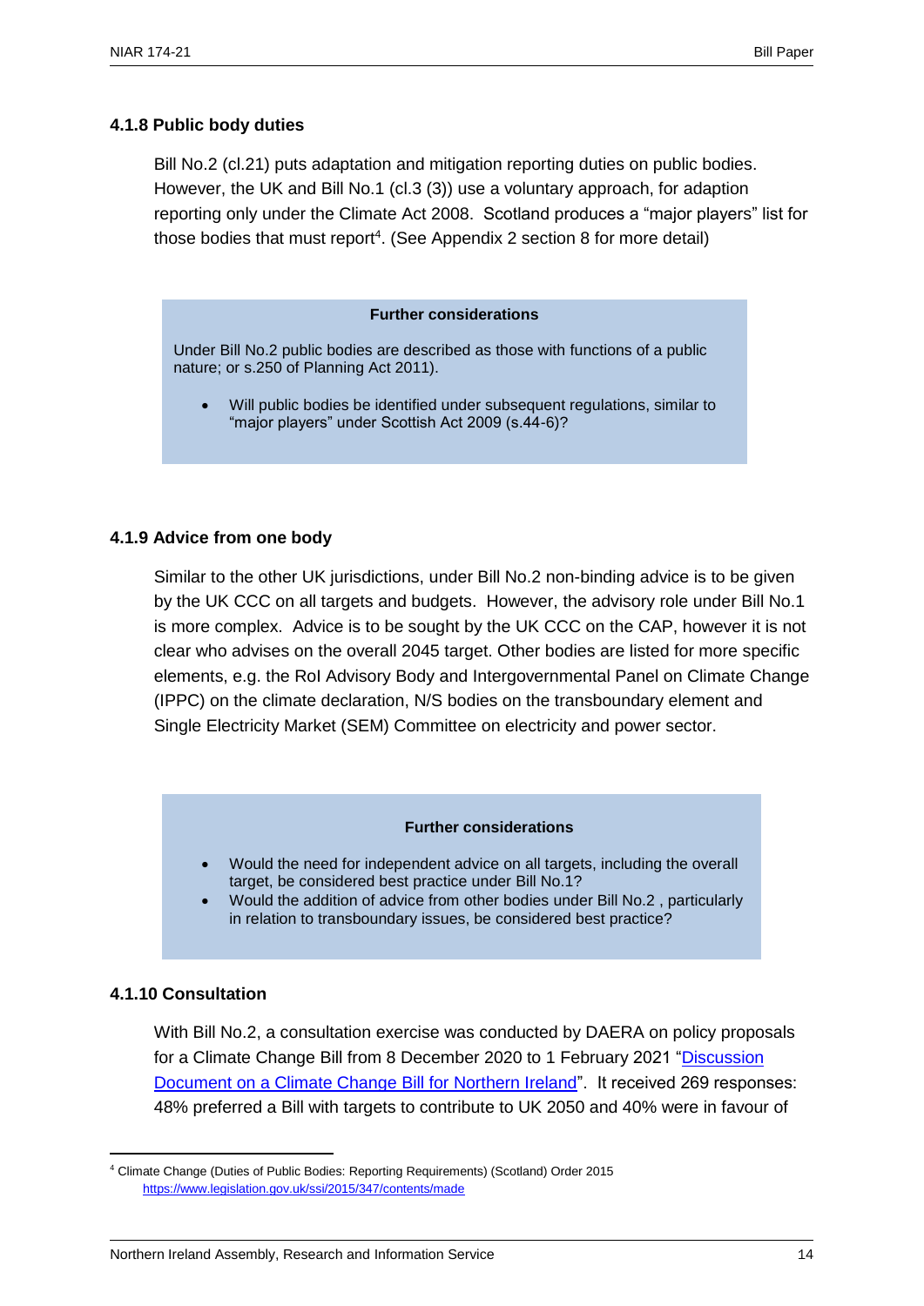### 4.1.8 Public body duties

Bill No.2 (cl.21) puts adaptation and mitigation reporting duties on public bodies. However, the UK and Bill No.1 (cl.3 (3)) use a voluntary approach, for adaption reporting only under the Climate Act 2008. Scotland produces a "major players" list for those bodies that must report[4]. (See Appendix 2 section 8 for more detail)

> **Further considerations**
>
> Under Bill No.2 public bodies are described as those with functions of a public nature; or s.250 of Planning Act 2011).
>
> - Will public bodies be identified under subsequent regulations, similar to "major players" under Scottish Act 2009 (s.44-6)?

### 4.1.9 Advice from one body

Similar to the other UK jurisdictions, under Bill No.2 non-binding advice is to be given by the UK CCC on all targets and budgets. However, the advisory role under Bill No.1 is more complex. Advice is to be sought by the UK CCC on the CAP, however it is not clear who advises on the overall 2045 target. Other bodies are listed for more specific elements, e.g. the RoI Advisory Body and Intergovernmental Panel on Climate Change (IPPC) on the climate declaration, N/S bodies on the transboundary element and Single Electricity Market (SEM) Committee on electricity and power sector.

> **Further considerations**
>
> - Would the need for independent advice on all targets, including the overall target, be considered best practice under Bill No.1?
> - Would the addition of advice from other bodies under Bill No.2 , particularly in relation to transboundary issues, be considered best practice?

### 4.1.10 Consultation

With Bill No.2, a consultation exercise was conducted by DAERA on policy proposals for a Climate Change Bill from 8 December 2020 to 1 February 2021 "[Discussion Document on a Climate Change Bill for Northern Ireland]". It received 269 responses: 48% preferred a Bill with targets to contribute to UK 2050 and 40% were in favour of

---

[4] Climate Change (Duties of Public Bodies: Reporting Requirements) (Scotland) Order 2015 https://www.legislation.gov.uk/ssi/2015/347/contents/made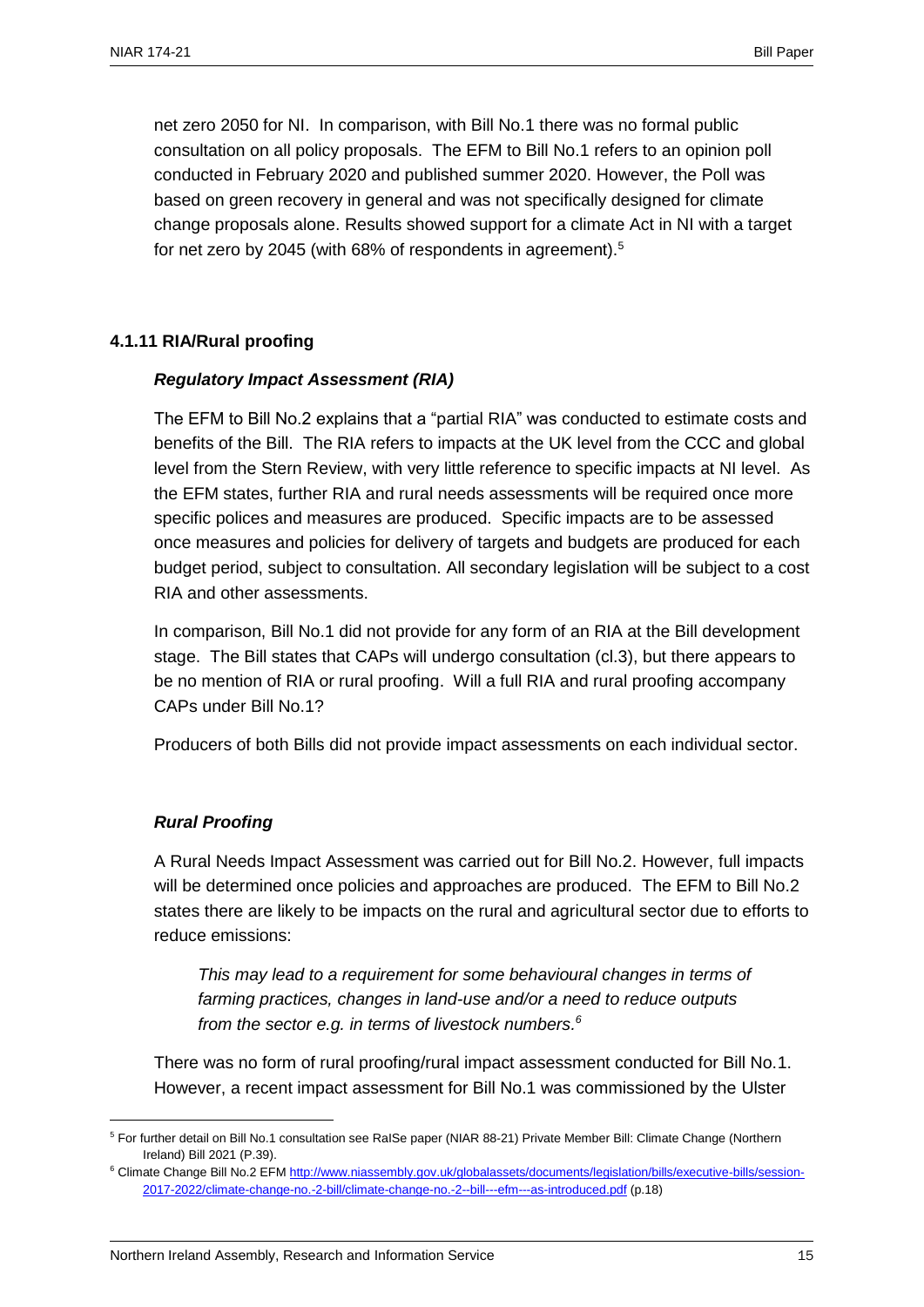net zero 2050 for NI. In comparison, with Bill No.1 there was no formal public consultation on all policy proposals. The EFM to Bill No.1 refers to an opinion poll conducted in February 2020 and published summer 2020. However, the Poll was based on green recovery in general and was not specifically designed for climate change proposals alone. Results showed support for a climate Act in NI with a target for net zero by 2045 (with 68% of respondents in agreement).[5]

#### 4.1.11 RIA/Rural proofing

***Regulatory Impact Assessment (RIA)***

The EFM to Bill No.2 explains that a "partial RIA" was conducted to estimate costs and benefits of the Bill. The RIA refers to impacts at the UK level from the CCC and global level from the Stern Review, with very little reference to specific impacts at NI level. As the EFM states, further RIA and rural needs assessments will be required once more specific polices and measures are produced. Specific impacts are to be assessed once measures and policies for delivery of targets and budgets are produced for each budget period, subject to consultation. All secondary legislation will be subject to a cost RIA and other assessments.

In comparison, Bill No.1 did not provide for any form of an RIA at the Bill development stage. The Bill states that CAPs will undergo consultation (cl.3), but there appears to be no mention of RIA or rural proofing. Will a full RIA and rural proofing accompany CAPs under Bill No.1?

Producers of both Bills did not provide impact assessments on each individual sector.

***Rural Proofing***

A Rural Needs Impact Assessment was carried out for Bill No.2. However, full impacts will be determined once policies and approaches are produced. The EFM to Bill No.2 states there are likely to be impacts on the rural and agricultural sector due to efforts to reduce emissions:

> *This may lead to a requirement for some behavioural changes in terms of farming practices, changes in land-use and/or a need to reduce outputs from the sector e.g. in terms of livestock numbers.*[6]

There was no form of rural proofing/rural impact assessment conducted for Bill No.1. However, a recent impact assessment for Bill No.1 was commissioned by the Ulster

---

[5] For further detail on Bill No.1 consultation see RaISe paper (NIAR 88-21) Private Member Bill: Climate Change (Northern Ireland) Bill 2021 (P.39).

[6] Climate Change Bill No.2 EFM http://www.niassembly.gov.uk/globalassets/documents/legislation/bills/executive-bills/session-2017-2022/climate-change-no.-2-bill/climate-change-no.-2--bill---efm---as-introduced.pdf (p.18)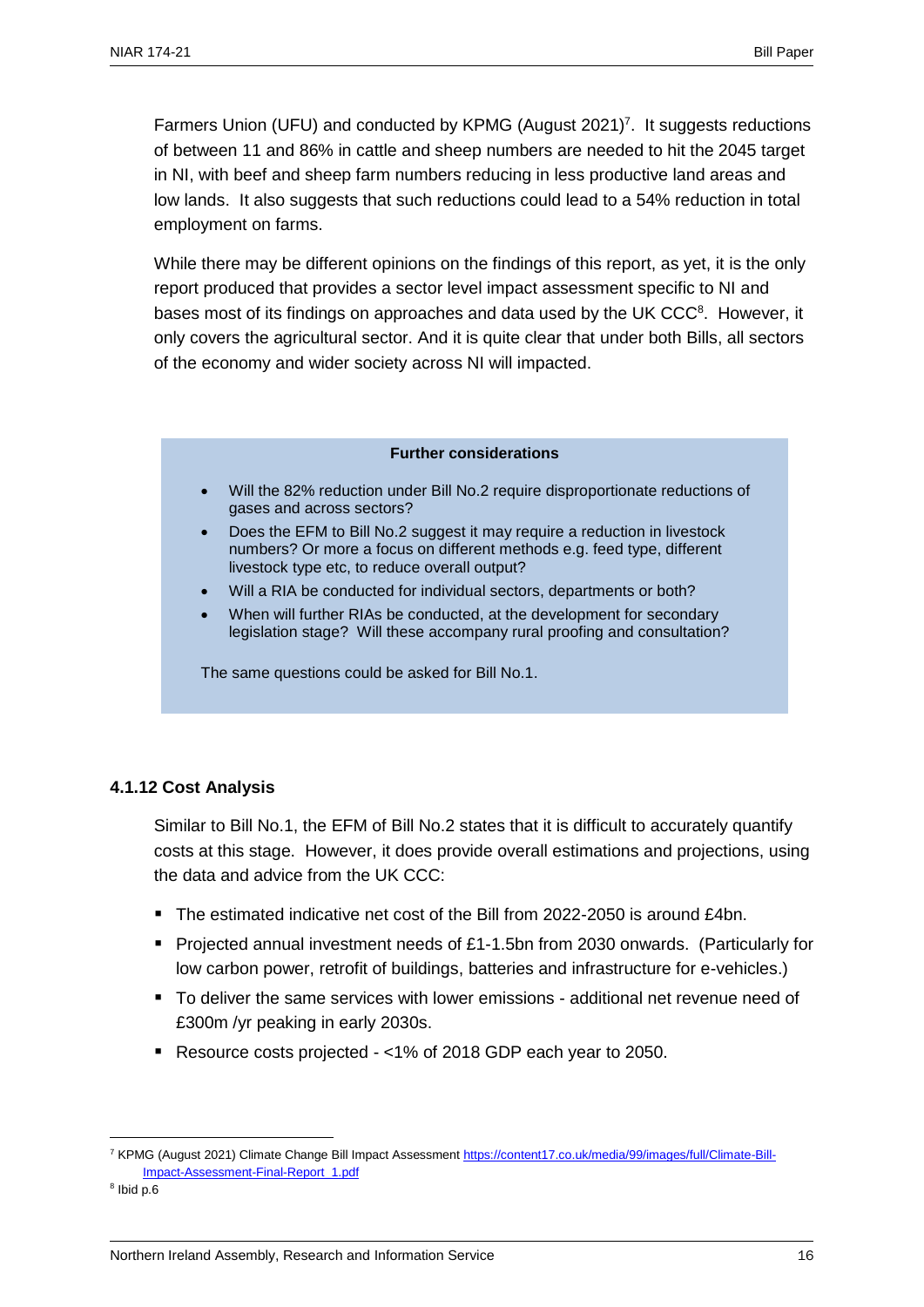Farmers Union (UFU) and conducted by KPMG (August 2021)[7]. It suggests reductions of between 11 and 86% in cattle and sheep numbers are needed to hit the 2045 target in NI, with beef and sheep farm numbers reducing in less productive land areas and low lands. It also suggests that such reductions could lead to a 54% reduction in total employment on farms.

While there may be different opinions on the findings of this report, as yet, it is the only report produced that provides a sector level impact assessment specific to NI and bases most of its findings on approaches and data used by the UK CCC[8]. However, it only covers the agricultural sector. And it is quite clear that under both Bills, all sectors of the economy and wider society across NI will impacted.

**Further considerations**

- Will the 82% reduction under Bill No.2 require disproportionate reductions of gases and across sectors?
- Does the EFM to Bill No.2 suggest it may require a reduction in livestock numbers? Or more a focus on different methods e.g. feed type, different livestock type etc, to reduce overall output?
- Will a RIA be conducted for individual sectors, departments or both?
- When will further RIAs be conducted, at the development for secondary legislation stage? Will these accompany rural proofing and consultation?

The same questions could be asked for Bill No.1.

#### 4.1.12 Cost Analysis

Similar to Bill No.1, the EFM of Bill No.2 states that it is difficult to accurately quantify costs at this stage. However, it does provide overall estimations and projections, using the data and advice from the UK CCC:

- The estimated indicative net cost of the Bill from 2022-2050 is around £4bn.
- Projected annual investment needs of £1-1.5bn from 2030 onwards. (Particularly for low carbon power, retrofit of buildings, batteries and infrastructure for e-vehicles.)
- To deliver the same services with lower emissions - additional net revenue need of £300m /yr peaking in early 2030s.
- Resource costs projected - <1% of 2018 GDP each year to 2050.

---

[7] KPMG (August 2021) Climate Change Bill Impact Assessment https://content17.co.uk/media/99/images/full/Climate-Bill-Impact-Assessment-Final-Report_1.pdf

[8] Ibid p.6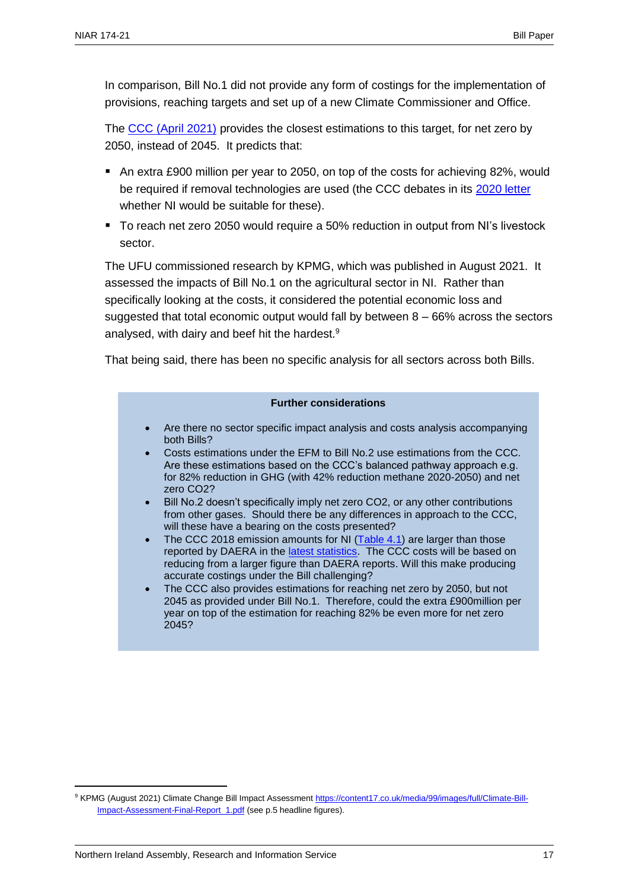In comparison, Bill No.1 did not provide any form of costings for the implementation of provisions, reaching targets and set up of a new Climate Commissioner and Office.

The CCC (April 2021) provides the closest estimations to this target, for net zero by 2050, instead of 2045. It predicts that:

- An extra £900 million per year to 2050, on top of the costs for achieving 82%, would be required if removal technologies are used (the CCC debates in its 2020 letter whether NI would be suitable for these).
- To reach net zero 2050 would require a 50% reduction in output from NI's livestock sector.

The UFU commissioned research by KPMG, which was published in August 2021. It assessed the impacts of Bill No.1 on the agricultural sector in NI. Rather than specifically looking at the costs, it considered the potential economic loss and suggested that total economic output would fall by between 8 – 66% across the sectors analysed, with dairy and beef hit the hardest.[9]

That being said, there has been no specific analysis for all sectors across both Bills.

**Further considerations**

- Are there no sector specific impact analysis and costs analysis accompanying both Bills?
- Costs estimations under the EFM to Bill No.2 use estimations from the CCC. Are these estimations based on the CCC's balanced pathway approach e.g. for 82% reduction in GHG (with 42% reduction methane 2020-2050) and net zero $CO_2$?
- Bill No.2 doesn't specifically imply net zero $CO_2$, or any other contributions from other gases. Should there be any differences in approach to the CCC, will these have a bearing on the costs presented?
- The CCC 2018 emission amounts for NI (Table 4.1) are larger than those reported by DAERA in the latest statistics. The CCC costs will be based on reducing from a larger figure than DAERA reports. Will this make producing accurate costings under the Bill challenging?
- The CCC also provides estimations for reaching net zero by 2050, but not 2045 as provided under Bill No.1. Therefore, could the extra £900million per year on top of the estimation for reaching 82% be even more for net zero 2045?

[9] KPMG (August 2021) Climate Change Bill Impact Assessment https://content17.co.uk/media/99/images/full/Climate-Bill-Impact-Assessment-Final-Report_1.pdf (see p.5 headline figures).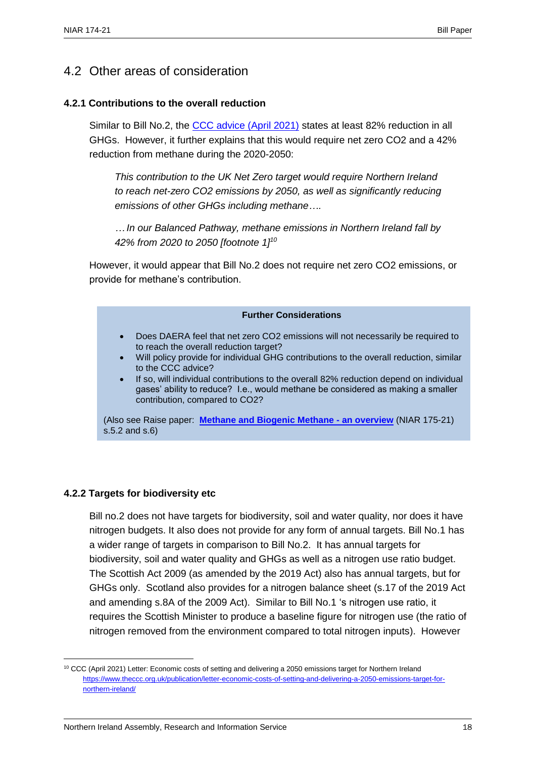## 4.2 Other areas of consideration

### 4.2.1 Contributions to the overall reduction

Similar to Bill No.2, the [CCC advice (April 2021)](https://www.theccc.org.uk/publication/letter-economic-costs-of-setting-and-delivering-a-2050-emissions-target-for-northern-ireland/) states at least 82% reduction in all GHGs. However, it further explains that this would require net zero $CO_2$ and a 42% reduction from methane during the 2020-2050:

> *This contribution to the UK Net Zero target would require Northern Ireland to reach net-zero $CO_2$ emissions by 2050, as well as significantly reducing emissions of other GHGs including methane….*
>
> *…In our Balanced Pathway, methane emissions in Northern Ireland fall by 42% from 2020 to 2050 [footnote 1]*[10]

However, it would appear that Bill No.2 does not require net zero $CO_2$ emissions, or provide for methane's contribution.

> **Further Considerations**
>
> - Does DAERA feel that net zero $CO_2$ emissions will not necessarily be required to to reach the overall reduction target?
> - Will policy provide for individual GHG contributions to the overall reduction, similar to the CCC advice?
> - If so, will individual contributions to the overall 82% reduction depend on individual gases' ability to reduce? I.e., would methane be considered as making a smaller contribution, compared to $CO_2$?
>
> (Also see Raise paper: **Methane and Biogenic Methane - an overview** (NIAR 175-21) s.5.2 and s.6)

### 4.2.2 Targets for biodiversity etc

Bill no.2 does not have targets for biodiversity, soil and water quality, nor does it have nitrogen budgets. It also does not provide for any form of annual targets. Bill No.1 has a wider range of targets in comparison to Bill No.2. It has annual targets for biodiversity, soil and water quality and GHGs as well as a nitrogen use ratio budget. The Scottish Act 2009 (as amended by the 2019 Act) also has annual targets, but for GHGs only. Scotland also provides for a nitrogen balance sheet (s.17 of the 2019 Act and amending s.8A of the 2009 Act). Similar to Bill No.1 's nitrogen use ratio, it requires the Scottish Minister to produce a baseline figure for nitrogen use (the ratio of nitrogen removed from the environment compared to total nitrogen inputs). However

---

[10] CCC (April 2021) Letter: Economic costs of setting and delivering a 2050 emissions target for Northern Ireland https://www.theccc.org.uk/publication/letter-economic-costs-of-setting-and-delivering-a-2050-emissions-target-for-northern-ireland/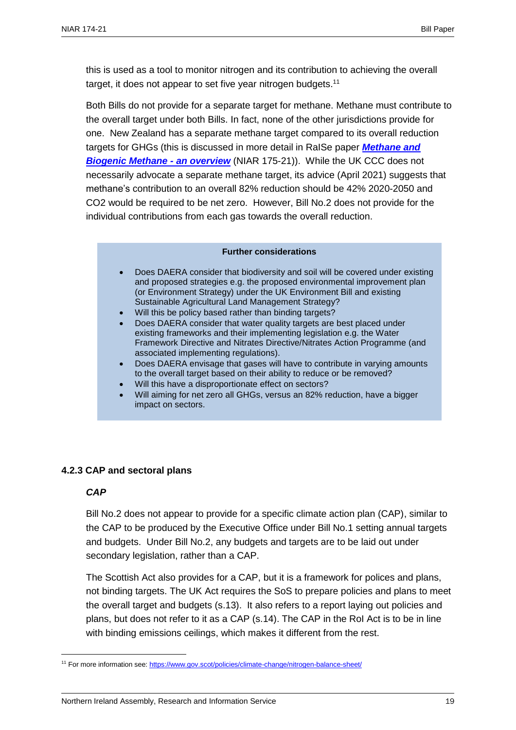this is used as a tool to monitor nitrogen and its contribution to achieving the overall target, it does not appear to set five year nitrogen budgets.[11]

Both Bills do not provide for a separate target for methane. Methane must contribute to the overall target under both Bills. In fact, none of the other jurisdictions provide for one. New Zealand has a separate methane target compared to its overall reduction targets for GHGs (this is discussed in more detail in RaISe paper [***Methane and Biogenic Methane - an overview***](#) (NIAR 175-21)). While the UK CCC does not necessarily advocate a separate methane target, its advice (April 2021) suggests that methane's contribution to an overall 82% reduction should be 42% 2020-2050 and CO2 would be required to be net zero. However, Bill No.2 does not provide for the individual contributions from each gas towards the overall reduction.

> **Further considerations**
>
> - Does DAERA consider that biodiversity and soil will be covered under existing and proposed strategies e.g. the proposed environmental improvement plan (or Environment Strategy) under the UK Environment Bill and existing Sustainable Agricultural Land Management Strategy?
> - Will this be policy based rather than binding targets?
> - Does DAERA consider that water quality targets are best placed under existing frameworks and their implementing legislation e.g. the Water Framework Directive and Nitrates Directive/Nitrates Action Programme (and associated implementing regulations).
> - Does DAERA envisage that gases will have to contribute in varying amounts to the overall target based on their ability to reduce or be removed?
> - Will this have a disproportionate effect on sectors?
> - Will aiming for net zero all GHGs, versus an 82% reduction, have a bigger impact on sectors.

### 4.2.3 CAP and sectoral plans

#### *CAP*

Bill No.2 does not appear to provide for a specific climate action plan (CAP), similar to the CAP to be produced by the Executive Office under Bill No.1 setting annual targets and budgets. Under Bill No.2, any budgets and targets are to be laid out under secondary legislation, rather than a CAP.

The Scottish Act also provides for a CAP, but it is a framework for polices and plans, not binding targets. The UK Act requires the SoS to prepare policies and plans to meet the overall target and budgets (s.13). It also refers to a report laying out policies and plans, but does not refer to it as a CAP (s.14). The CAP in the RoI Act is to be in line with binding emissions ceilings, which makes it different from the rest.

[11] For more information see: https://www.gov.scot/policies/climate-change/nitrogen-balance-sheet/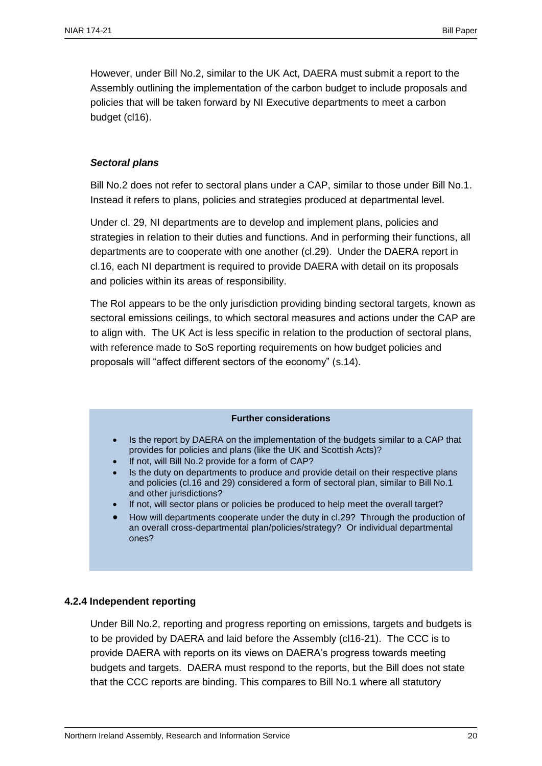However, under Bill No.2, similar to the UK Act, DAERA must submit a report to the Assembly outlining the implementation of the carbon budget to include proposals and policies that will be taken forward by NI Executive departments to meet a carbon budget (cl16).

***Sectoral plans***

Bill No.2 does not refer to sectoral plans under a CAP, similar to those under Bill No.1. Instead it refers to plans, policies and strategies produced at departmental level.

Under cl. 29, NI departments are to develop and implement plans, policies and strategies in relation to their duties and functions. And in performing their functions, all departments are to cooperate with one another (cl.29). Under the DAERA report in cl.16, each NI department is required to provide DAERA with detail on its proposals and policies within its areas of responsibility.

The RoI appears to be the only jurisdiction providing binding sectoral targets, known as sectoral emissions ceilings, to which sectoral measures and actions under the CAP are to align with. The UK Act is less specific in relation to the production of sectoral plans, with reference made to SoS reporting requirements on how budget policies and proposals will "affect different sectors of the economy" (s.14).

**Further considerations**

- Is the report by DAERA on the implementation of the budgets similar to a CAP that provides for policies and plans (like the UK and Scottish Acts)?
- If not, will Bill No.2 provide for a form of CAP?
- Is the duty on departments to produce and provide detail on their respective plans and policies (cl.16 and 29) considered a form of sectoral plan, similar to Bill No.1 and other jurisdictions?
- If not, will sector plans or policies be produced to help meet the overall target?
- How will departments cooperate under the duty in cl.29? Through the production of an overall cross-departmental plan/policies/strategy? Or individual departmental ones?

### 4.2.4 Independent reporting

Under Bill No.2, reporting and progress reporting on emissions, targets and budgets is to be provided by DAERA and laid before the Assembly (cl16-21). The CCC is to provide DAERA with reports on its views on DAERA's progress towards meeting budgets and targets. DAERA must respond to the reports, but the Bill does not state that the CCC reports are binding. This compares to Bill No.1 where all statutory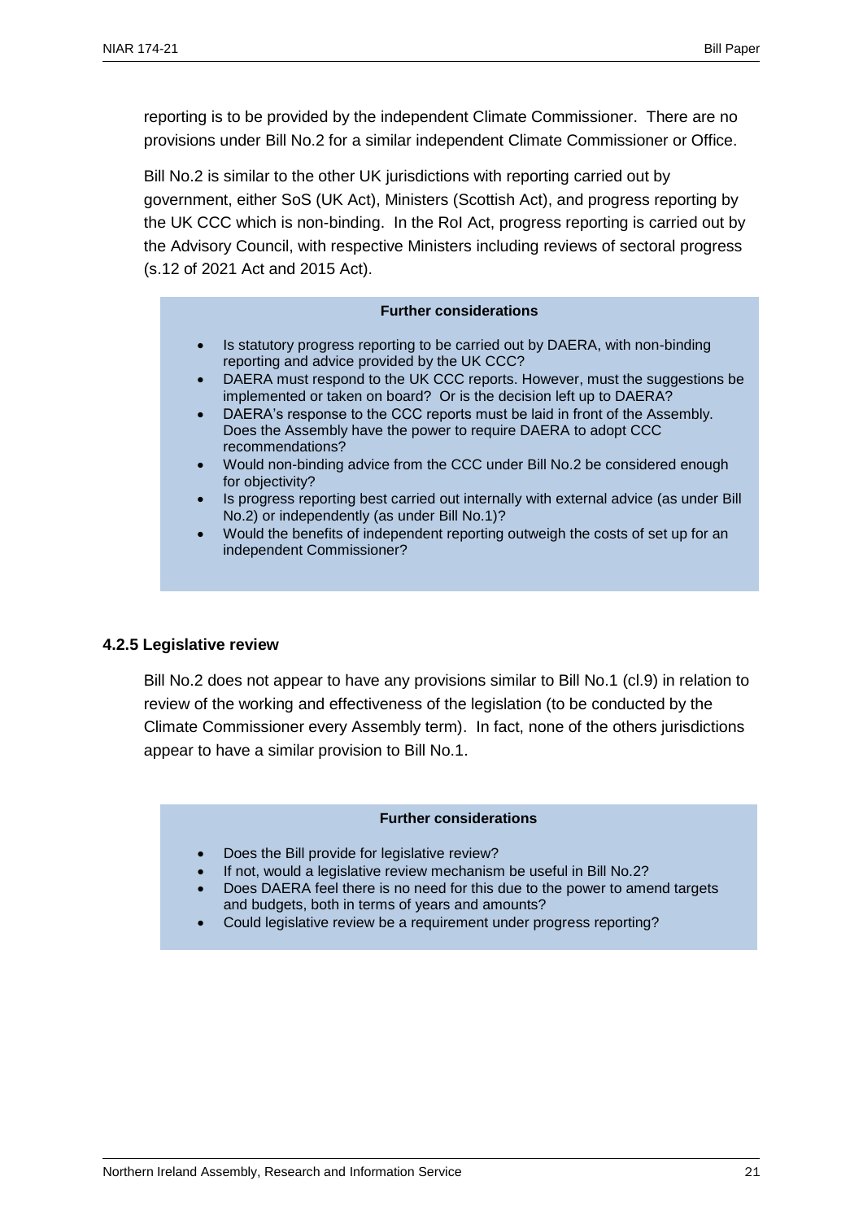reporting is to be provided by the independent Climate Commissioner. There are no provisions under Bill No.2 for a similar independent Climate Commissioner or Office.

Bill No.2 is similar to the other UK jurisdictions with reporting carried out by government, either SoS (UK Act), Ministers (Scottish Act), and progress reporting by the UK CCC which is non-binding. In the RoI Act, progress reporting is carried out by the Advisory Council, with respective Ministers including reviews of sectoral progress (s.12 of 2021 Act and 2015 Act).

**Further considerations**

- Is statutory progress reporting to be carried out by DAERA, with non-binding reporting and advice provided by the UK CCC?
- DAERA must respond to the UK CCC reports. However, must the suggestions be implemented or taken on board? Or is the decision left up to DAERA?
- DAERA's response to the CCC reports must be laid in front of the Assembly. Does the Assembly have the power to require DAERA to adopt CCC recommendations?
- Would non-binding advice from the CCC under Bill No.2 be considered enough for objectivity?
- Is progress reporting best carried out internally with external advice (as under Bill No.2) or independently (as under Bill No.1)?
- Would the benefits of independent reporting outweigh the costs of set up for an independent Commissioner?

### 4.2.5 Legislative review

Bill No.2 does not appear to have any provisions similar to Bill No.1 (cl.9) in relation to review of the working and effectiveness of the legislation (to be conducted by the Climate Commissioner every Assembly term). In fact, none of the others jurisdictions appear to have a similar provision to Bill No.1.

**Further considerations**

- Does the Bill provide for legislative review?
- If not, would a legislative review mechanism be useful in Bill No.2?
- Does DAERA feel there is no need for this due to the power to amend targets and budgets, both in terms of years and amounts?
- Could legislative review be a requirement under progress reporting?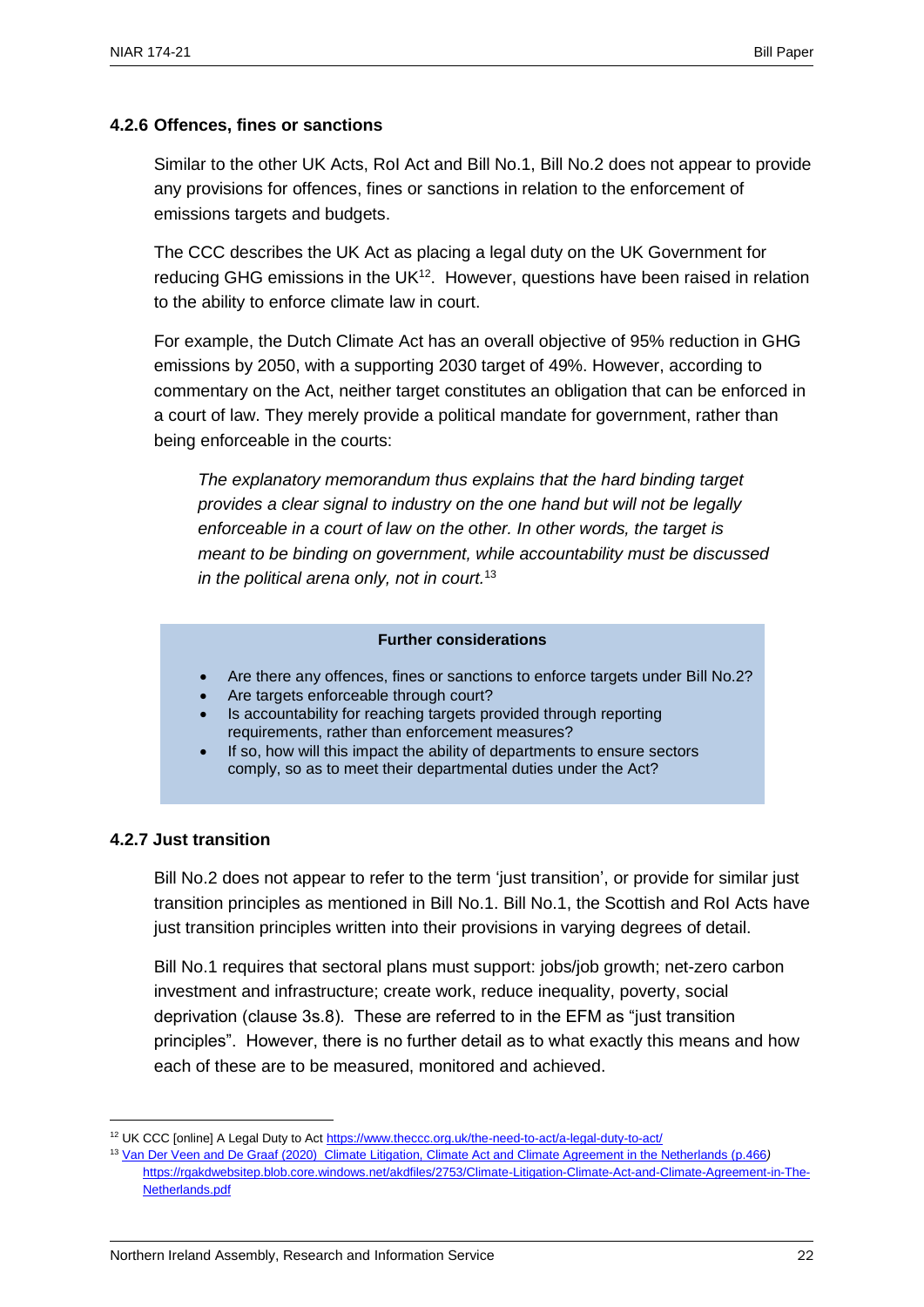### 4.2.6 Offences, fines or sanctions

Similar to the other UK Acts, RoI Act and Bill No.1, Bill No.2 does not appear to provide any provisions for offences, fines or sanctions in relation to the enforcement of emissions targets and budgets.

The CCC describes the UK Act as placing a legal duty on the UK Government for reducing GHG emissions in the UK[12]. However, questions have been raised in relation to the ability to enforce climate law in court.

For example, the Dutch Climate Act has an overall objective of 95% reduction in GHG emissions by 2050, with a supporting 2030 target of 49%. However, according to commentary on the Act, neither target constitutes an obligation that can be enforced in a court of law. They merely provide a political mandate for government, rather than being enforceable in the courts:

> *The explanatory memorandum thus explains that the hard binding target provides a clear signal to industry on the one hand but will not be legally enforceable in a court of law on the other. In other words, the target is meant to be binding on government, while accountability must be discussed in the political arena only, not in court.*[13]

**Further considerations**

- Are there any offences, fines or sanctions to enforce targets under Bill No.2?
- Are targets enforceable through court?
- Is accountability for reaching targets provided through reporting requirements, rather than enforcement measures?
- If so, how will this impact the ability of departments to ensure sectors comply, so as to meet their departmental duties under the Act?

### 4.2.7 Just transition

Bill No.2 does not appear to refer to the term 'just transition', or provide for similar just transition principles as mentioned in Bill No.1. Bill No.1, the Scottish and RoI Acts have just transition principles written into their provisions in varying degrees of detail.

Bill No.1 requires that sectoral plans must support: jobs/job growth; net-zero carbon investment and infrastructure; create work, reduce inequality, poverty, social deprivation (clause 3s.8). These are referred to in the EFM as "just transition principles". However, there is no further detail as to what exactly this means and how each of these are to be measured, monitored and achieved.

---

[12] UK CCC [online] A Legal Duty to Act https://www.theccc.org.uk/the-need-to-act/a-legal-duty-to-act/

[13] Van Der Veen and De Graaf (2020) Climate Litigation, Climate Act and Climate Agreement in the Netherlands (p.466) https://rgakdwebsitep.blob.core.windows.net/akdfiles/2753/Climate-Litigation-Climate-Act-and-Climate-Agreement-in-The-Netherlands.pdf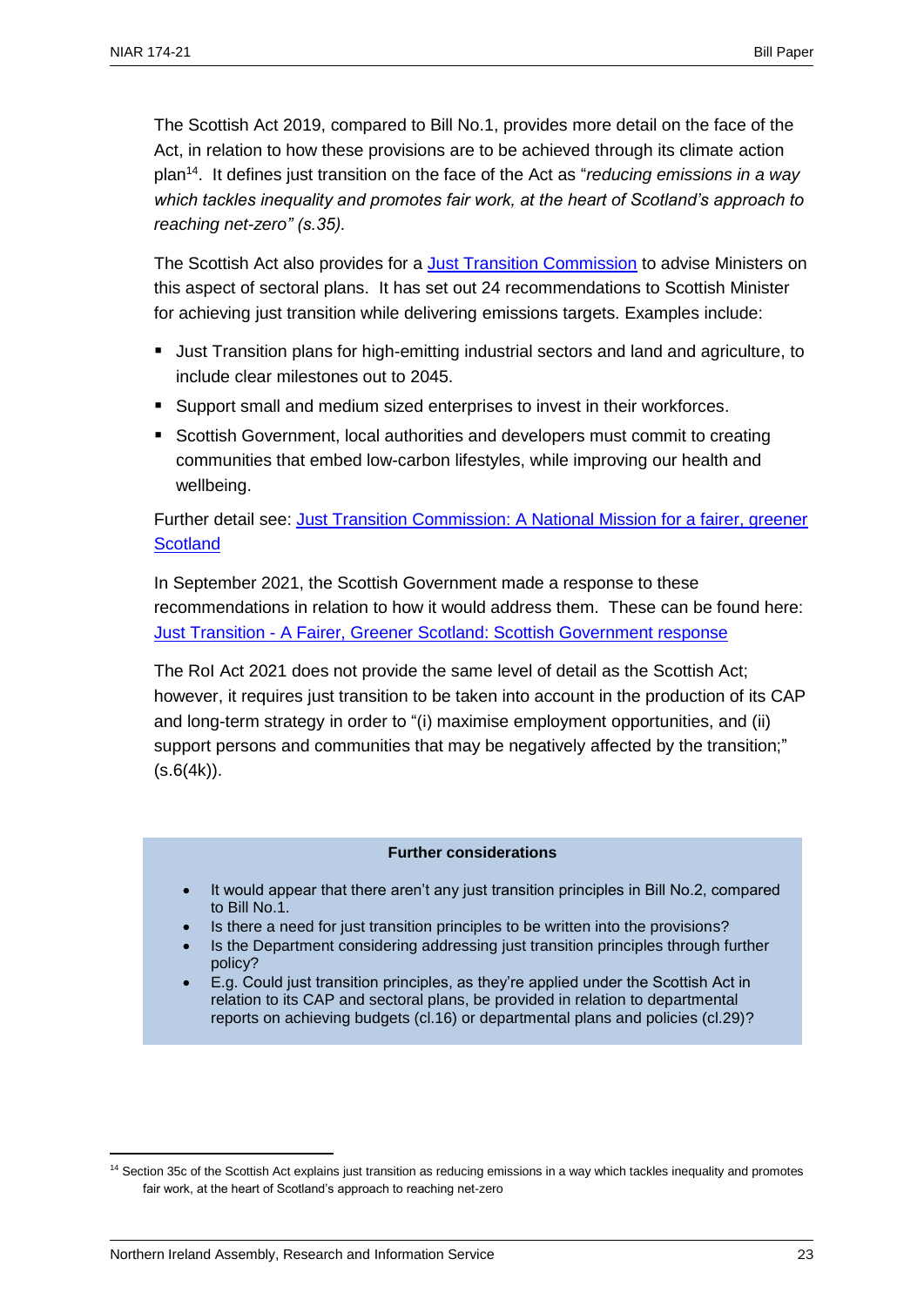The Scottish Act 2019, compared to Bill No.1, provides more detail on the face of the Act, in relation to how these provisions are to be achieved through its climate action plan[14]. It defines just transition on the face of the Act as "*reducing emissions in a way which tackles inequality and promotes fair work, at the heart of Scotland's approach to reaching net-zero" (s.35).*

The Scottish Act also provides for a [Just Transition Commission](#) to advise Ministers on this aspect of sectoral plans. It has set out 24 recommendations to Scottish Minister for achieving just transition while delivering emissions targets. Examples include:

- Just Transition plans for high-emitting industrial sectors and land and agriculture, to include clear milestones out to 2045.
- Support small and medium sized enterprises to invest in their workforces.
- Scottish Government, local authorities and developers must commit to creating communities that embed low-carbon lifestyles, while improving our health and wellbeing.

Further detail see: [Just Transition Commission: A National Mission for a fairer, greener Scotland](#)

In September 2021, the Scottish Government made a response to these recommendations in relation to how it would address them. These can be found here: [Just Transition - A Fairer, Greener Scotland: Scottish Government response](#)

The RoI Act 2021 does not provide the same level of detail as the Scottish Act; however, it requires just transition to be taken into account in the production of its CAP and long-term strategy in order to "(i) maximise employment opportunities, and (ii) support persons and communities that may be negatively affected by the transition;" (s.6(4k)).

**Further considerations**

- It would appear that there aren't any just transition principles in Bill No.2, compared to Bill No.1.
- Is there a need for just transition principles to be written into the provisions?
- Is the Department considering addressing just transition principles through further policy?
- E.g. Could just transition principles, as they're applied under the Scottish Act in relation to its CAP and sectoral plans, be provided in relation to departmental reports on achieving budgets (cl.16) or departmental plans and policies (cl.29)?

[14] Section 35c of the Scottish Act explains just transition as reducing emissions in a way which tackles inequality and promotes fair work, at the heart of Scotland's approach to reaching net-zero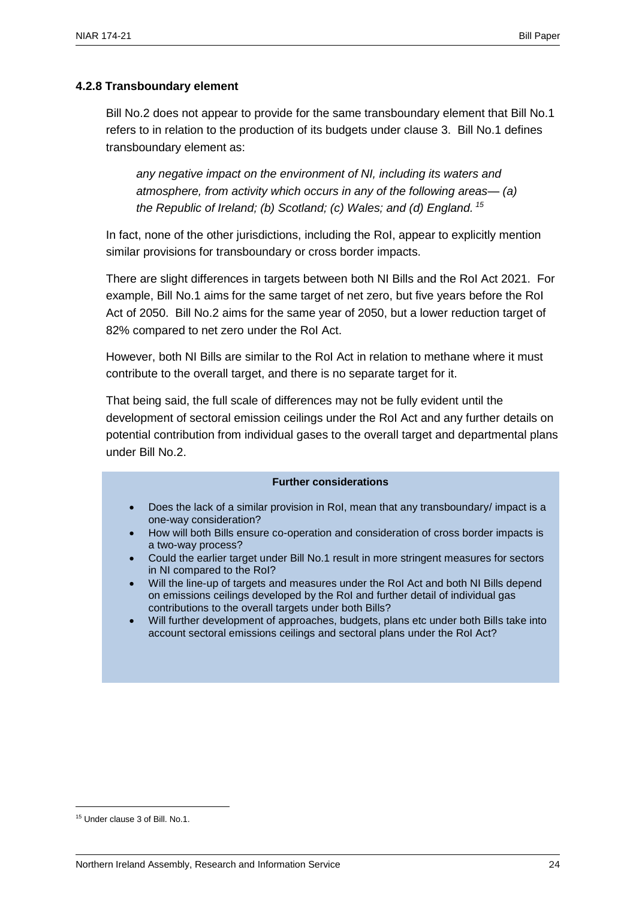### 4.2.8 Transboundary element

Bill No.2 does not appear to provide for the same transboundary element that Bill No.1 refers to in relation to the production of its budgets under clause 3. Bill No.1 defines transboundary element as:

> *any negative impact on the environment of NI, including its waters and atmosphere, from activity which occurs in any of the following areas— (a) the Republic of Ireland; (b) Scotland; (c) Wales; and (d) England.*[15]

In fact, none of the other jurisdictions, including the RoI, appear to explicitly mention similar provisions for transboundary or cross border impacts.

There are slight differences in targets between both NI Bills and the RoI Act 2021. For example, Bill No.1 aims for the same target of net zero, but five years before the RoI Act of 2050. Bill No.2 aims for the same year of 2050, but a lower reduction target of 82% compared to net zero under the RoI Act.

However, both NI Bills are similar to the RoI Act in relation to methane where it must contribute to the overall target, and there is no separate target for it.

That being said, the full scale of differences may not be fully evident until the development of sectoral emission ceilings under the RoI Act and any further details on potential contribution from individual gases to the overall target and departmental plans under Bill No.2.

**Further considerations**

- Does the lack of a similar provision in RoI, mean that any transboundary/ impact is a one-way consideration?
- How will both Bills ensure co-operation and consideration of cross border impacts is a two-way process?
- Could the earlier target under Bill No.1 result in more stringent measures for sectors in NI compared to the RoI?
- Will the line-up of targets and measures under the RoI Act and both NI Bills depend on emissions ceilings developed by the RoI and further detail of individual gas contributions to the overall targets under both Bills?
- Will further development of approaches, budgets, plans etc under both Bills take into account sectoral emissions ceilings and sectoral plans under the RoI Act?

[15] Under clause 3 of Bill. No.1.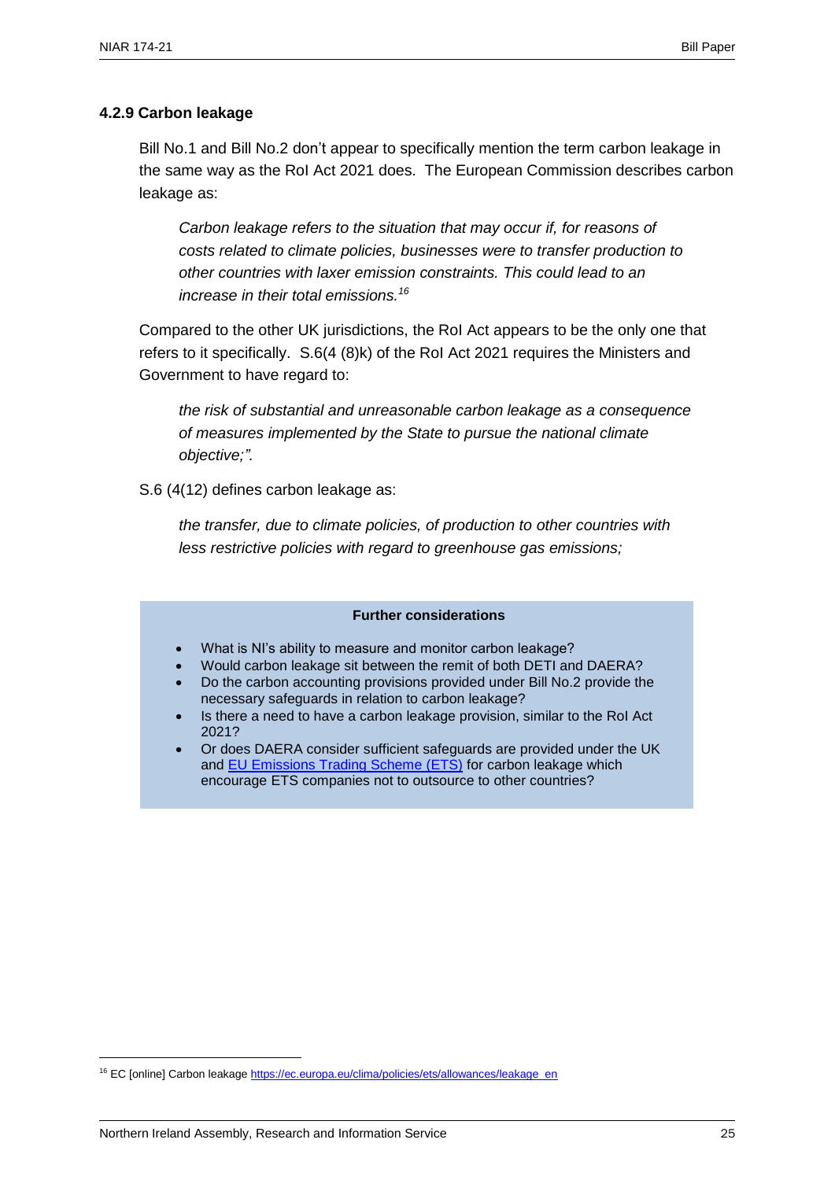### 4.2.9 Carbon leakage

Bill No.1 and Bill No.2 don't appear to specifically mention the term carbon leakage in the same way as the RoI Act 2021 does. The European Commission describes carbon leakage as:

> *Carbon leakage refers to the situation that may occur if, for reasons of costs related to climate policies, businesses were to transfer production to other countries with laxer emission constraints. This could lead to an increase in their total emissions.*[16]

Compared to the other UK jurisdictions, the RoI Act appears to be the only one that refers to it specifically. S.6(4 (8)k) of the RoI Act 2021 requires the Ministers and Government to have regard to:

> *the risk of substantial and unreasonable carbon leakage as a consequence of measures implemented by the State to pursue the national climate objective;".*

S.6 (4(12) defines carbon leakage as:

> *the transfer, due to climate policies, of production to other countries with less restrictive policies with regard to greenhouse gas emissions;*

**Further considerations**

- What is NI's ability to measure and monitor carbon leakage?
- Would carbon leakage sit between the remit of both DETI and DAERA?
- Do the carbon accounting provisions provided under Bill No.2 provide the necessary safeguards in relation to carbon leakage?
- Is there a need to have a carbon leakage provision, similar to the RoI Act 2021?
- Or does DAERA consider sufficient safeguards are provided under the UK and [EU Emissions Trading Scheme (ETS)](https://ec.europa.eu/clima/policies/ets_en) for carbon leakage which encourage ETS companies not to outsource to other countries?

[16] EC [online] Carbon leakage https://ec.europa.eu/clima/policies/ets/allowances/leakage_en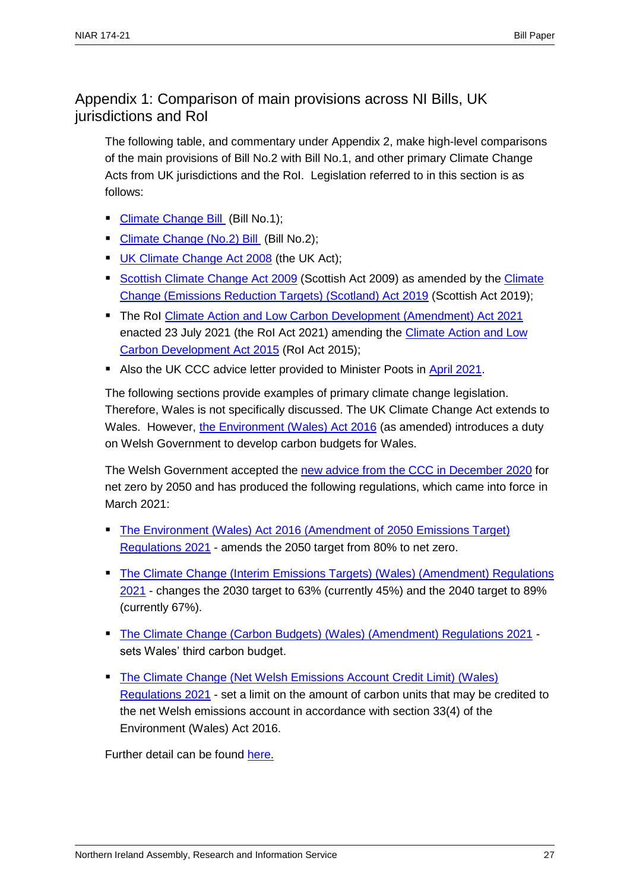## Appendix 1: Comparison of main provisions across NI Bills, UK jurisdictions and RoI

The following table, and commentary under Appendix 2, make high-level comparisons of the main provisions of Bill No.2 with Bill No.1, and other primary Climate Change Acts from UK jurisdictions and the RoI. Legislation referred to in this section is as follows:

- Climate Change Bill (Bill No.1);
- Climate Change (No.2) Bill (Bill No.2);
- UK Climate Change Act 2008 (the UK Act);
- Scottish Climate Change Act 2009 (Scottish Act 2009) as amended by the Climate Change (Emissions Reduction Targets) (Scotland) Act 2019 (Scottish Act 2019);
- The RoI Climate Action and Low Carbon Development (Amendment) Act 2021 enacted 23 July 2021 (the RoI Act 2021) amending the Climate Action and Low Carbon Development Act 2015 (RoI Act 2015);
- Also the UK CCC advice letter provided to Minister Poots in April 2021.

The following sections provide examples of primary climate change legislation. Therefore, Wales is not specifically discussed. The UK Climate Change Act extends to Wales. However, the Environment (Wales) Act 2016 (as amended) introduces a duty on Welsh Government to develop carbon budgets for Wales.

The Welsh Government accepted the new advice from the CCC in December 2020 for net zero by 2050 and has produced the following regulations, which came into force in March 2021:

- The Environment (Wales) Act 2016 (Amendment of 2050 Emissions Target) Regulations 2021 - amends the 2050 target from 80% to net zero.
- The Climate Change (Interim Emissions Targets) (Wales) (Amendment) Regulations 2021 - changes the 2030 target to 63% (currently 45%) and the 2040 target to 89% (currently 67%).
- The Climate Change (Carbon Budgets) (Wales) (Amendment) Regulations 2021 - sets Wales' third carbon budget.
- The Climate Change (Net Welsh Emissions Account Credit Limit) (Wales) Regulations 2021 - set a limit on the amount of carbon units that may be credited to the net Welsh emissions account in accordance with section 33(4) of the Environment (Wales) Act 2016.

Further detail can be found here.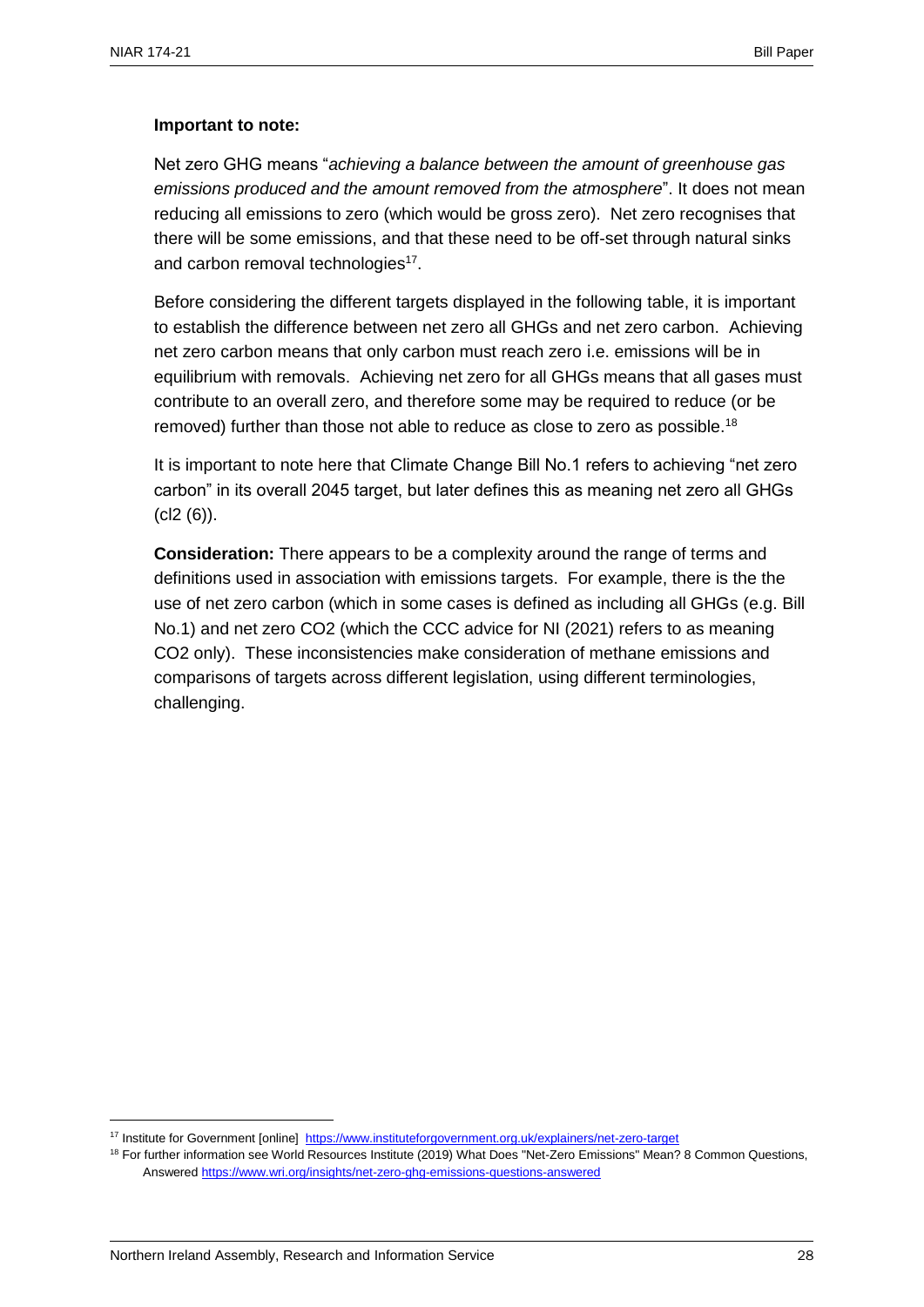**Important to note:**

Net zero GHG means "*achieving a balance between the amount of greenhouse gas emissions produced and the amount removed from the atmosphere*". It does not mean reducing all emissions to zero (which would be gross zero). Net zero recognises that there will be some emissions, and that these need to be off-set through natural sinks and carbon removal technologies[17].

Before considering the different targets displayed in the following table, it is important to establish the difference between net zero all GHGs and net zero carbon. Achieving net zero carbon means that only carbon must reach zero i.e. emissions will be in equilibrium with removals. Achieving net zero for all GHGs means that all gases must contribute to an overall zero, and therefore some may be required to reduce (or be removed) further than those not able to reduce as close to zero as possible.[18]

It is important to note here that Climate Change Bill No.1 refers to achieving "net zero carbon" in its overall 2045 target, but later defines this as meaning net zero all GHGs (cl2 (6)).

**Consideration:** There appears to be a complexity around the range of terms and definitions used in association with emissions targets. For example, there is the the use of net zero carbon (which in some cases is defined as including all GHGs (e.g. Bill No.1) and net zero CO2 (which the CCC advice for NI (2021) refers to as meaning CO2 only). These inconsistencies make consideration of methane emissions and comparisons of targets across different legislation, using different terminologies, challenging.

---

[17] Institute for Government [online] https://www.instituteforgovernment.org.uk/explainers/net-zero-target

[18] For further information see World Resources Institute (2019) What Does "Net-Zero Emissions" Mean? 8 Common Questions, Answered https://www.wri.org/insights/net-zero-ghg-emissions-questions-answered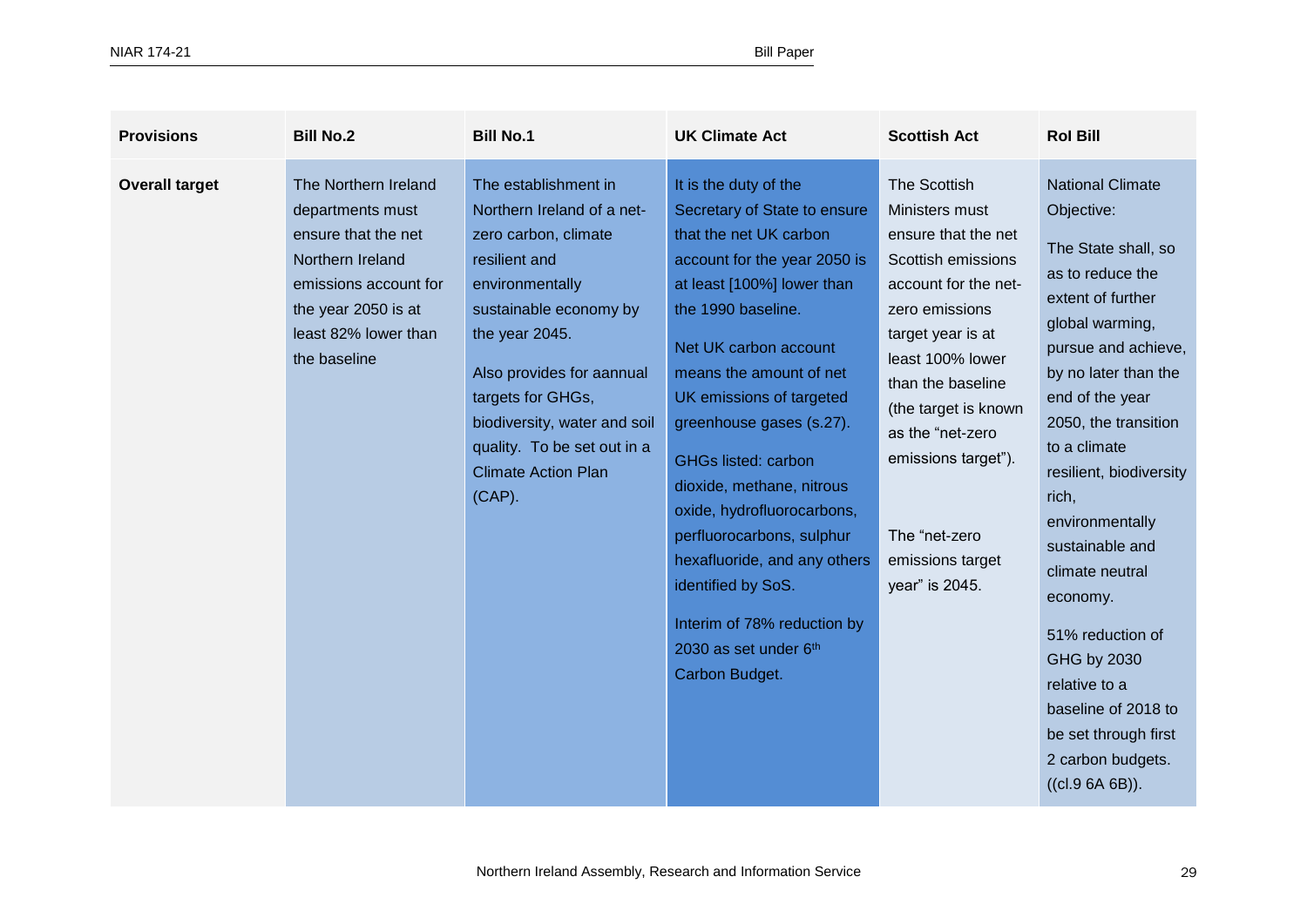| Provisions | Bill No.2 | Bill No.1 | UK Climate Act | Scottish Act | RoI Bill |
|---|---|---|---|---|---|
| **Overall target** | The Northern Ireland departments must ensure that the net Northern Ireland emissions account for the year 2050 is at least 82% lower than the baseline | The establishment in Northern Ireland of a net-zero carbon, climate resilient and environmentally sustainable economy by the year 2045.<br><br>Also provides for aannual targets for GHGs, biodiversity, water and soil quality. To be set out in a Climate Action Plan (CAP). | It is the duty of the Secretary of State to ensure that the net UK carbon account for the year 2050 is at least [100%] lower than the 1990 baseline.<br><br>Net UK carbon account means the amount of net UK emissions of targeted greenhouse gases (s.27).<br><br>GHGs listed: carbon dioxide, methane, nitrous oxide, hydrofluorocarbons, perfluorocarbons, sulphur hexafluoride, and any others identified by SoS.<br><br>Interim of 78% reduction by 2030 as set under 6th Carbon Budget. | The Scottish Ministers must ensure that the net Scottish emissions account for the net-zero emissions target year is at least 100% lower than the baseline (the target is known as the "net-zero emissions target").<br><br>The "net-zero emissions target year" is 2045. | National Climate Objective:<br><br>The State shall, so as to reduce the extent of further global warming, pursue and achieve, by no later than the end of the year 2050, the transition to a climate resilient, biodiversity rich, environmentally sustainable and climate neutral economy.<br><br>51% reduction of GHG by 2030 relative to a baseline of 2018 to be set through first 2 carbon budgets. ((cl.9 6A 6B)). |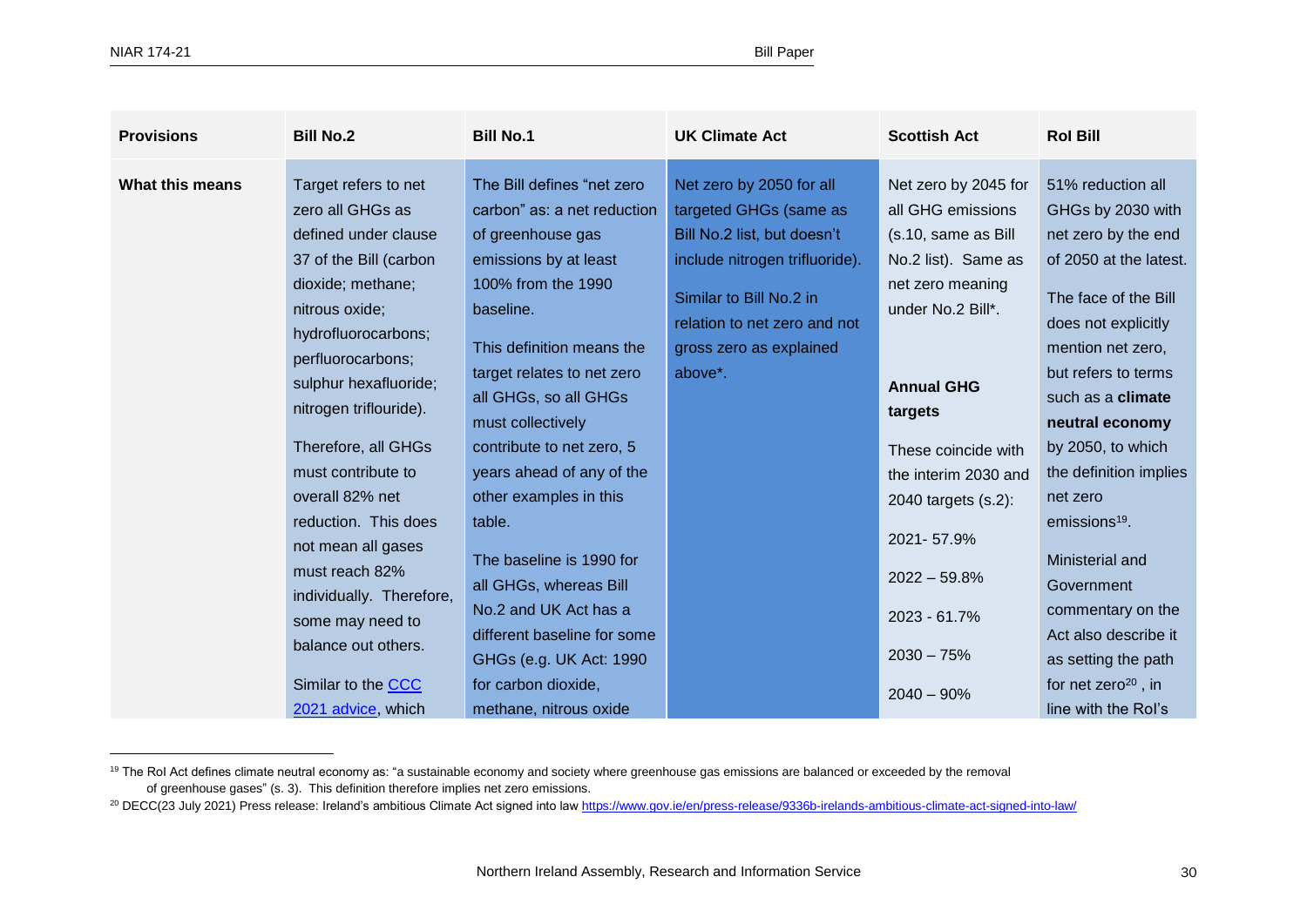| Provisions | Bill No.2 | Bill No.1 | UK Climate Act | Scottish Act | RoI Bill |
|---|---|---|---|---|---|
| **What this means** | Target refers to net zero all GHGs as defined under clause 37 of the Bill (carbon dioxide; methane; nitrous oxide; hydrofluorocarbons; perfluorocarbons; sulphur hexafluoride; nitrogen triflouride).<br><br>Therefore, all GHGs must contribute to overall 82% net reduction. This does not mean all gases must reach 82% individually. Therefore, some may need to balance out others.<br><br>Similar to the [CCC 2021 advice](), which | The Bill defines "net zero carbon" as: a net reduction of greenhouse gas emissions by at least 100% from the 1990 baseline.<br><br>This definition means the target relates to net zero all GHGs, so all GHGs must collectively contribute to net zero, 5 years ahead of any of the other examples in this table.<br><br>The baseline is 1990 for all GHGs, whereas Bill No.2 and UK Act has a different baseline for some GHGs (e.g. UK Act: 1990 for carbon dioxide, methane, nitrous oxide | Net zero by 2050 for all targeted GHGs (same as Bill No.2 list, but doesn't include nitrogen trifluoride).<br><br>Similar to Bill No.2 in relation to net zero and not gross zero as explained above*. | Net zero by 2045 for all GHG emissions (s.10, same as Bill No.2 list). Same as net zero meaning under No.2 Bill*.<br><br>**Annual GHG targets**<br><br>These coincide with the interim 2030 and 2040 targets (s.2):<br><br>2021- 57.9%<br><br>2022 – 59.8%<br><br>2023 - 61.7%<br><br>2030 – 75%<br><br>2040 – 90% | 51% reduction all GHGs by 2030 with net zero by the end of 2050 at the latest.<br><br>The face of the Bill does not explicitly mention net zero, but refers to terms such as a **climate neutral economy** by 2050, to which the definition implies net zero emissions[19].<br><br>Ministerial and Government commentary on the Act also describe it as setting the path for net zero[20] , in line with the RoI's |

[19] The RoI Act defines climate neutral economy as: "a sustainable economy and society where greenhouse gas emissions are balanced or exceeded by the removal of greenhouse gases" (s. 3). This definition therefore implies net zero emissions.

[20] DECC(23 July 2021) Press release: Ireland's ambitious Climate Act signed into law https://www.gov.ie/en/press-release/9336b-irelands-ambitious-climate-act-signed-into-law/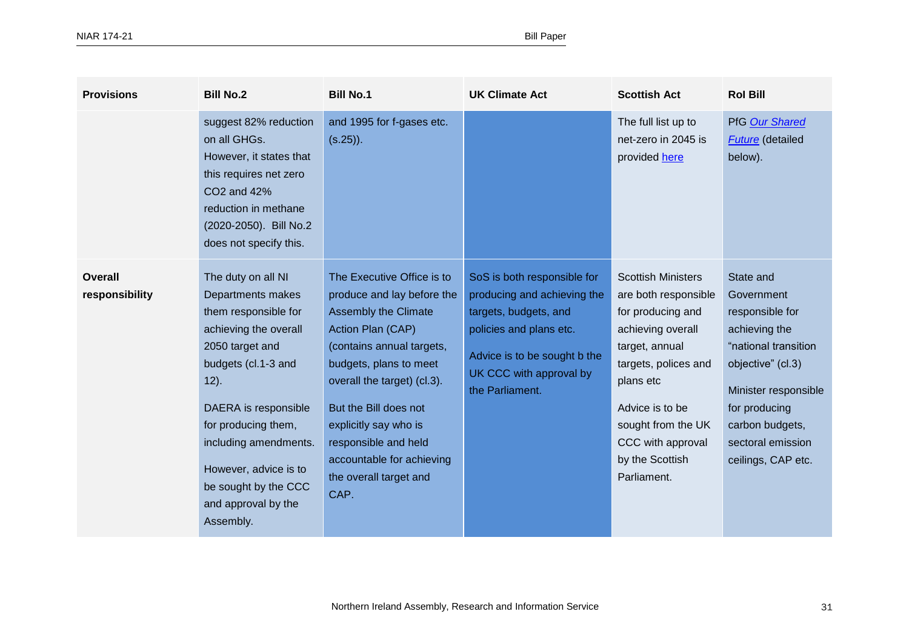| Provisions | Bill No.2 | Bill No.1 | UK Climate Act | Scottish Act | RoI Bill |
|---|---|---|---|---|---|
| | suggest 82% reduction on all GHGs. However, it states that this requires net zero CO2 and 42% reduction in methane (2020-2050). Bill No.2 does not specify this. | and 1995 for f-gases etc. (s.25)). | | The full list up to net-zero in 2045 is provided here | PfG *Our Shared Future* (detailed below). |
| **Overall responsibility** | The duty on all NI Departments makes them responsible for achieving the overall 2050 target and budgets (cl.1-3 and 12).<br><br>DAERA is responsible for producing them, including amendments.<br><br>However, advice is to be sought by the CCC and approval by the Assembly. | The Executive Office is to produce and lay before the Assembly the Climate Action Plan (CAP) (contains annual targets, budgets, plans to meet overall the target) (cl.3).<br><br>But the Bill does not explicitly say who is responsible and held accountable for achieving the overall target and CAP. | SoS is both responsible for producing and achieving the targets, budgets, and policies and plans etc.<br><br>Advice is to be sought b the UK CCC with approval by the Parliament. | Scottish Ministers are both responsible for producing and achieving overall target, annual targets, polices and plans etc<br><br>Advice is to be sought from the UK CCC with approval by the Scottish Parliament. | State and Government responsible for achieving the "national transition objective" (cl.3)<br><br>Minister responsible for producing carbon budgets, sectoral emission ceilings, CAP etc. |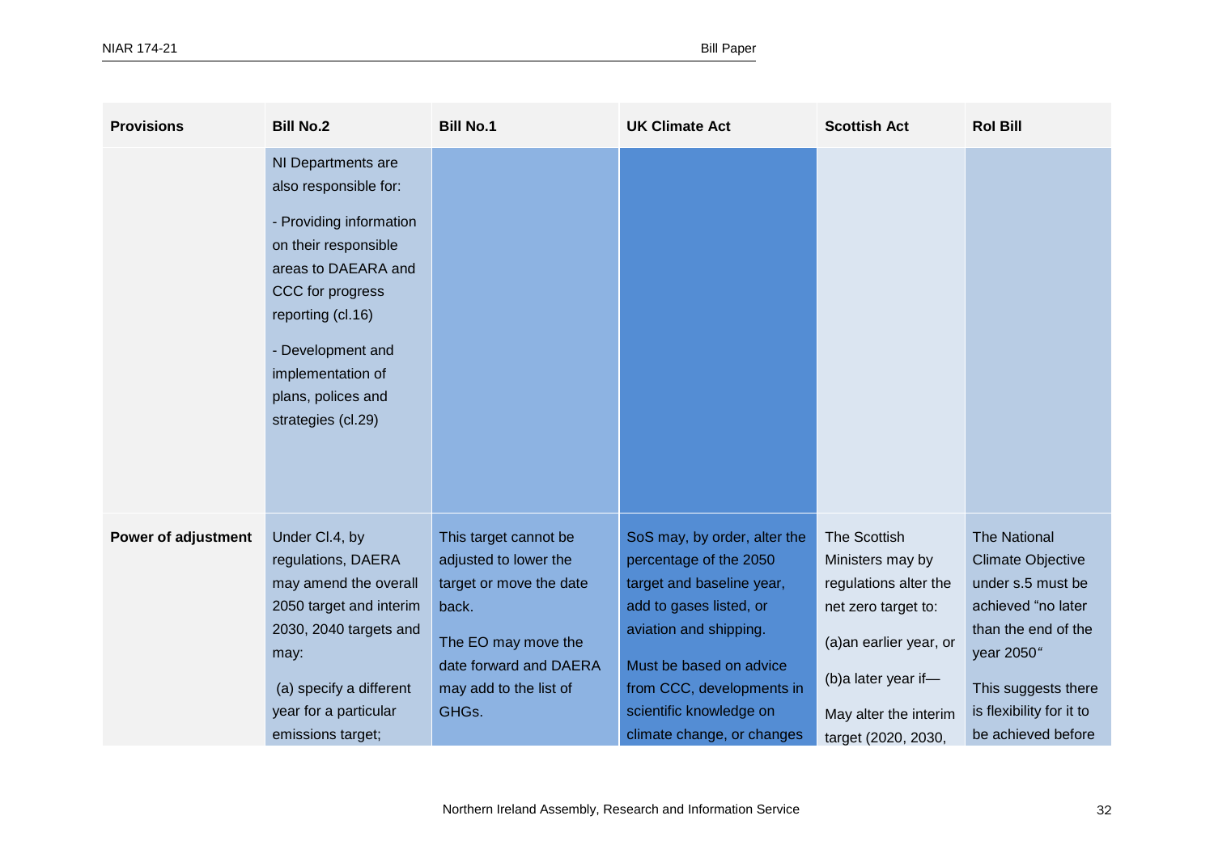| Provisions | Bill No.2 | Bill No.1 | UK Climate Act | Scottish Act | RoI Bill |
|---|---|---|---|---|---|
| | NI Departments are also responsible for:<br><br>- Providing information on their responsible areas to DAEARA and CCC for progress reporting (cl.16)<br><br>- Development and implementation of plans, polices and strategies (cl.29) | | | | |
| **Power of adjustment** | Under Cl.4, by regulations, DAERA may amend the overall 2050 target and interim 2030, 2040 targets and may:<br><br>(a) specify a different year for a particular emissions target; | This target cannot be adjusted to lower the target or move the date back.<br><br>The EO may move the date forward and DAERA may add to the list of GHGs. | SoS may, by order, alter the percentage of the 2050 target and baseline year, add to gases listed, or aviation and shipping.<br><br>Must be based on advice from CCC, developments in scientific knowledge on climate change, or changes | The Scottish Ministers may by regulations alter the net zero target to:<br><br>(a)an earlier year, or<br><br>(b)a later year if—<br><br>May alter the interim target (2020, 2030, | The National Climate Objective under s.5 must be achieved "no later than the end of the year 2050"<br><br>This suggests there is flexibility for it to be achieved before |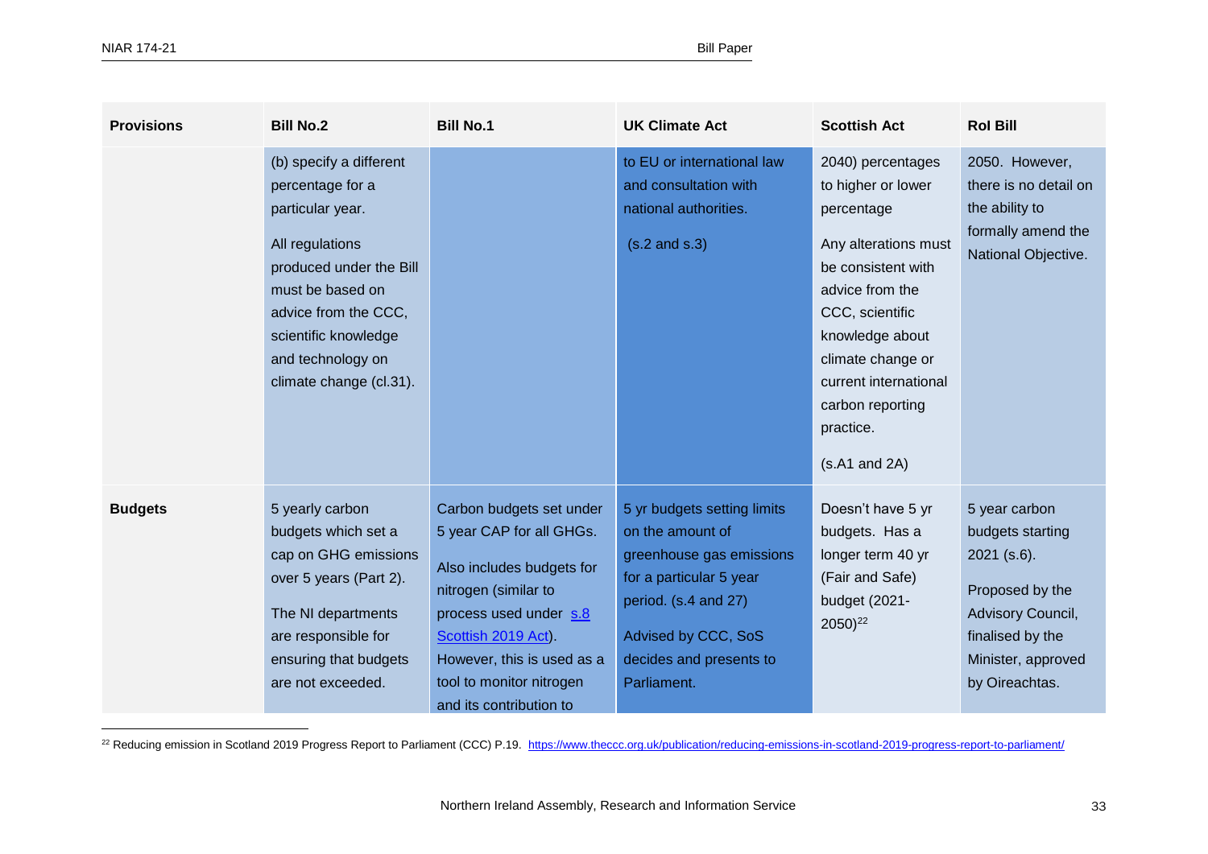| Provisions | Bill No.2 | Bill No.1 | UK Climate Act | Scottish Act | RoI Bill |
|---|---|---|---|---|---|
| | (b) specify a different percentage for a particular year. All regulations produced under the Bill must be based on advice from the CCC, scientific knowledge and technology on climate change (cl.31). | | to EU or international law and consultation with national authorities. (s.2 and s.3) | 2040) percentages to higher or lower percentage Any alterations must be consistent with advice from the CCC, scientific knowledge about climate change or current international carbon reporting practice. (s.A1 and 2A) | 2050. However, there is no detail on the ability to formally amend the National Objective. |
| **Budgets** | 5 yearly carbon budgets which set a cap on GHG emissions over 5 years (Part 2). The NI departments are responsible for ensuring that budgets are not exceeded. | Carbon budgets set under 5 year CAP for all GHGs. Also includes budgets for nitrogen (similar to process used under [s.8 Scottish 2019 Act](#)). However, this is used as a tool to monitor nitrogen and its contribution to | 5 yr budgets setting limits on the amount of greenhouse gas emissions for a particular 5 year period. (s.4 and 27) Advised by CCC, SoS decides and presents to Parliament. | Doesn't have 5 yr budgets. Has a longer term 40 yr (Fair and Safe) budget (2021-2050)[22] | 5 year carbon budgets starting 2021 (s.6). Proposed by the Advisory Council, finalised by the Minister, approved by Oireachtas. |

[22] Reducing emission in Scotland 2019 Progress Report to Parliament (CCC) P.19. https://www.theccc.org.uk/publication/reducing-emissions-in-scotland-2019-progress-report-to-parliament/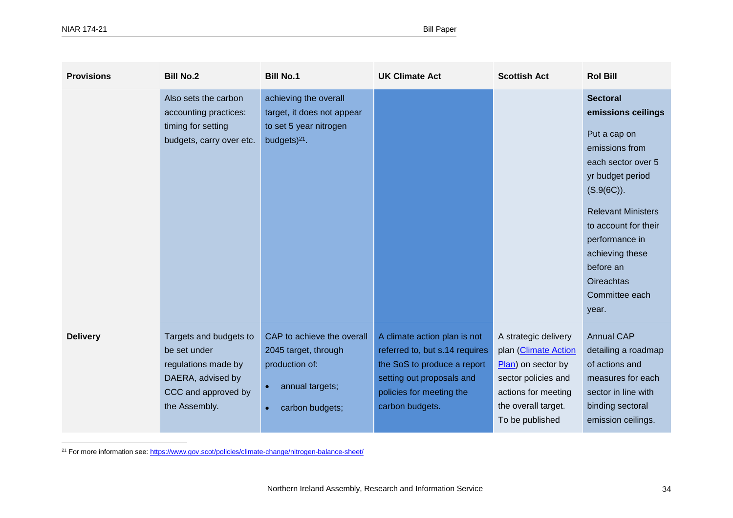| Provisions | Bill No.2 | Bill No.1 | UK Climate Act | Scottish Act | RoI Bill |
|---|---|---|---|---|---|
| | Also sets the carbon accounting practices: timing for setting budgets, carry over etc. | achieving the overall target, it does not appear to set 5 year nitrogen budgets)[21]. | | | **Sectoral emissions ceilings** <br><br> Put a cap on emissions from each sector over 5 yr budget period (S.9(6C)). <br><br> Relevant Ministers to account for their performance in achieving these before an Oireachtas Committee each year. |
| **Delivery** | Targets and budgets to be set under regulations made by DAERA, advised by CCC and approved by the Assembly. | CAP to achieve the overall 2045 target, through production of: <br>• annual targets; <br>• carbon budgets; | A climate action plan is not referred to, but s.14 requires the SoS to produce a report setting out proposals and policies for meeting the carbon budgets. | A strategic delivery plan ([Climate Action Plan]) on sector by sector policies and actions for meeting the overall target. To be published | Annual CAP detailing a roadmap of actions and measures for each sector in line with binding sectoral emission ceilings. |

[21] For more information see: https://www.gov.scot/policies/climate-change/nitrogen-balance-sheet/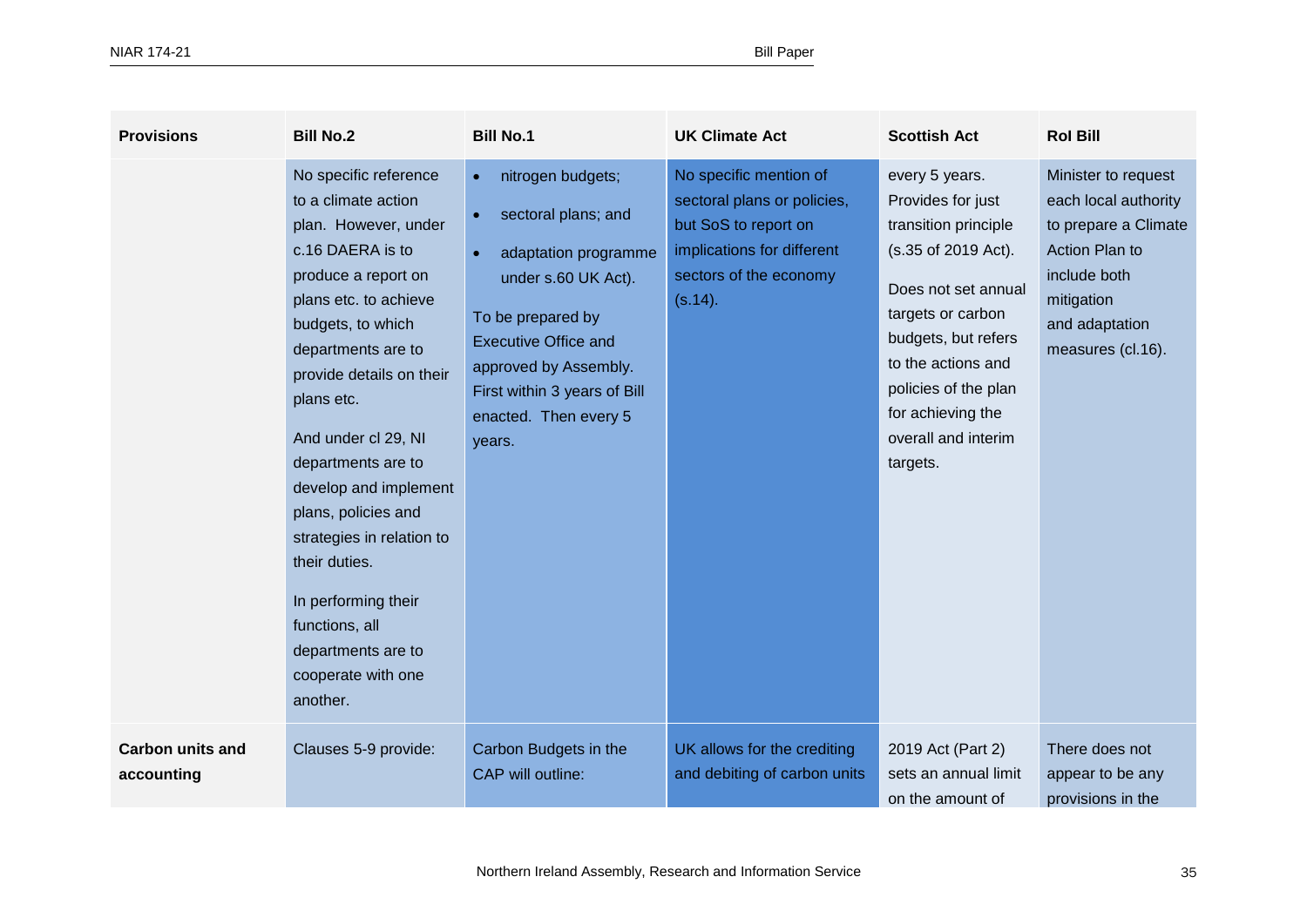| Provisions | Bill No.2 | Bill No.1 | UK Climate Act | Scottish Act | RoI Bill |
|---|---|---|---|---|---|
| | No specific reference to a climate action plan. However, under c.16 DAERA is to produce a report on plans etc. to achieve budgets, to which departments are to provide details on their plans etc.<br><br>And under cl 29, NI departments are to develop and implement plans, policies and strategies in relation to their duties.<br><br>In performing their functions, all departments are to cooperate with one another. | • nitrogen budgets;<br>• sectoral plans; and<br>• adaptation programme under s.60 UK Act).<br><br>To be prepared by Executive Office and approved by Assembly. First within 3 years of Bill enacted. Then every 5 years. | No specific mention of sectoral plans or policies, but SoS to report on implications for different sectors of the economy (s.14). | every 5 years. Provides for just transition principle (s.35 of 2019 Act).<br><br>Does not set annual targets or carbon budgets, but refers to the actions and policies of the plan for achieving the overall and interim targets. | Minister to request each local authority to prepare a Climate Action Plan to include both mitigation and adaptation measures (cl.16). |
| **Carbon units and accounting** | Clauses 5-9 provide: | Carbon Budgets in the CAP will outline: | UK allows for the crediting and debiting of carbon units | 2019 Act (Part 2) sets an annual limit on the amount of | There does not appear to be any provisions in the |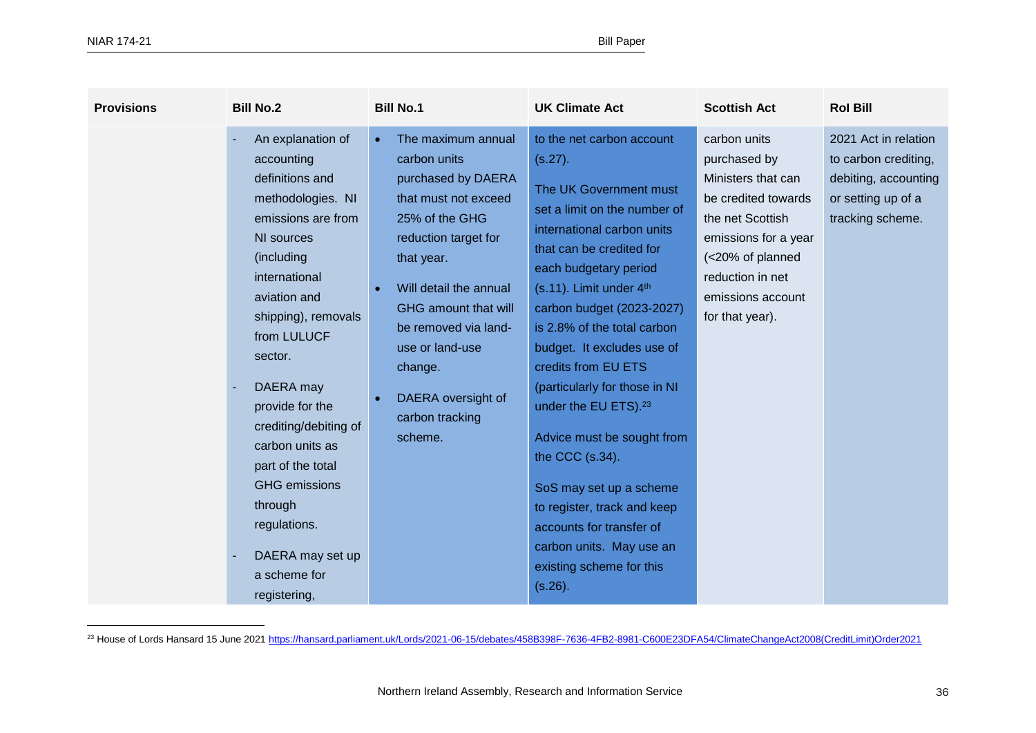| Provisions | Bill No.2 | Bill No.1 | UK Climate Act | Scottish Act | RoI Bill |
|---|---|---|---|---|---|
| | - An explanation of accounting definitions and methodologies. NI emissions are from NI sources (including international aviation and shipping), removals from LULUCF sector.<br><br>- DAERA may provide for the crediting/debiting of carbon units as part of the total GHG emissions through regulations.<br><br>- DAERA may set up a scheme for registering, | • The maximum annual carbon units purchased by DAERA that must not exceed 25% of the GHG reduction target for that year.<br><br>• Will detail the annual GHG amount that will be removed via land-use or land-use change.<br><br>• DAERA oversight of carbon tracking scheme. | to the net carbon account (s.27).<br><br>The UK Government must set a limit on the number of international carbon units that can be credited for each budgetary period (s.11). Limit under 4th carbon budget (2023-2027) is 2.8% of the total carbon budget. It excludes use of credits from EU ETS (particularly for those in NI under the EU ETS).[23]<br><br>Advice must be sought from the CCC (s.34).<br><br>SoS may set up a scheme to register, track and keep accounts for transfer of carbon units. May use an existing scheme for this (s.26). | carbon units purchased by Ministers that can be credited towards the net Scottish emissions for a year (<20% of planned reduction in net emissions account for that year). | 2021 Act in relation to carbon crediting, debiting, accounting or setting up of a tracking scheme. |

[23] House of Lords Hansard 15 June 2021 https://hansard.parliament.uk/Lords/2021-06-15/debates/458B398F-7636-4FB2-8981-C600E23DFA54/ClimateChangeAct2008(CreditLimit)Order2021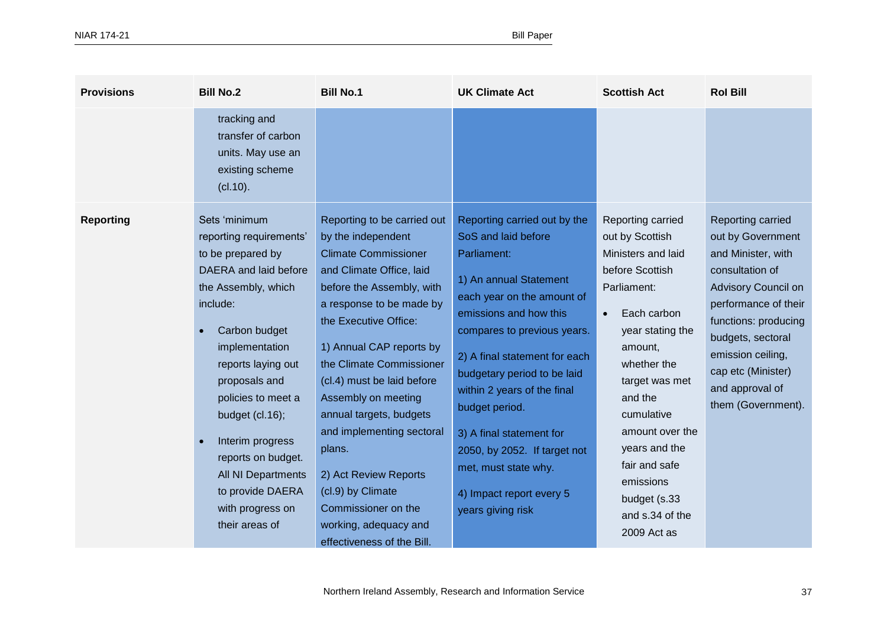| Provisions | Bill No.2 | Bill No.1 | UK Climate Act | Scottish Act | RoI Bill |
|---|---|---|---|---|---|
| | tracking and transfer of carbon units. May use an existing scheme (cl.10). | | | | |
| **Reporting** | Sets 'minimum reporting requirements' to be prepared by DAERA and laid before the Assembly, which include:<br>• Carbon budget implementation reports laying out proposals and policies to meet a budget (cl.16);<br>• Interim progress reports on budget. All NI Departments to provide DAERA with progress on their areas of | Reporting to be carried out by the independent Climate Commissioner and Climate Office, laid before the Assembly, with a response to be made by the Executive Office:<br>1) Annual CAP reports by the Climate Commissioner (cl.4) must be laid before Assembly on meeting annual targets, budgets and implementing sectoral plans.<br>2) Act Review Reports (cl.9) by Climate Commissioner on the working, adequacy and effectiveness of the Bill. | Reporting carried out by the SoS and laid before Parliament:<br>1) An annual Statement each year on the amount of emissions and how this compares to previous years.<br>2) A final statement for each budgetary period to be laid within 2 years of the final budget period.<br>3) A final statement for 2050, by 2052. If target not met, must state why.<br>4) Impact report every 5 years giving risk | Reporting carried out by Scottish Ministers and laid before Scottish Parliament:<br>• Each carbon year stating the amount, whether the target was met and the cumulative amount over the years and the fair and safe emissions budget (s.33 and s.34 of the 2009 Act as | Reporting carried out by Government and Minister, with consultation of Advisory Council on performance of their functions: producing budgets, sectoral emission ceiling, cap etc (Minister) and approval of them (Government). |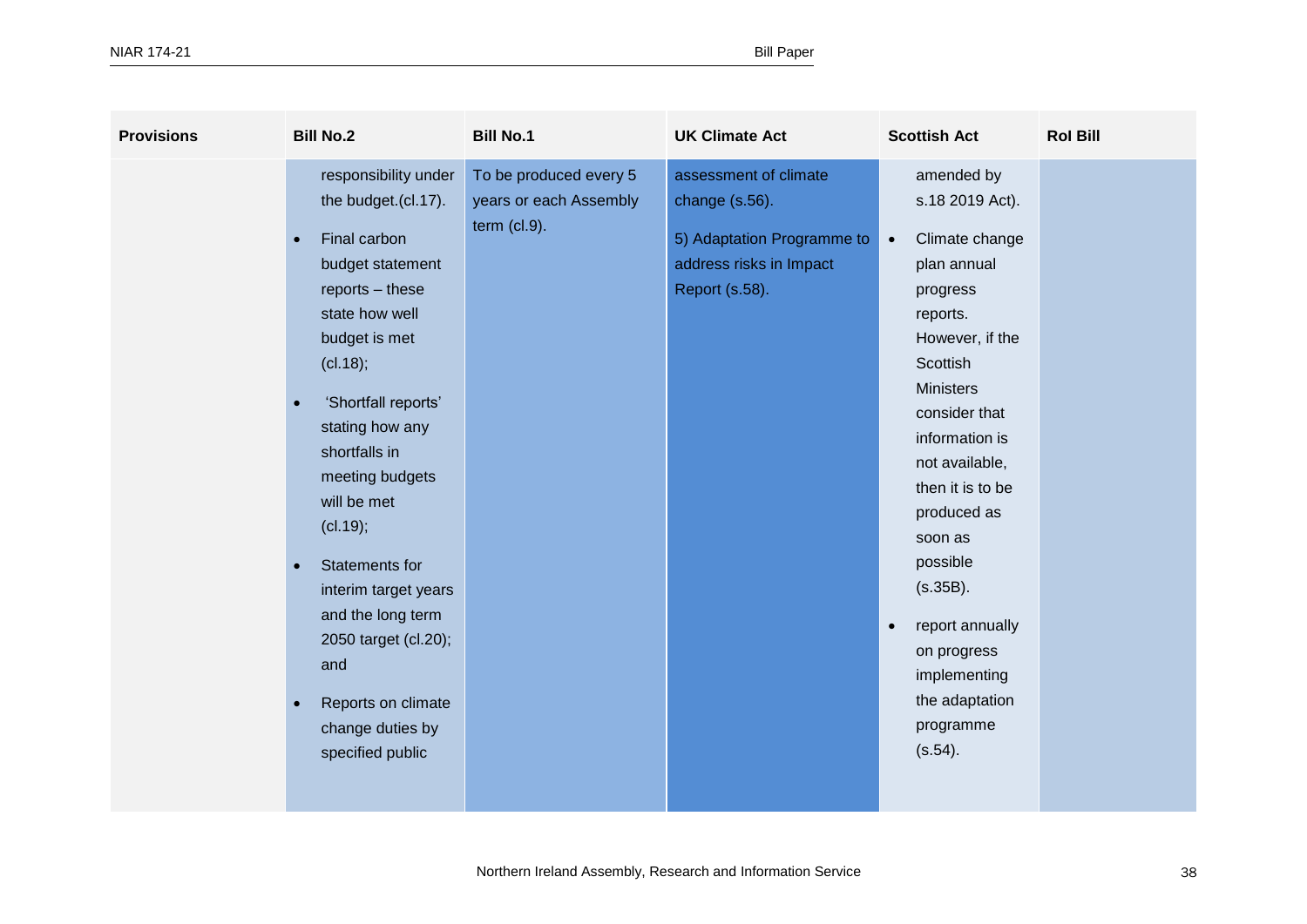| Provisions | Bill No.2 | Bill No.1 | UK Climate Act | Scottish Act | RoI Bill |
|---|---|---|---|---|---|
| | responsibility under the budget.(cl.17).<br>• Final carbon budget statement reports – these state how well budget is met (cl.18);<br>• 'Shortfall reports' stating how any shortfalls in meeting budgets will be met (cl.19);<br>• Statements for interim target years and the long term 2050 target (cl.20); and<br>• Reports on climate change duties by specified public | To be produced every 5 years or each Assembly term (cl.9). | assessment of climate change (s.56).<br>5) Adaptation Programme to address risks in Impact Report (s.58). | amended by s.18 2019 Act).<br>• Climate change plan annual progress reports. However, if the Scottish Ministers consider that information is not available, then it is to be produced as soon as possible (s.35B).<br>• report annually on progress implementing the adaptation programme (s.54). | |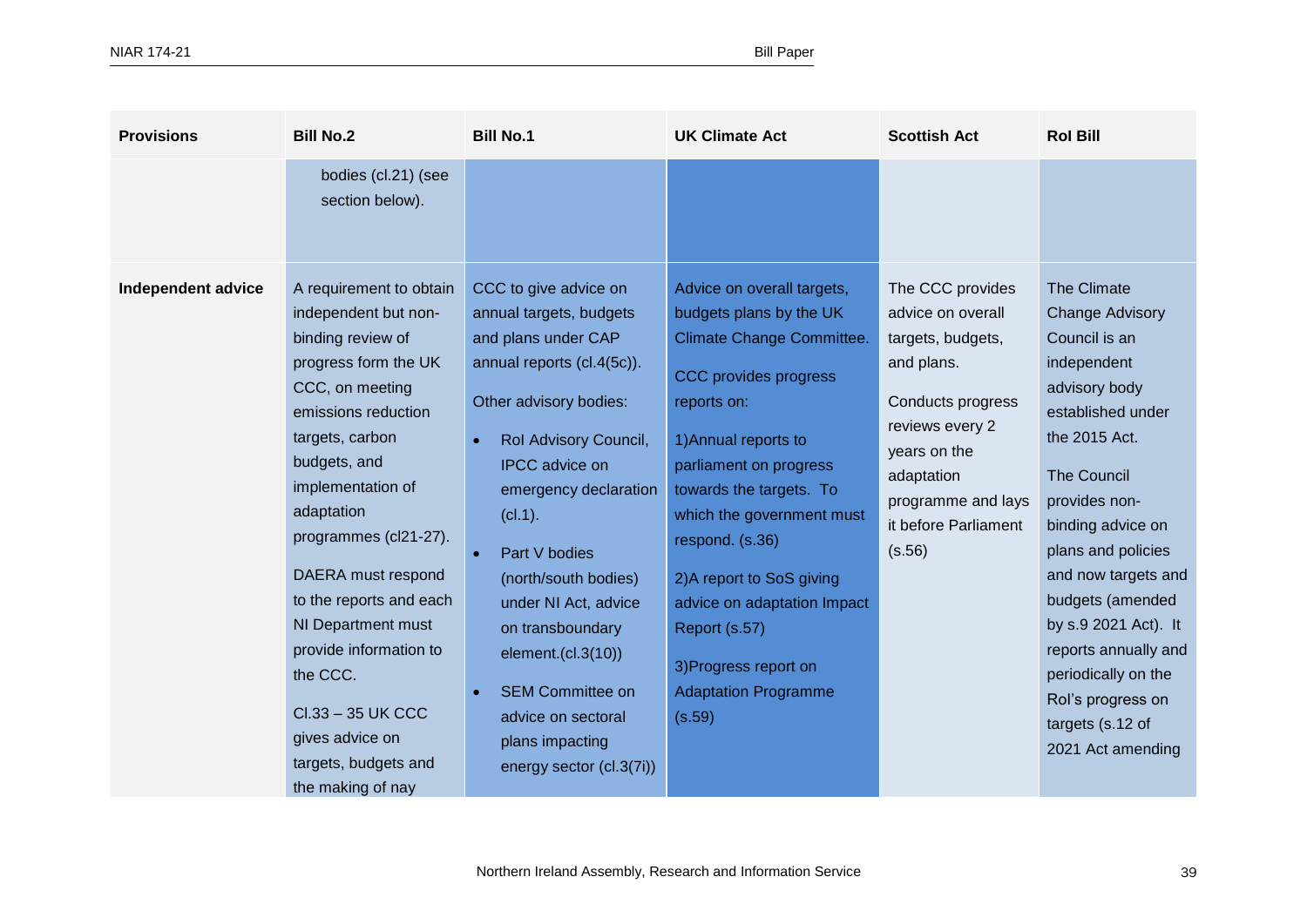| Provisions | Bill No.2 | Bill No.1 | UK Climate Act | Scottish Act | RoI Bill |
|---|---|---|---|---|---|
| | bodies (cl.21) (see section below). | | | | |
| **Independent advice** | A requirement to obtain independent but non-binding review of progress form the UK CCC, on meeting emissions reduction targets, carbon budgets, and implementation of adaptation programmes (cl21-27).<br><br>DAERA must respond to the reports and each NI Department must provide information to the CCC.<br><br>Cl.33 – 35 UK CCC gives advice on targets, budgets and the making of nay | CCC to give advice on annual targets, budgets and plans under CAP annual reports (cl.4(5c)).<br><br>Other advisory bodies:<br><br>• RoI Advisory Council, IPCC advice on emergency declaration (cl.1).<br>• Part V bodies (north/south bodies) under NI Act, advice on transboundary element.(cl.3(10))<br>• SEM Committee on advice on sectoral plans impacting energy sector (cl.3(7i)) | Advice on overall targets, budgets plans by the UK Climate Change Committee.<br><br>CCC provides progress reports on:<br><br>1)Annual reports to parliament on progress towards the targets. To which the government must respond. (s.36)<br><br>2)A report to SoS giving advice on adaptation Impact Report (s.57)<br><br>3)Progress report on Adaptation Programme (s.59) | The CCC provides advice on overall targets, budgets, and plans.<br><br>Conducts progress reviews every 2 years on the adaptation programme and lays it before Parliament (s.56) | The Climate Change Advisory Council is an independent advisory body established under the 2015 Act.<br><br>The Council provides non-binding advice on plans and policies and now targets and budgets (amended by s.9 2021 Act). It reports annually and periodically on the RoI's progress on targets (s.12 of 2021 Act amending |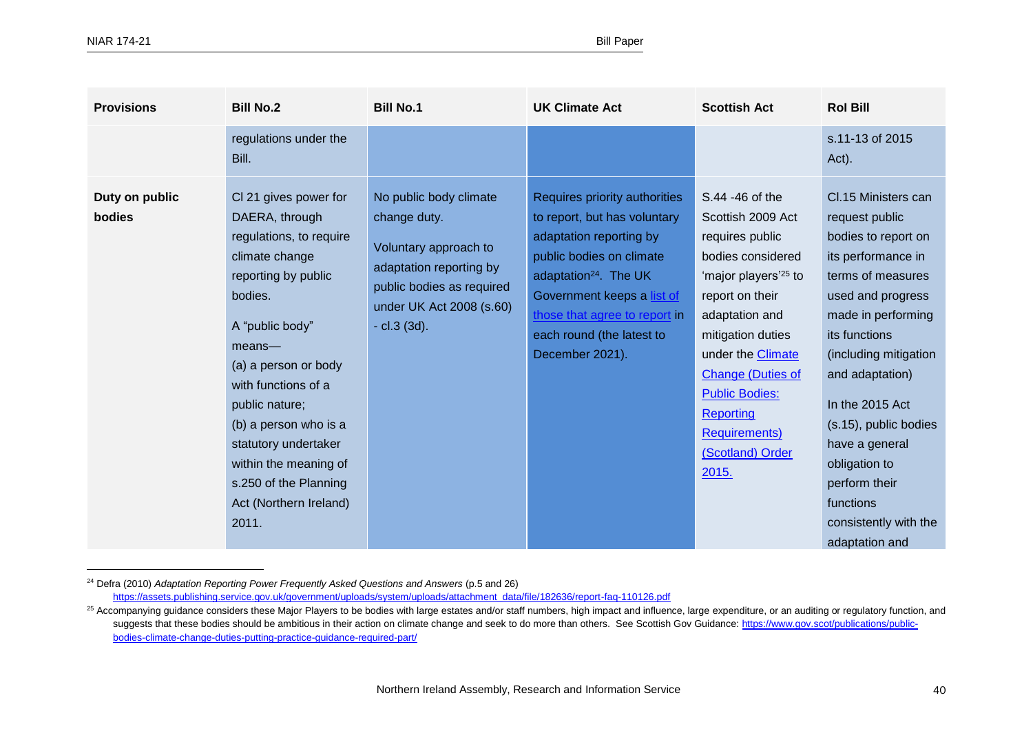| Provisions | Bill No.2 | Bill No.1 | UK Climate Act | Scottish Act | RoI Bill |
|---|---|---|---|---|---|
| | regulations under the Bill. | | | | s.11-13 of 2015 Act). |
| **Duty on public bodies** | Cl 21 gives power for DAERA, through regulations, to require climate change reporting by public bodies.<br><br>A "public body" means—<br>(a) a person or body with functions of a public nature;<br>(b) a person who is a statutory undertaker within the meaning of s.250 of the Planning Act (Northern Ireland) 2011. | No public body climate change duty.<br><br>Voluntary approach to adaptation reporting by public bodies as required under UK Act 2008 (s.60) - cl.3 (3d). | Requires priority authorities to report, but has voluntary adaptation reporting by public bodies on climate adaptation[24]. The UK Government keeps a [list of those that agree to report] in each round (the latest to December 2021). | S.44 -46 of the Scottish 2009 Act requires public bodies considered 'major players'[25] to report on their adaptation and mitigation duties under the [Climate Change (Duties of Public Bodies: Reporting Requirements) (Scotland) Order 2015.] | Cl.15 Ministers can request public bodies to report on its performance in terms of measures used and progress made in performing its functions (including mitigation and adaptation)<br><br>In the 2015 Act (s.15), public bodies have a general obligation to perform their functions consistently with the adaptation and |

[24] Defra (2010) *Adaptation Reporting Power Frequently Asked Questions and Answers* (p.5 and 26) https://assets.publishing.service.gov.uk/government/uploads/system/uploads/attachment_data/file/182636/report-faq-110126.pdf

[25] Accompanying guidance considers these Major Players to be bodies with large estates and/or staff numbers, high impact and influence, large expenditure, or an auditing or regulatory function, and suggests that these bodies should be ambitious in their action on climate change and seek to do more than others. See Scottish Gov Guidance: https://www.gov.scot/publications/public-bodies-climate-change-duties-putting-practice-guidance-required-part/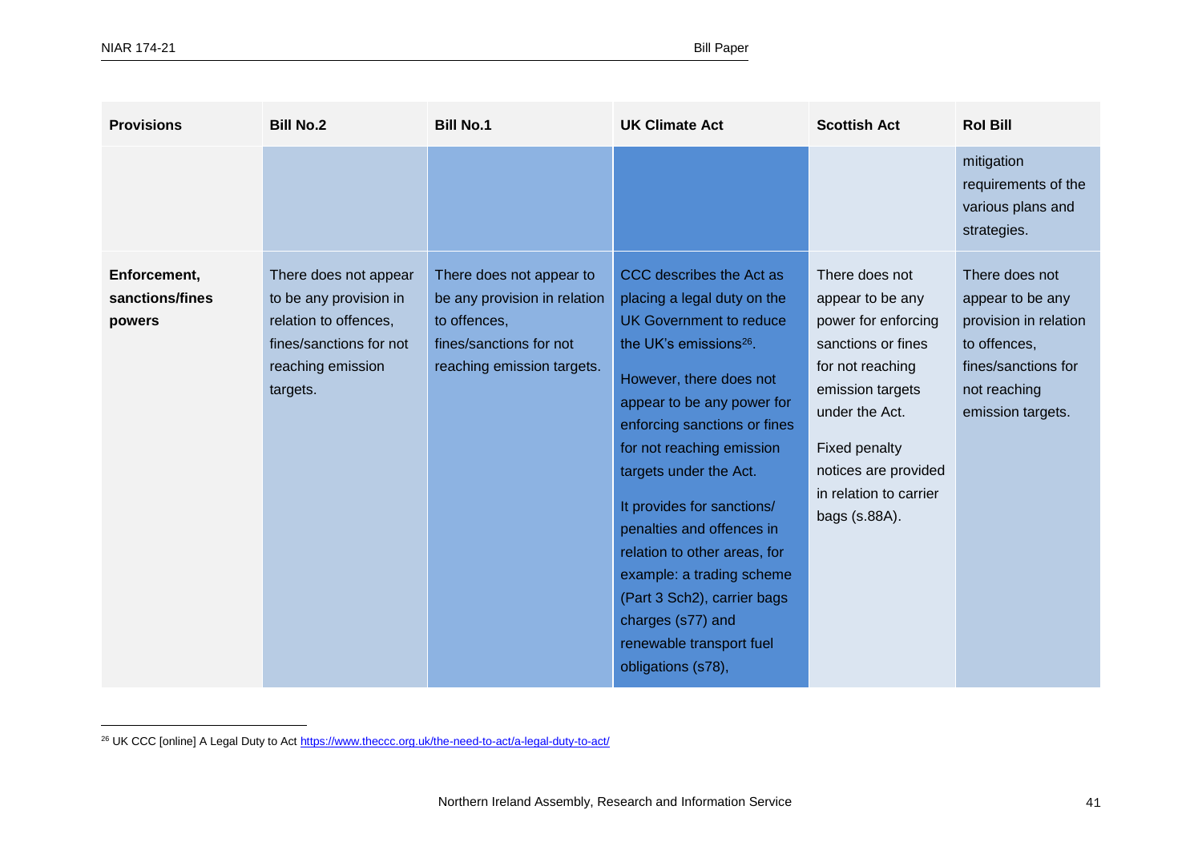| Provisions | Bill No.2 | Bill No.1 | UK Climate Act | Scottish Act | RoI Bill |
|---|---|---|---|---|---|
| | | | | | mitigation requirements of the various plans and strategies. |
| **Enforcement, sanctions/fines powers** | There does not appear to be any provision in relation to offences, fines/sanctions for not reaching emission targets. | There does not appear to be any provision in relation to offences, fines/sanctions for not reaching emission targets. | CCC describes the Act as placing a legal duty on the UK Government to reduce the UK's emissions[26].<br><br>However, there does not appear to be any power for enforcing sanctions or fines for not reaching emission targets under the Act.<br><br>It provides for sanctions/ penalties and offences in relation to other areas, for example: a trading scheme (Part 3 Sch2), carrier bags charges (s77) and renewable transport fuel obligations (s78), | There does not appear to be any power for enforcing sanctions or fines for not reaching emission targets under the Act.<br><br>Fixed penalty notices are provided in relation to carrier bags (s.88A). | There does not appear to be any provision in relation to offences, fines/sanctions for not reaching emission targets. |

[26] UK CCC [online] A Legal Duty to Act https://www.theccc.org.uk/the-need-to-act/a-legal-duty-to-act/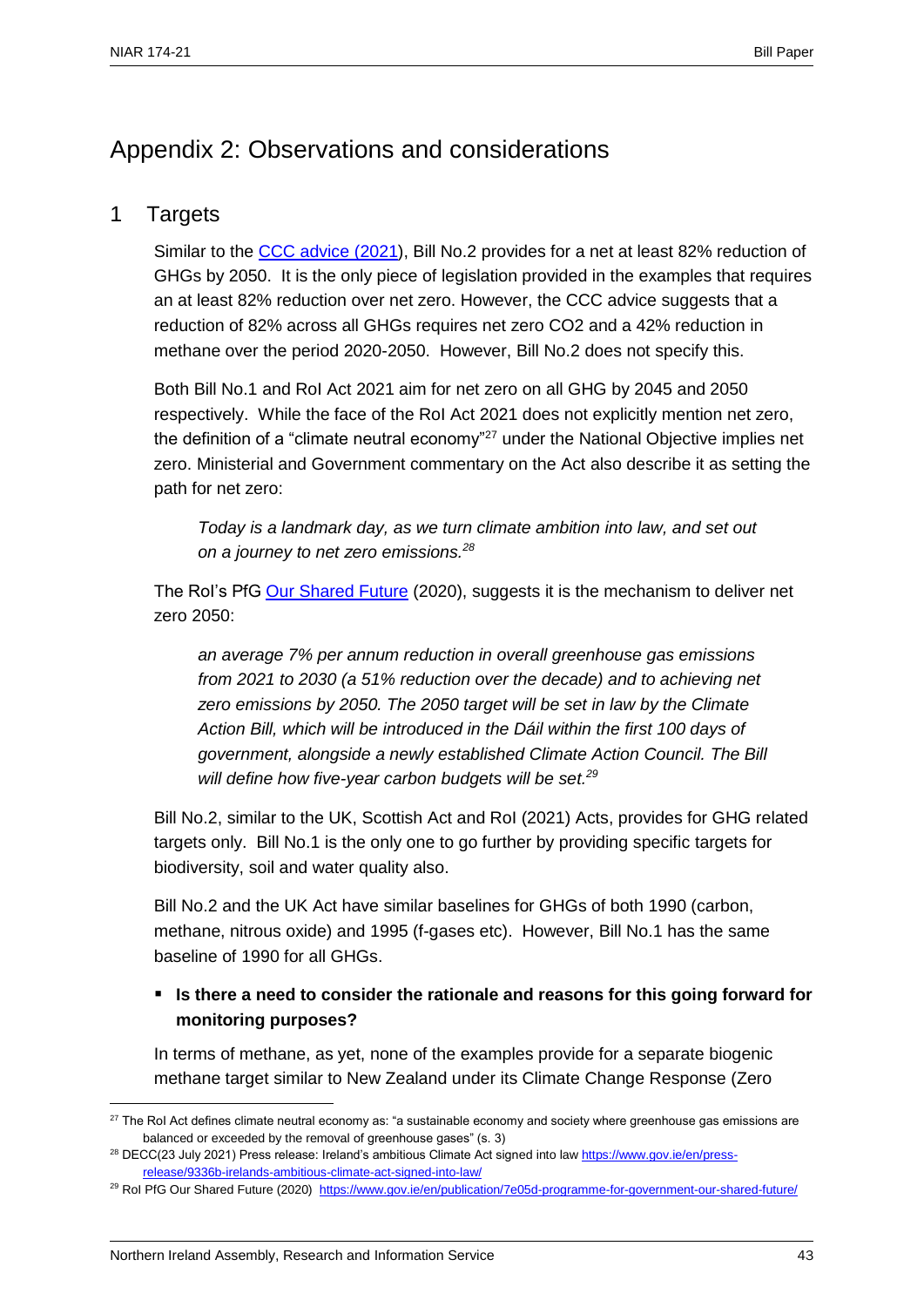# Appendix 2: Observations and considerations

## 1 Targets

Similar to the [CCC advice (2021)](#), Bill No.2 provides for a net at least 82% reduction of GHGs by 2050. It is the only piece of legislation provided in the examples that requires an at least 82% reduction over net zero. However, the CCC advice suggests that a reduction of 82% across all GHGs requires net zero CO2 and a 42% reduction in methane over the period 2020-2050. However, Bill No.2 does not specify this.

Both Bill No.1 and RoI Act 2021 aim for net zero on all GHG by 2045 and 2050 respectively. While the face of the RoI Act 2021 does not explicitly mention net zero, the definition of a "climate neutral economy"[27] under the National Objective implies net zero. Ministerial and Government commentary on the Act also describe it as setting the path for net zero:

> *Today is a landmark day, as we turn climate ambition into law, and set out on a journey to net zero emissions.[28]*

The RoI's PfG [Our Shared Future](#) (2020), suggests it is the mechanism to deliver net zero 2050:

> *an average 7% per annum reduction in overall greenhouse gas emissions from 2021 to 2030 (a 51% reduction over the decade) and to achieving net zero emissions by 2050. The 2050 target will be set in law by the Climate Action Bill, which will be introduced in the Dáil within the first 100 days of government, alongside a newly established Climate Action Council. The Bill will define how five-year carbon budgets will be set.[29]*

Bill No.2, similar to the UK, Scottish Act and RoI (2021) Acts, provides for GHG related targets only. Bill No.1 is the only one to go further by providing specific targets for biodiversity, soil and water quality also.

Bill No.2 and the UK Act have similar baselines for GHGs of both 1990 (carbon, methane, nitrous oxide) and 1995 (f-gases etc). However, Bill No.1 has the same baseline of 1990 for all GHGs.

- **Is there a need to consider the rationale and reasons for this going forward for monitoring purposes?**

In terms of methane, as yet, none of the examples provide for a separate biogenic methane target similar to New Zealand under its Climate Change Response (Zero

---

[27] The RoI Act defines climate neutral economy as: "a sustainable economy and society where greenhouse gas emissions are balanced or exceeded by the removal of greenhouse gases" (s. 3)

[28] DECC(23 July 2021) Press release: Ireland's ambitious Climate Act signed into law https://www.gov.ie/en/press-release/9336b-irelands-ambitious-climate-act-signed-into-law/

[29] RoI PfG Our Shared Future (2020) https://www.gov.ie/en/publication/7e05d-programme-for-government-our-shared-future/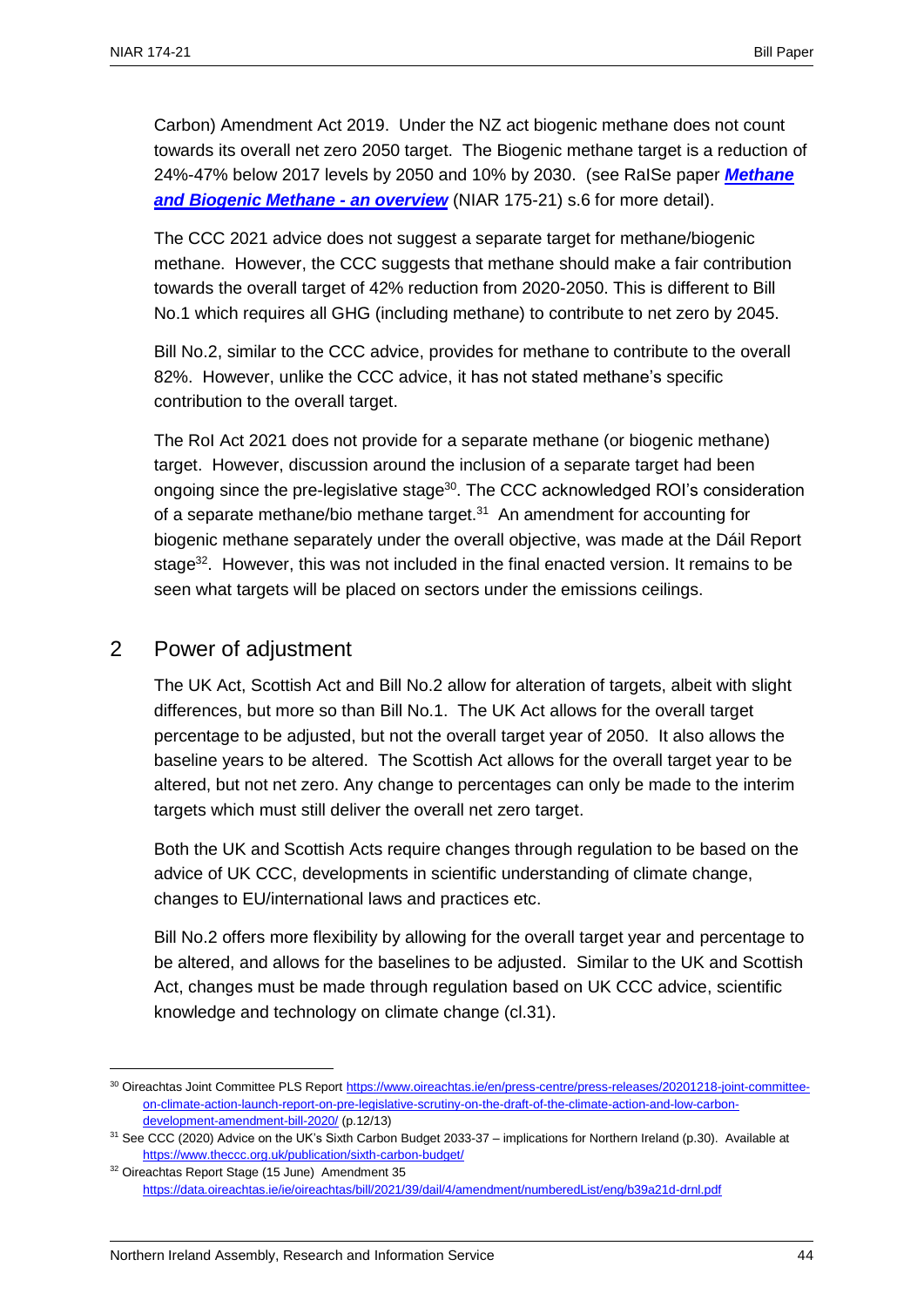Carbon) Amendment Act 2019. Under the NZ act biogenic methane does not count towards its overall net zero 2050 target. The Biogenic methane target is a reduction of 24%-47% below 2017 levels by 2050 and 10% by 2030. (see RaISe paper ***[Methane and Biogenic Methane - an overview](#)*** (NIAR 175-21) s.6 for more detail).

The CCC 2021 advice does not suggest a separate target for methane/biogenic methane. However, the CCC suggests that methane should make a fair contribution towards the overall target of 42% reduction from 2020-2050. This is different to Bill No.1 which requires all GHG (including methane) to contribute to net zero by 2045.

Bill No.2, similar to the CCC advice, provides for methane to contribute to the overall 82%. However, unlike the CCC advice, it has not stated methane's specific contribution to the overall target.

The RoI Act 2021 does not provide for a separate methane (or biogenic methane) target. However, discussion around the inclusion of a separate target had been ongoing since the pre-legislative stage[30]. The CCC acknowledged ROI's consideration of a separate methane/bio methane target.[31] An amendment for accounting for biogenic methane separately under the overall objective, was made at the Dáil Report stage[32]. However, this was not included in the final enacted version. It remains to be seen what targets will be placed on sectors under the emissions ceilings.

## 2 Power of adjustment

The UK Act, Scottish Act and Bill No.2 allow for alteration of targets, albeit with slight differences, but more so than Bill No.1. The UK Act allows for the overall target percentage to be adjusted, but not the overall target year of 2050. It also allows the baseline years to be altered. The Scottish Act allows for the overall target year to be altered, but not net zero. Any change to percentages can only be made to the interim targets which must still deliver the overall net zero target.

Both the UK and Scottish Acts require changes through regulation to be based on the advice of UK CCC, developments in scientific understanding of climate change, changes to EU/international laws and practices etc.

Bill No.2 offers more flexibility by allowing for the overall target year and percentage to be altered, and allows for the baselines to be adjusted. Similar to the UK and Scottish Act, changes must be made through regulation based on UK CCC advice, scientific knowledge and technology on climate change (cl.31).

---

[30] Oireachtas Joint Committee PLS Report https://www.oireachtas.ie/en/press-centre/press-releases/20201218-joint-committee-on-climate-action-launch-report-on-pre-legislative-scrutiny-on-the-draft-of-the-climate-action-and-low-carbon-development-amendment-bill-2020/ (p.12/13)

[31] See CCC (2020) Advice on the UK's Sixth Carbon Budget 2033-37 – implications for Northern Ireland (p.30). Available at https://www.theccc.org.uk/publication/sixth-carbon-budget/

[32] Oireachtas Report Stage (15 June) Amendment 35 https://data.oireachtas.ie/ie/oireachtas/bill/2021/39/dail/4/amendment/numberedList/eng/b39a21d-drnl.pdf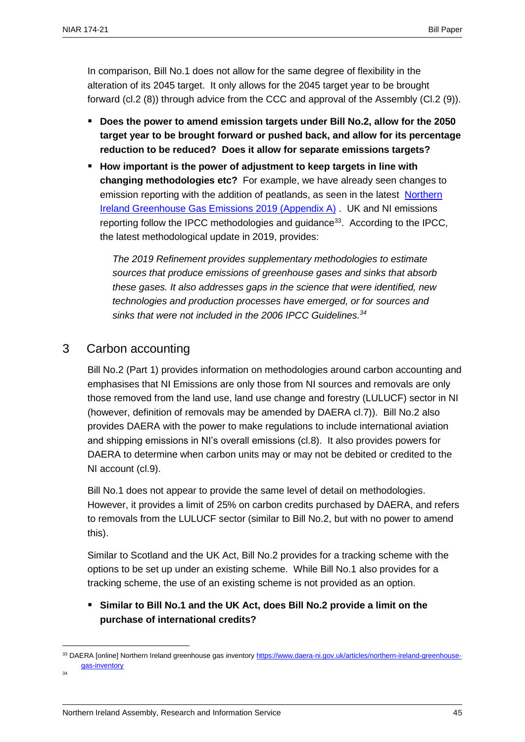In comparison, Bill No.1 does not allow for the same degree of flexibility in the alteration of its 2045 target. It only allows for the 2045 target year to be brought forward (cl.2 (8)) through advice from the CCC and approval of the Assembly (Cl.2 (9)).

- **Does the power to amend emission targets under Bill No.2, allow for the 2050 target year to be brought forward or pushed back, and allow for its percentage reduction to be reduced? Does it allow for separate emissions targets?**
- **How important is the power of adjustment to keep targets in line with changing methodologies etc?** For example, we have already seen changes to emission reporting with the addition of peatlands, as seen in the latest Northern Ireland Greenhouse Gas Emissions 2019 (Appendix A) . UK and NI emissions reporting follow the IPCC methodologies and guidance[33]. According to the IPCC, the latest methodological update in 2019, provides:

  *The 2019 Refinement provides supplementary methodologies to estimate sources that produce emissions of greenhouse gases and sinks that absorb these gases. It also addresses gaps in the science that were identified, new technologies and production processes have emerged, or for sources and sinks that were not included in the 2006 IPCC Guidelines.[34]*

## 3 Carbon accounting

Bill No.2 (Part 1) provides information on methodologies around carbon accounting and emphasises that NI Emissions are only those from NI sources and removals are only those removed from the land use, land use change and forestry (LULUCF) sector in NI (however, definition of removals may be amended by DAERA cl.7)). Bill No.2 also provides DAERA with the power to make regulations to include international aviation and shipping emissions in NI's overall emissions (cl.8). It also provides powers for DAERA to determine when carbon units may or may not be debited or credited to the NI account (cl.9).

Bill No.1 does not appear to provide the same level of detail on methodologies. However, it provides a limit of 25% on carbon credits purchased by DAERA, and refers to removals from the LULUCF sector (similar to Bill No.2, but with no power to amend this).

Similar to Scotland and the UK Act, Bill No.2 provides for a tracking scheme with the options to be set up under an existing scheme. While Bill No.1 also provides for a tracking scheme, the use of an existing scheme is not provided as an option.

- **Similar to Bill No.1 and the UK Act, does Bill No.2 provide a limit on the purchase of international credits?**

---

[33] DAERA [online] Northern Ireland greenhouse gas inventory https://www.daera-ni.gov.uk/articles/northern-ireland-greenhouse-gas-inventory

[34]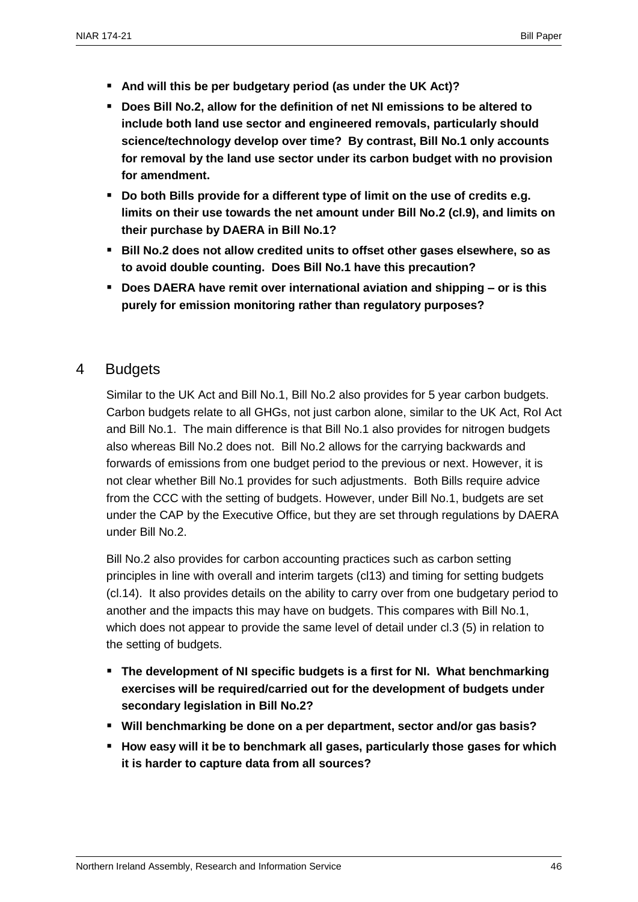- **And will this be per budgetary period (as under the UK Act)?**
- **Does Bill No.2, allow for the definition of net NI emissions to be altered to include both land use sector and engineered removals, particularly should science/technology develop over time? By contrast, Bill No.1 only accounts for removal by the land use sector under its carbon budget with no provision for amendment.**
- **Do both Bills provide for a different type of limit on the use of credits e.g. limits on their use towards the net amount under Bill No.2 (cl.9), and limits on their purchase by DAERA in Bill No.1?**
- **Bill No.2 does not allow credited units to offset other gases elsewhere, so as to avoid double counting. Does Bill No.1 have this precaution?**
- **Does DAERA have remit over international aviation and shipping – or is this purely for emission monitoring rather than regulatory purposes?**

## 4 Budgets

Similar to the UK Act and Bill No.1, Bill No.2 also provides for 5 year carbon budgets. Carbon budgets relate to all GHGs, not just carbon alone, similar to the UK Act, RoI Act and Bill No.1. The main difference is that Bill No.1 also provides for nitrogen budgets also whereas Bill No.2 does not. Bill No.2 allows for the carrying backwards and forwards of emissions from one budget period to the previous or next. However, it is not clear whether Bill No.1 provides for such adjustments. Both Bills require advice from the CCC with the setting of budgets. However, under Bill No.1, budgets are set under the CAP by the Executive Office, but they are set through regulations by DAERA under Bill No.2.

Bill No.2 also provides for carbon accounting practices such as carbon setting principles in line with overall and interim targets (cl13) and timing for setting budgets (cl.14). It also provides details on the ability to carry over from one budgetary period to another and the impacts this may have on budgets. This compares with Bill No.1, which does not appear to provide the same level of detail under cl.3 (5) in relation to the setting of budgets.

- **The development of NI specific budgets is a first for NI. What benchmarking exercises will be required/carried out for the development of budgets under secondary legislation in Bill No.2?**
- **Will benchmarking be done on a per department, sector and/or gas basis?**
- **How easy will it be to benchmark all gases, particularly those gases for which it is harder to capture data from all sources?**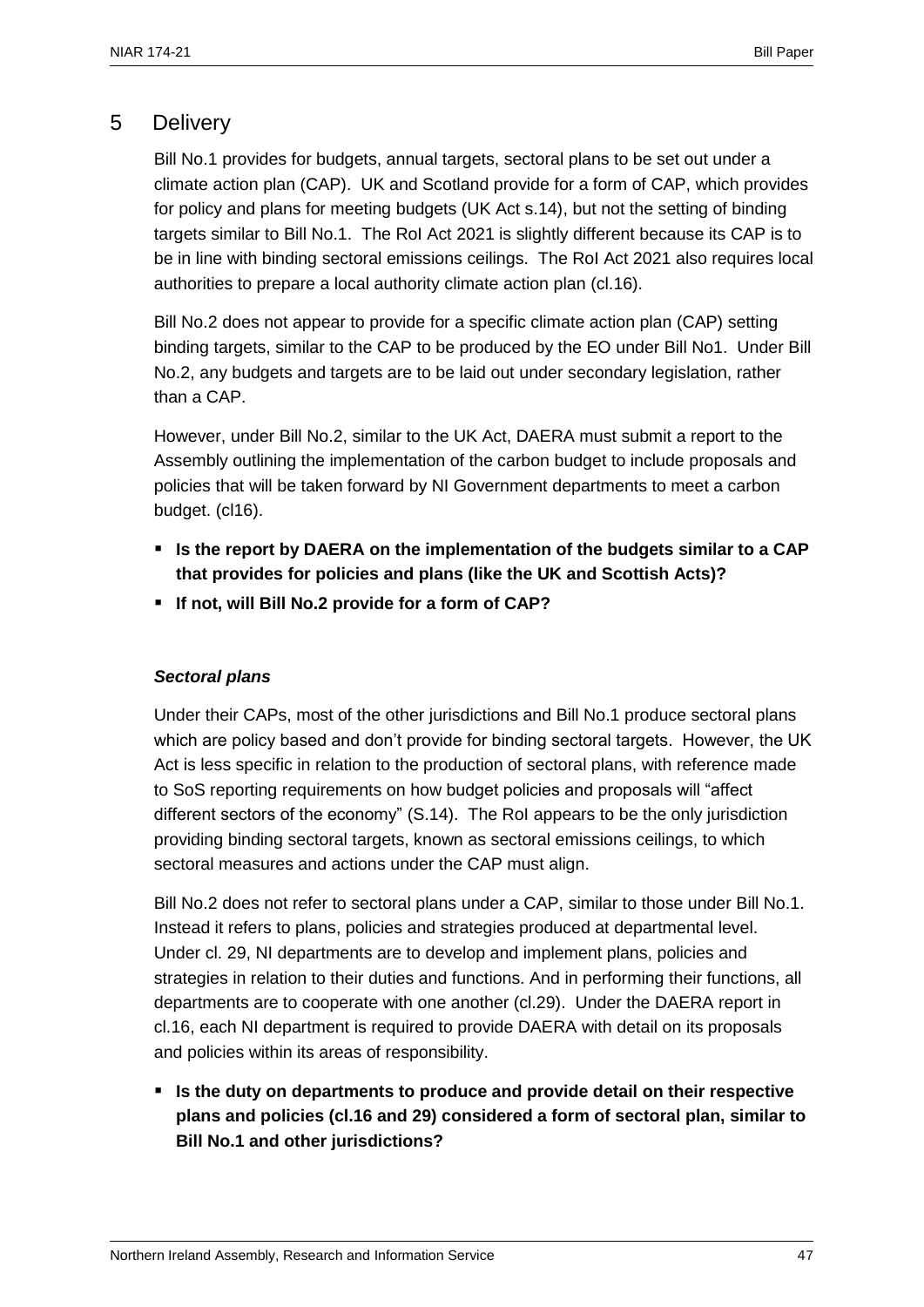## 5 Delivery

Bill No.1 provides for budgets, annual targets, sectoral plans to be set out under a climate action plan (CAP). UK and Scotland provide for a form of CAP, which provides for policy and plans for meeting budgets (UK Act s.14), but not the setting of binding targets similar to Bill No.1. The RoI Act 2021 is slightly different because its CAP is to be in line with binding sectoral emissions ceilings. The RoI Act 2021 also requires local authorities to prepare a local authority climate action plan (cl.16).

Bill No.2 does not appear to provide for a specific climate action plan (CAP) setting binding targets, similar to the CAP to be produced by the EO under Bill No1. Under Bill No.2, any budgets and targets are to be laid out under secondary legislation, rather than a CAP.

However, under Bill No.2, similar to the UK Act, DAERA must submit a report to the Assembly outlining the implementation of the carbon budget to include proposals and policies that will be taken forward by NI Government departments to meet a carbon budget. (cl16).

- **Is the report by DAERA on the implementation of the budgets similar to a CAP that provides for policies and plans (like the UK and Scottish Acts)?**
- **If not, will Bill No.2 provide for a form of CAP?**

### *Sectoral plans*

Under their CAPs, most of the other jurisdictions and Bill No.1 produce sectoral plans which are policy based and don't provide for binding sectoral targets. However, the UK Act is less specific in relation to the production of sectoral plans, with reference made to SoS reporting requirements on how budget policies and proposals will "affect different sectors of the economy" (S.14). The RoI appears to be the only jurisdiction providing binding sectoral targets, known as sectoral emissions ceilings, to which sectoral measures and actions under the CAP must align.

Bill No.2 does not refer to sectoral plans under a CAP, similar to those under Bill No.1. Instead it refers to plans, policies and strategies produced at departmental level. Under cl. 29, NI departments are to develop and implement plans, policies and strategies in relation to their duties and functions. And in performing their functions, all departments are to cooperate with one another (cl.29). Under the DAERA report in cl.16, each NI department is required to provide DAERA with detail on its proposals and policies within its areas of responsibility.

- **Is the duty on departments to produce and provide detail on their respective plans and policies (cl.16 and 29) considered a form of sectoral plan, similar to Bill No.1 and other jurisdictions?**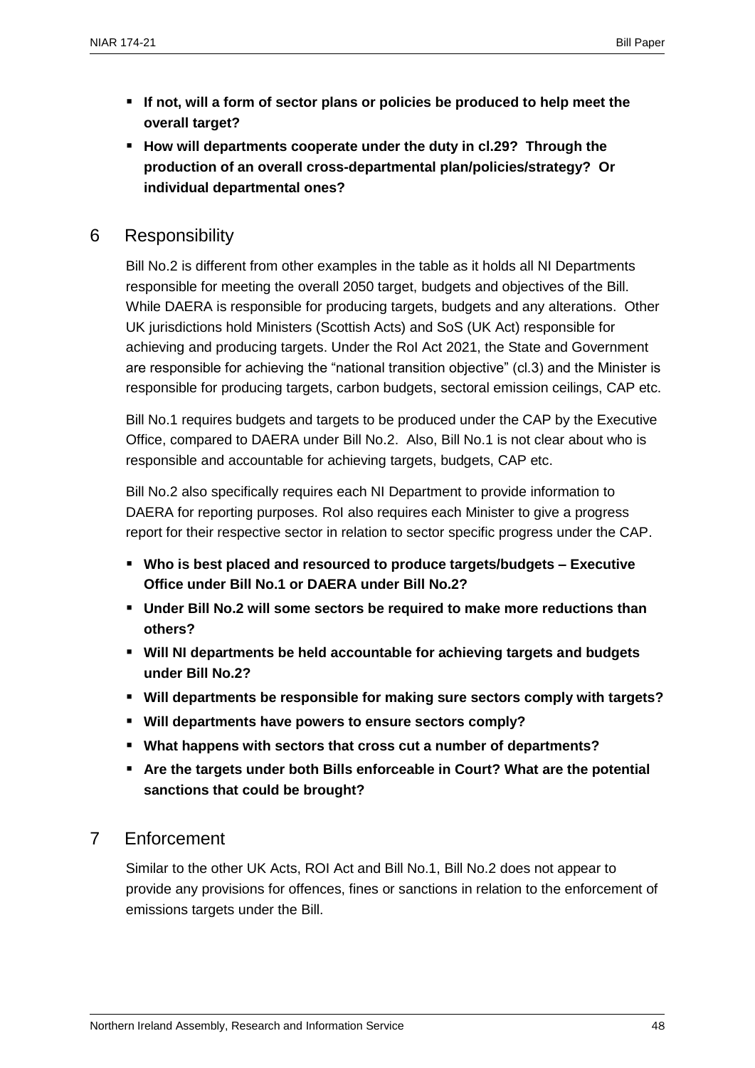- **If not, will a form of sector plans or policies be produced to help meet the overall target?**
- **How will departments cooperate under the duty in cl.29? Through the production of an overall cross-departmental plan/policies/strategy? Or individual departmental ones?**

## 6 Responsibility

Bill No.2 is different from other examples in the table as it holds all NI Departments responsible for meeting the overall 2050 target, budgets and objectives of the Bill. While DAERA is responsible for producing targets, budgets and any alterations. Other UK jurisdictions hold Ministers (Scottish Acts) and SoS (UK Act) responsible for achieving and producing targets. Under the RoI Act 2021, the State and Government are responsible for achieving the "national transition objective" (cl.3) and the Minister is responsible for producing targets, carbon budgets, sectoral emission ceilings, CAP etc.

Bill No.1 requires budgets and targets to be produced under the CAP by the Executive Office, compared to DAERA under Bill No.2. Also, Bill No.1 is not clear about who is responsible and accountable for achieving targets, budgets, CAP etc.

Bill No.2 also specifically requires each NI Department to provide information to DAERA for reporting purposes. RoI also requires each Minister to give a progress report for their respective sector in relation to sector specific progress under the CAP.

- **Who is best placed and resourced to produce targets/budgets – Executive Office under Bill No.1 or DAERA under Bill No.2?**
- **Under Bill No.2 will some sectors be required to make more reductions than others?**
- **Will NI departments be held accountable for achieving targets and budgets under Bill No.2?**
- **Will departments be responsible for making sure sectors comply with targets?**
- **Will departments have powers to ensure sectors comply?**
- **What happens with sectors that cross cut a number of departments?**
- **Are the targets under both Bills enforceable in Court? What are the potential sanctions that could be brought?**

## 7 Enforcement

Similar to the other UK Acts, ROI Act and Bill No.1, Bill No.2 does not appear to provide any provisions for offences, fines or sanctions in relation to the enforcement of emissions targets under the Bill.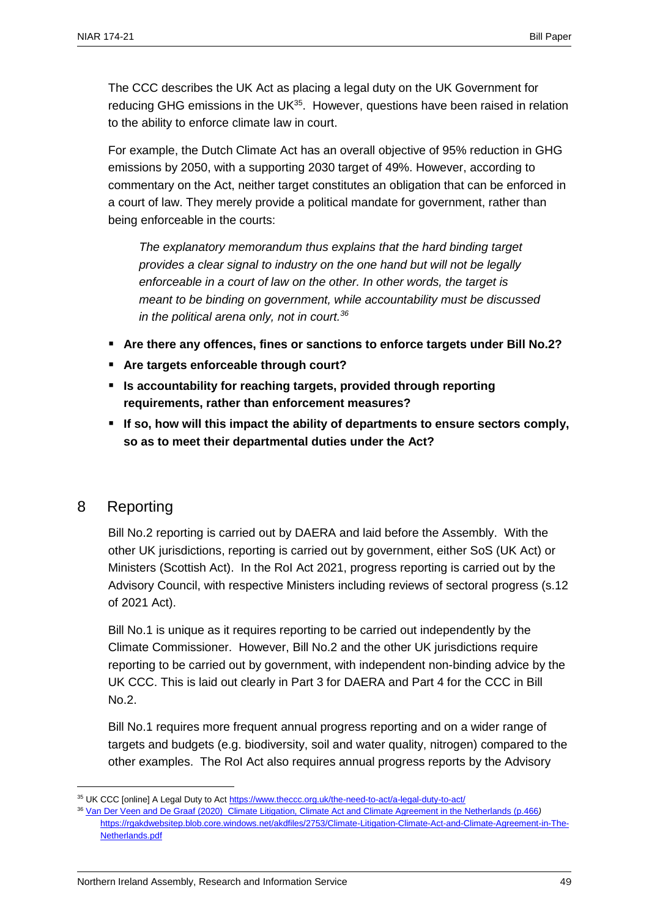The CCC describes the UK Act as placing a legal duty on the UK Government for reducing GHG emissions in the UK[35]. However, questions have been raised in relation to the ability to enforce climate law in court.

For example, the Dutch Climate Act has an overall objective of 95% reduction in GHG emissions by 2050, with a supporting 2030 target of 49%. However, according to commentary on the Act, neither target constitutes an obligation that can be enforced in a court of law. They merely provide a political mandate for government, rather than being enforceable in the courts:

> *The explanatory memorandum thus explains that the hard binding target provides a clear signal to industry on the one hand but will not be legally enforceable in a court of law on the other. In other words, the target is meant to be binding on government, while accountability must be discussed in the political arena only, not in court.*[36]

- **Are there any offences, fines or sanctions to enforce targets under Bill No.2?**
- **Are targets enforceable through court?**
- **Is accountability for reaching targets, provided through reporting requirements, rather than enforcement measures?**
- **If so, how will this impact the ability of departments to ensure sectors comply, so as to meet their departmental duties under the Act?**

## 8 Reporting

Bill No.2 reporting is carried out by DAERA and laid before the Assembly. With the other UK jurisdictions, reporting is carried out by government, either SoS (UK Act) or Ministers (Scottish Act). In the RoI Act 2021, progress reporting is carried out by the Advisory Council, with respective Ministers including reviews of sectoral progress (s.12 of 2021 Act).

Bill No.1 is unique as it requires reporting to be carried out independently by the Climate Commissioner. However, Bill No.2 and the other UK jurisdictions require reporting to be carried out by government, with independent non-binding advice by the UK CCC. This is laid out clearly in Part 3 for DAERA and Part 4 for the CCC in Bill No.2.

Bill No.1 requires more frequent annual progress reporting and on a wider range of targets and budgets (e.g. biodiversity, soil and water quality, nitrogen) compared to the other examples. The RoI Act also requires annual progress reports by the Advisory

---

[35] UK CCC [online] A Legal Duty to Act https://www.theccc.org.uk/the-need-to-act/a-legal-duty-to-act/

[36] Van Der Veen and De Graaf (2020) Climate Litigation, Climate Act and Climate Agreement in the Netherlands (p.466) https://rgakdwebsitep.blob.core.windows.net/akdfiles/2753/Climate-Litigation-Climate-Act-and-Climate-Agreement-in-The-Netherlands.pdf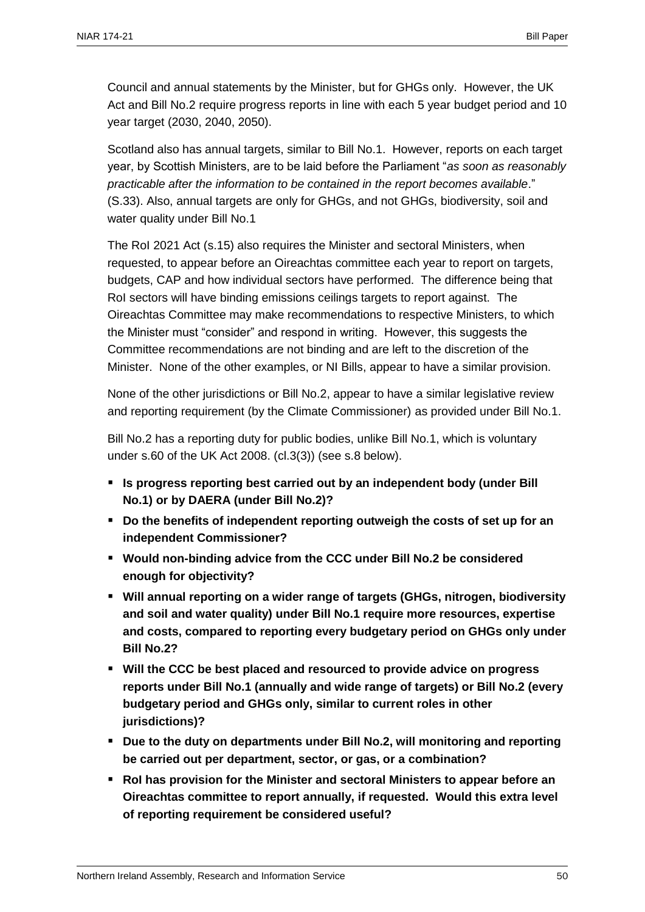Council and annual statements by the Minister, but for GHGs only. However, the UK Act and Bill No.2 require progress reports in line with each 5 year budget period and 10 year target (2030, 2040, 2050).

Scotland also has annual targets, similar to Bill No.1. However, reports on each target year, by Scottish Ministers, are to be laid before the Parliament "*as soon as reasonably practicable after the information to be contained in the report becomes available*." (S.33). Also, annual targets are only for GHGs, and not GHGs, biodiversity, soil and water quality under Bill No.1

The RoI 2021 Act (s.15) also requires the Minister and sectoral Ministers, when requested, to appear before an Oireachtas committee each year to report on targets, budgets, CAP and how individual sectors have performed. The difference being that RoI sectors will have binding emissions ceilings targets to report against. The Oireachtas Committee may make recommendations to respective Ministers, to which the Minister must "consider" and respond in writing. However, this suggests the Committee recommendations are not binding and are left to the discretion of the Minister. None of the other examples, or NI Bills, appear to have a similar provision.

None of the other jurisdictions or Bill No.2, appear to have a similar legislative review and reporting requirement (by the Climate Commissioner) as provided under Bill No.1.

Bill No.2 has a reporting duty for public bodies, unlike Bill No.1, which is voluntary under s.60 of the UK Act 2008. (cl.3(3)) (see s.8 below).

- **Is progress reporting best carried out by an independent body (under Bill No.1) or by DAERA (under Bill No.2)?**
- **Do the benefits of independent reporting outweigh the costs of set up for an independent Commissioner?**
- **Would non-binding advice from the CCC under Bill No.2 be considered enough for objectivity?**
- **Will annual reporting on a wider range of targets (GHGs, nitrogen, biodiversity and soil and water quality) under Bill No.1 require more resources, expertise and costs, compared to reporting every budgetary period on GHGs only under Bill No.2?**
- **Will the CCC be best placed and resourced to provide advice on progress reports under Bill No.1 (annually and wide range of targets) or Bill No.2 (every budgetary period and GHGs only, similar to current roles in other jurisdictions)?**
- **Due to the duty on departments under Bill No.2, will monitoring and reporting be carried out per department, sector, or gas, or a combination?**
- **RoI has provision for the Minister and sectoral Ministers to appear before an Oireachtas committee to report annually, if requested. Would this extra level of reporting requirement be considered useful?**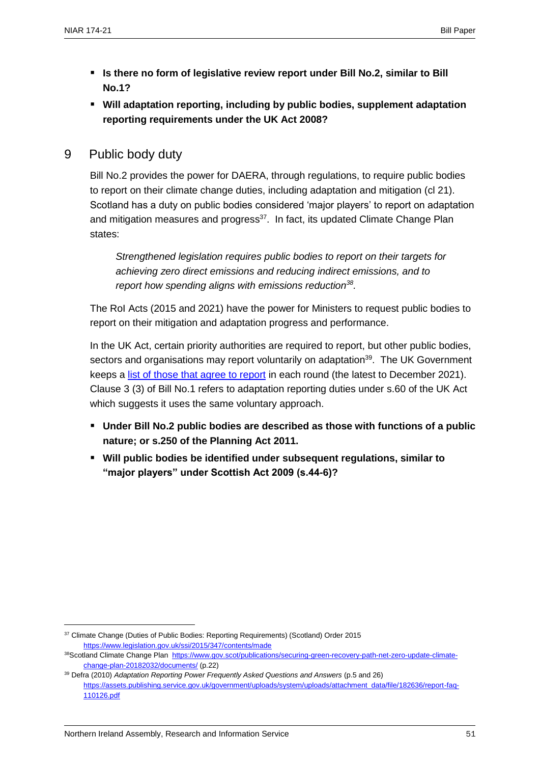- **Is there no form of legislative review report under Bill No.2, similar to Bill No.1?**
- **Will adaptation reporting, including by public bodies, supplement adaptation reporting requirements under the UK Act 2008?**

## 9 Public body duty

Bill No.2 provides the power for DAERA, through regulations, to require public bodies to report on their climate change duties, including adaptation and mitigation (cl 21). Scotland has a duty on public bodies considered 'major players' to report on adaptation and mitigation measures and progress[37]. In fact, its updated Climate Change Plan states:

> *Strengthened legislation requires public bodies to report on their targets for achieving zero direct emissions and reducing indirect emissions, and to report how spending aligns with emissions reduction[38].*

The RoI Acts (2015 and 2021) have the power for Ministers to request public bodies to report on their mitigation and adaptation progress and performance.

In the UK Act, certain priority authorities are required to report, but other public bodies, sectors and organisations may report voluntarily on adaptation[39]. The UK Government keeps a list of those that agree to report in each round (the latest to December 2021). Clause 3 (3) of Bill No.1 refers to adaptation reporting duties under s.60 of the UK Act which suggests it uses the same voluntary approach.

- **Under Bill No.2 public bodies are described as those with functions of a public nature; or s.250 of the Planning Act 2011.**
- **Will public bodies be identified under subsequent regulations, similar to "major players" under Scottish Act 2009 (s.44-6)?**

---

[37] Climate Change (Duties of Public Bodies: Reporting Requirements) (Scotland) Order 2015 https://www.legislation.gov.uk/ssi/2015/347/contents/made

[38] Scotland Climate Change Plan https://www.gov.scot/publications/securing-green-recovery-path-net-zero-update-climate-change-plan-20182032/documents/ (p.22)

[39] Defra (2010) *Adaptation Reporting Power Frequently Asked Questions and Answers* (p.5 and 26) https://assets.publishing.service.gov.uk/government/uploads/system/uploads/attachment_data/file/182636/report-faq-110126.pdf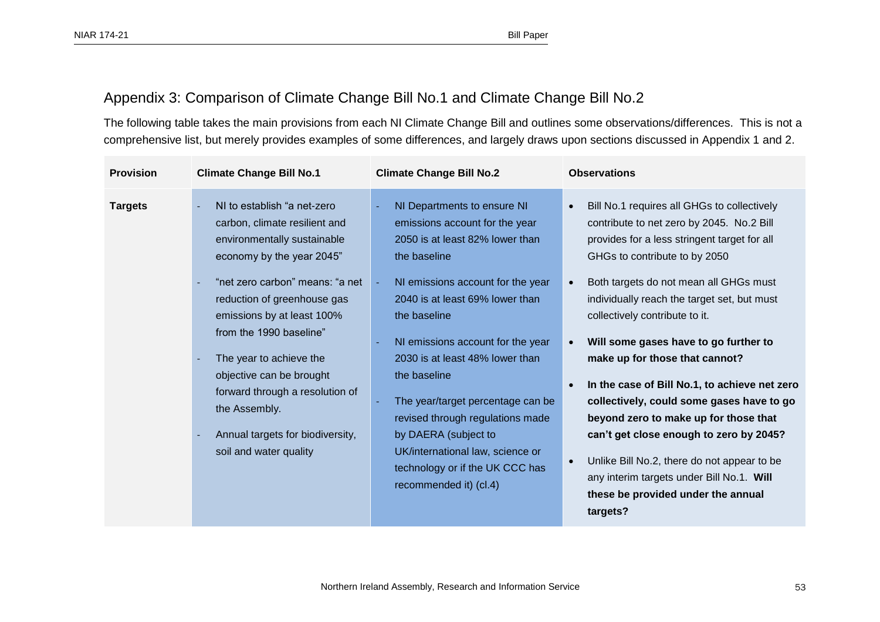## Appendix 3: Comparison of Climate Change Bill No.1 and Climate Change Bill No.2

The following table takes the main provisions from each NI Climate Change Bill and outlines some observations/differences. This is not a comprehensive list, but merely provides examples of some differences, and largely draws upon sections discussed in Appendix 1 and 2.

| Provision | Climate Change Bill No.1 | Climate Change Bill No.2 | Observations |
|---|---|---|---|
| **Targets** | - NI to establish "a net-zero carbon, climate resilient and environmentally sustainable economy by the year 2045"<br>- "net zero carbon" means: "a net reduction of greenhouse gas emissions by at least 100% from the 1990 baseline"<br>- The year to achieve the objective can be brought forward through a resolution of the Assembly.<br>- Annual targets for biodiversity, soil and water quality | - NI Departments to ensure NI emissions account for the year 2050 is at least 82% lower than the baseline<br>- NI emissions account for the year 2040 is at least 69% lower than the baseline<br>- NI emissions account for the year 2030 is at least 48% lower than the baseline<br>- The year/target percentage can be revised through regulations made by DAERA (subject to UK/international law, science or technology or if the UK CCC has recommended it) (cl.4) | • Bill No.1 requires all GHGs to collectively contribute to net zero by 2045. No.2 Bill provides for a less stringent target for all GHGs to contribute to by 2050<br>• Both targets do not mean all GHGs must individually reach the target set, but must collectively contribute to it.<br>• **Will some gases have to go further to make up for those that cannot?**<br>• **In the case of Bill No.1, to achieve net zero collectively, could some gases have to go beyond zero to make up for those that can't get close enough to zero by 2045?**<br>• Unlike Bill No.2, there do not appear to be any interim targets under Bill No.1. **Will these be provided under the annual targets?** |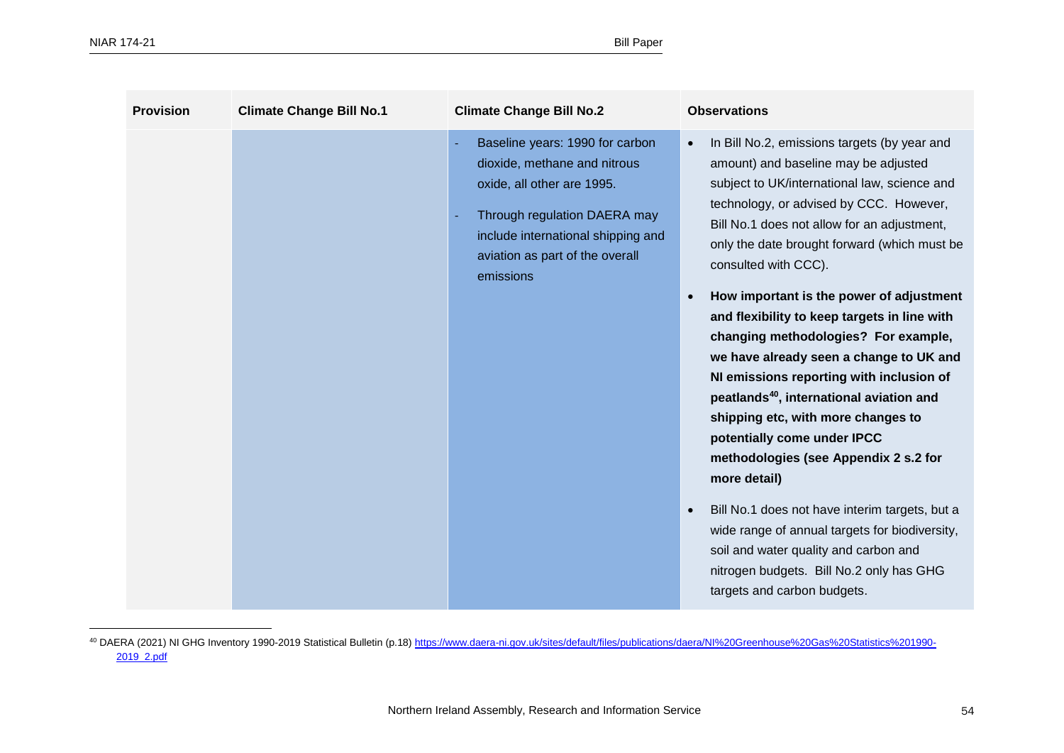| Provision | Climate Change Bill No.1 | Climate Change Bill No.2 | Observations |
|---|---|---|---|
| | | - Baseline years: 1990 for carbon dioxide, methane and nitrous oxide, all other are 1995.<br>- Through regulation DAERA may include international shipping and aviation as part of the overall emissions | • In Bill No.2, emissions targets (by year and amount) and baseline may be adjusted subject to UK/international law, science and technology, or advised by CCC. However, Bill No.1 does not allow for an adjustment, only the date brought forward (which must be consulted with CCC).<br>• **How important is the power of adjustment and flexibility to keep targets in line with changing methodologies? For example, we have already seen a change to UK and NI emissions reporting with inclusion of peatlands[40], international aviation and shipping etc, with more changes to potentially come under IPCC methodologies (see Appendix 2 s.2 for more detail)**<br>• Bill No.1 does not have interim targets, but a wide range of annual targets for biodiversity, soil and water quality and carbon and nitrogen budgets. Bill No.2 only has GHG targets and carbon budgets. |

[40] DAERA (2021) NI GHG Inventory 1990-2019 Statistical Bulletin (p.18) https://www.daera-ni.gov.uk/sites/default/files/publications/daera/NI%20Greenhouse%20Gas%20Statistics%201990-2019_2.pdf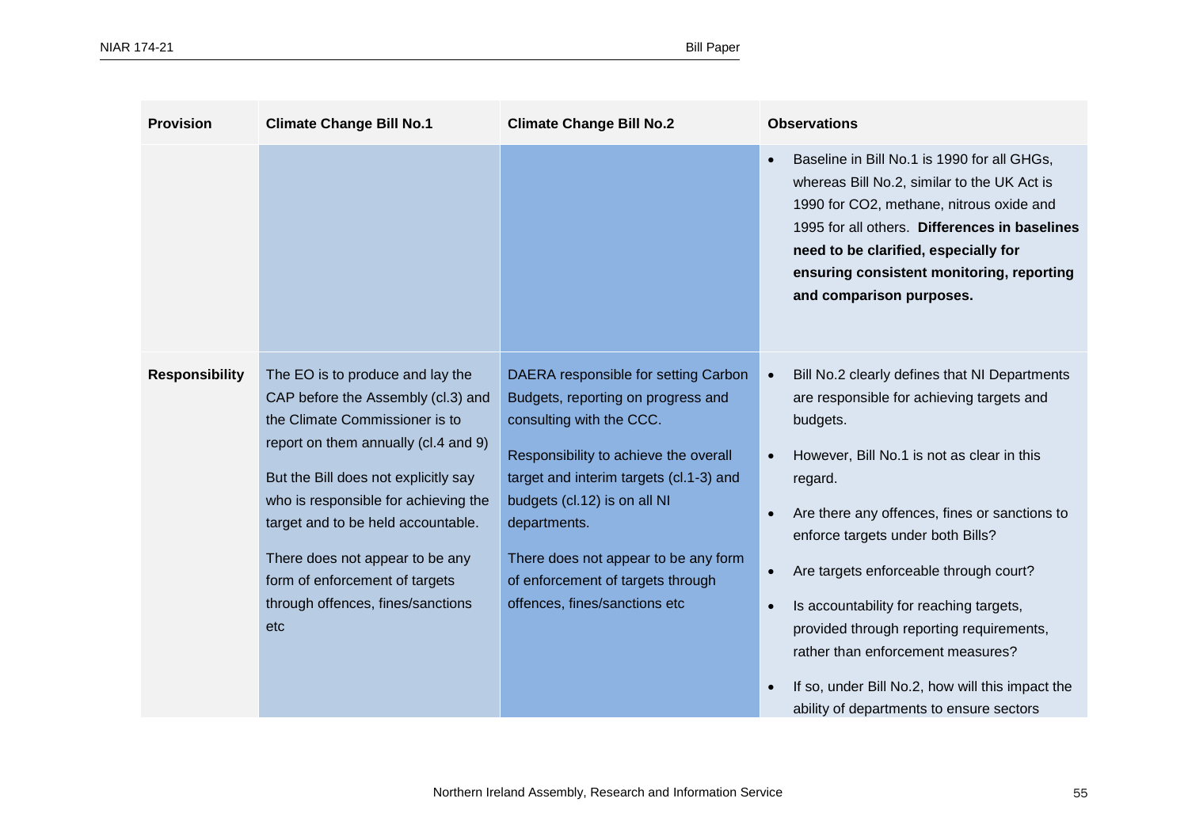| Provision | Climate Change Bill No.1 | Climate Change Bill No.2 | Observations |
|---|---|---|---|
| | | | • Baseline in Bill No.1 is 1990 for all GHGs, whereas Bill No.2, similar to the UK Act is 1990 for $CO_2$, methane, nitrous oxide and 1995 for all others. **Differences in baselines need to be clarified, especially for ensuring consistent monitoring, reporting and comparison purposes.** |
| **Responsibility** | The EO is to produce and lay the CAP before the Assembly (cl.3) and the Climate Commissioner is to report on them annually (cl.4 and 9)<br><br>But the Bill does not explicitly say who is responsible for achieving the target and to be held accountable.<br><br>There does not appear to be any form of enforcement of targets through offences, fines/sanctions etc | DAERA responsible for setting Carbon Budgets, reporting on progress and consulting with the CCC.<br><br>Responsibility to achieve the overall target and interim targets (cl.1-3) and budgets (cl.12) is on all NI departments.<br><br>There does not appear to be any form of enforcement of targets through offences, fines/sanctions etc | • Bill No.2 clearly defines that NI Departments are responsible for achieving targets and budgets.<br>• However, Bill No.1 is not as clear in this regard.<br>• Are there any offences, fines or sanctions to enforce targets under both Bills?<br>• Are targets enforceable through court?<br>• Is accountability for reaching targets, provided through reporting requirements, rather than enforcement measures?<br>• If so, under Bill No.2, how will this impact the ability of departments to ensure sectors |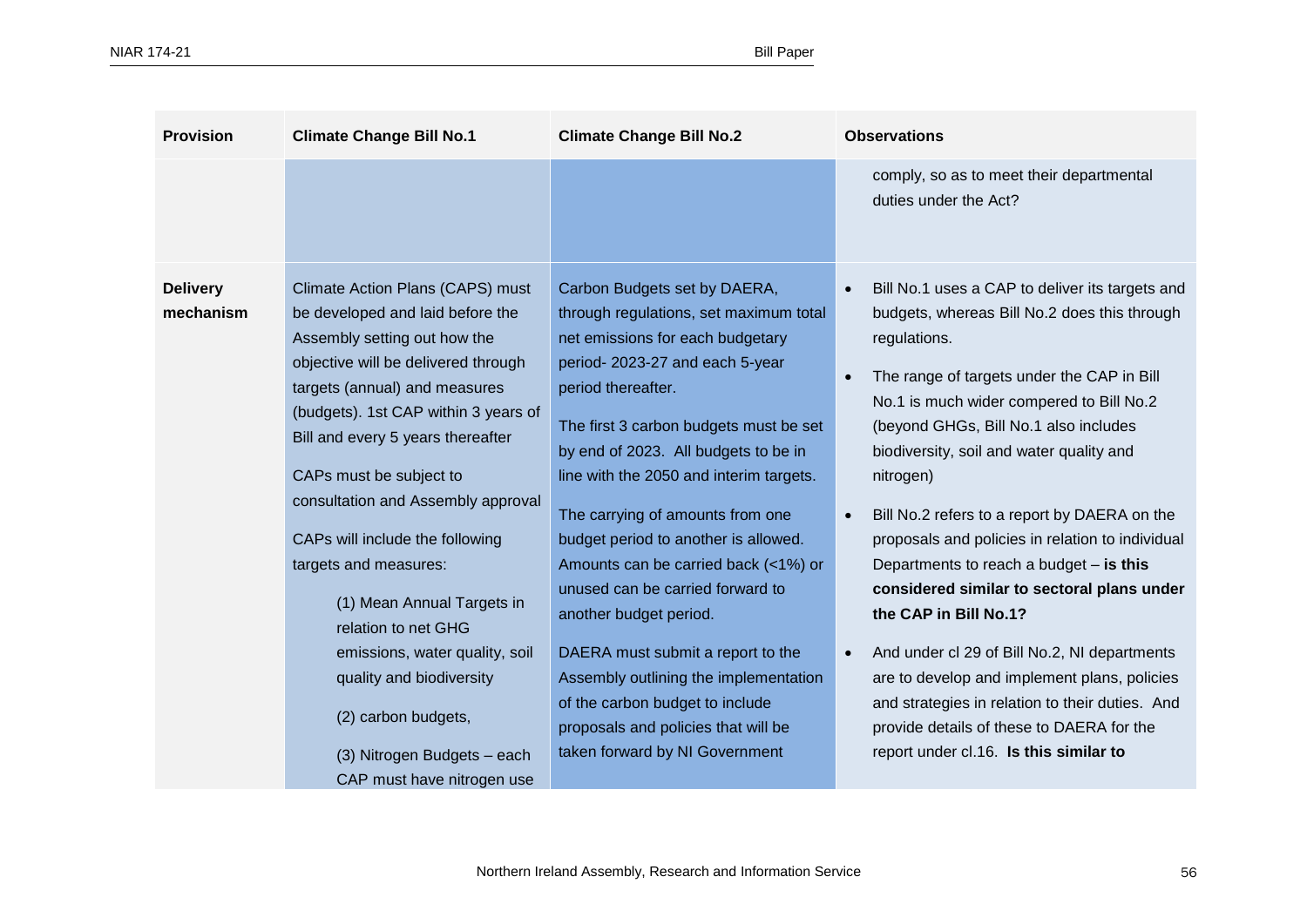| Provision | Climate Change Bill No.1 | Climate Change Bill No.2 | Observations |
|---|---|---|---|
| | | | comply, so as to meet their departmental duties under the Act? |
| **Delivery mechanism** | Climate Action Plans (CAPS) must be developed and laid before the Assembly setting out how the objective will be delivered through targets (annual) and measures (budgets). 1st CAP within 3 years of Bill and every 5 years thereafter<br><br>CAPs must be subject to consultation and Assembly approval<br><br>CAPs will include the following targets and measures:<br><br>(1) Mean Annual Targets in relation to net GHG emissions, water quality, soil quality and biodiversity<br><br>(2) carbon budgets,<br><br>(3) Nitrogen Budgets – each CAP must have nitrogen use | Carbon Budgets set by DAERA, through regulations, set maximum total net emissions for each budgetary period- 2023-27 and each 5-year period thereafter.<br><br>The first 3 carbon budgets must be set by end of 2023. All budgets to be in line with the 2050 and interim targets.<br><br>The carrying of amounts from one budget period to another is allowed. Amounts can be carried back (<1%) or unused can be carried forward to another budget period.<br><br>DAERA must submit a report to the Assembly outlining the implementation of the carbon budget to include proposals and policies that will be taken forward by NI Government | • Bill No.1 uses a CAP to deliver its targets and budgets, whereas Bill No.2 does this through regulations.<br><br>• The range of targets under the CAP in Bill No.1 is much wider compered to Bill No.2 (beyond GHGs, Bill No.1 also includes biodiversity, soil and water quality and nitrogen)<br><br>• Bill No.2 refers to a report by DAERA on the proposals and policies in relation to individual Departments to reach a budget – **is this considered similar to sectoral plans under the CAP in Bill No.1?**<br><br>• And under cl 29 of Bill No.2, NI departments are to develop and implement plans, policies and strategies in relation to their duties. And provide details of these to DAERA for the report under cl.16. **Is this similar to** |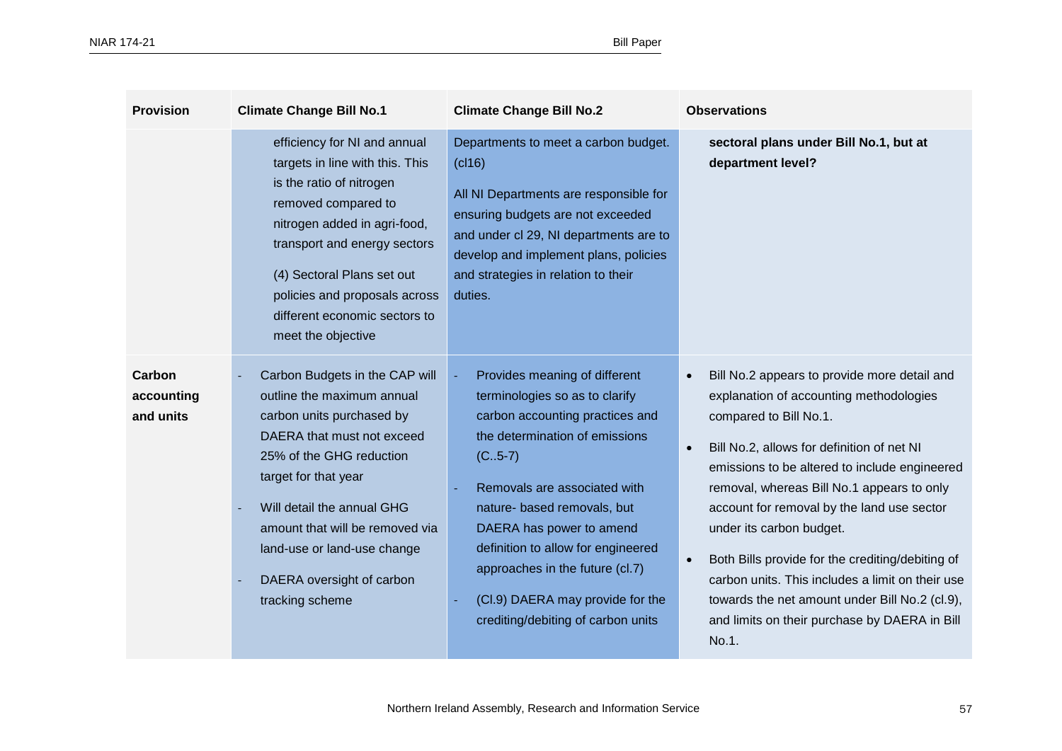| Provision | Climate Change Bill No.1 | Climate Change Bill No.2 | Observations |
|---|---|---|---|
| | efficiency for NI and annual targets in line with this. This is the ratio of nitrogen removed compared to nitrogen added in agri-food, transport and energy sectors<br><br>(4) Sectoral Plans set out policies and proposals across different economic sectors to meet the objective | Departments to meet a carbon budget. (cl16)<br><br>All NI Departments are responsible for ensuring budgets are not exceeded and under cl 29, NI departments are to develop and implement plans, policies and strategies in relation to their duties. | **sectoral plans under Bill No.1, but at department level?** |
| **Carbon accounting and units** | - Carbon Budgets in the CAP will outline the maximum annual carbon units purchased by DAERA that must not exceed 25% of the GHG reduction target for that year<br>- Will detail the annual GHG amount that will be removed via land-use or land-use change<br>- DAERA oversight of carbon tracking scheme | - Provides meaning of different terminologies so as to clarify carbon accounting practices and the determination of emissions (C..5-7)<br>- Removals are associated with nature- based removals, but DAERA has power to amend definition to allow for engineered approaches in the future (cl.7)<br>- (Cl.9) DAERA may provide for the crediting/debiting of carbon units | • Bill No.2 appears to provide more detail and explanation of accounting methodologies compared to Bill No.1.<br>• Bill No.2, allows for definition of net NI emissions to be altered to include engineered removal, whereas Bill No.1 appears to only account for removal by the land use sector under its carbon budget.<br>• Both Bills provide for the crediting/debiting of carbon units. This includes a limit on their use towards the net amount under Bill No.2 (cl.9), and limits on their purchase by DAERA in Bill No.1. |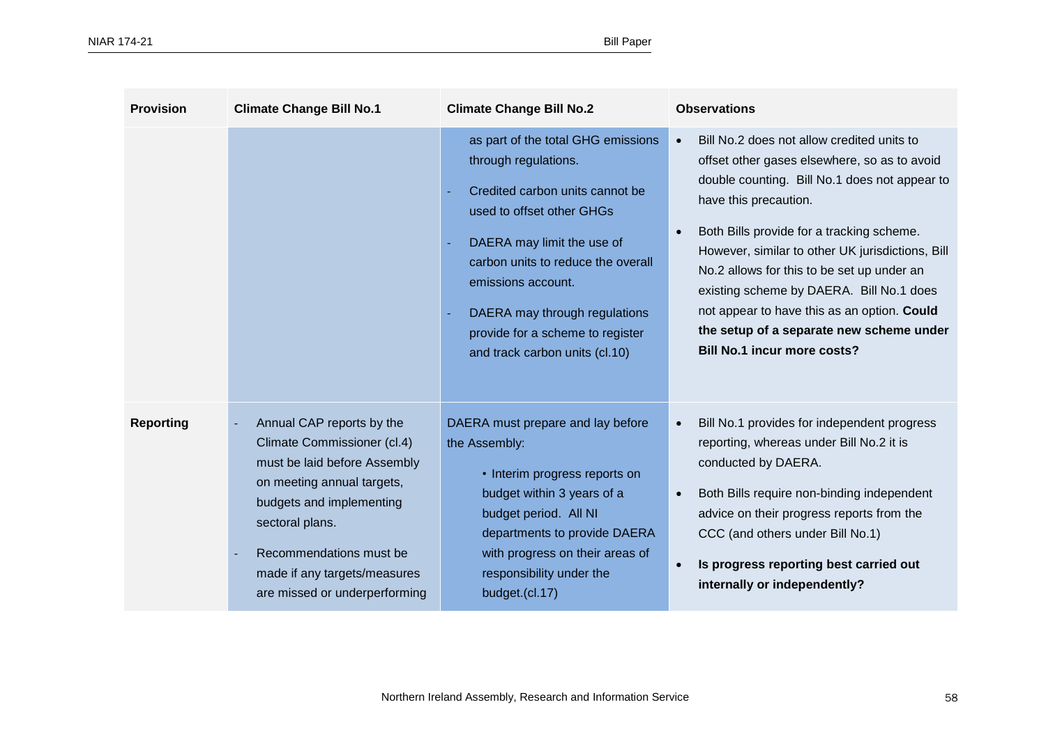| Provision | Climate Change Bill No.1 | Climate Change Bill No.2 | Observations |
|---|---|---|---|
| | | as part of the total GHG emissions through regulations.<br>- Credited carbon units cannot be used to offset other GHGs<br>- DAERA may limit the use of carbon units to reduce the overall emissions account.<br>- DAERA may through regulations provide for a scheme to register and track carbon units (cl.10) | • Bill No.2 does not allow credited units to offset other gases elsewhere, so as to avoid double counting. Bill No.1 does not appear to have this precaution.<br>• Both Bills provide for a tracking scheme. However, similar to other UK jurisdictions, Bill No.2 allows for this to be set up under an existing scheme by DAERA. Bill No.1 does not appear to have this as an option. **Could the setup of a separate new scheme under Bill No.1 incur more costs?** |
| **Reporting** | - Annual CAP reports by the Climate Commissioner (cl.4) must be laid before Assembly on meeting annual targets, budgets and implementing sectoral plans.<br>- Recommendations must be made if any targets/measures are missed or underperforming | DAERA must prepare and lay before the Assembly:<br>• Interim progress reports on budget within 3 years of a budget period. All NI departments to provide DAERA with progress on their areas of responsibility under the budget.(cl.17) | • Bill No.1 provides for independent progress reporting, whereas under Bill No.2 it is conducted by DAERA.<br>• Both Bills require non-binding independent advice on their progress reports from the CCC (and others under Bill No.1)<br>• **Is progress reporting best carried out internally or independently?** |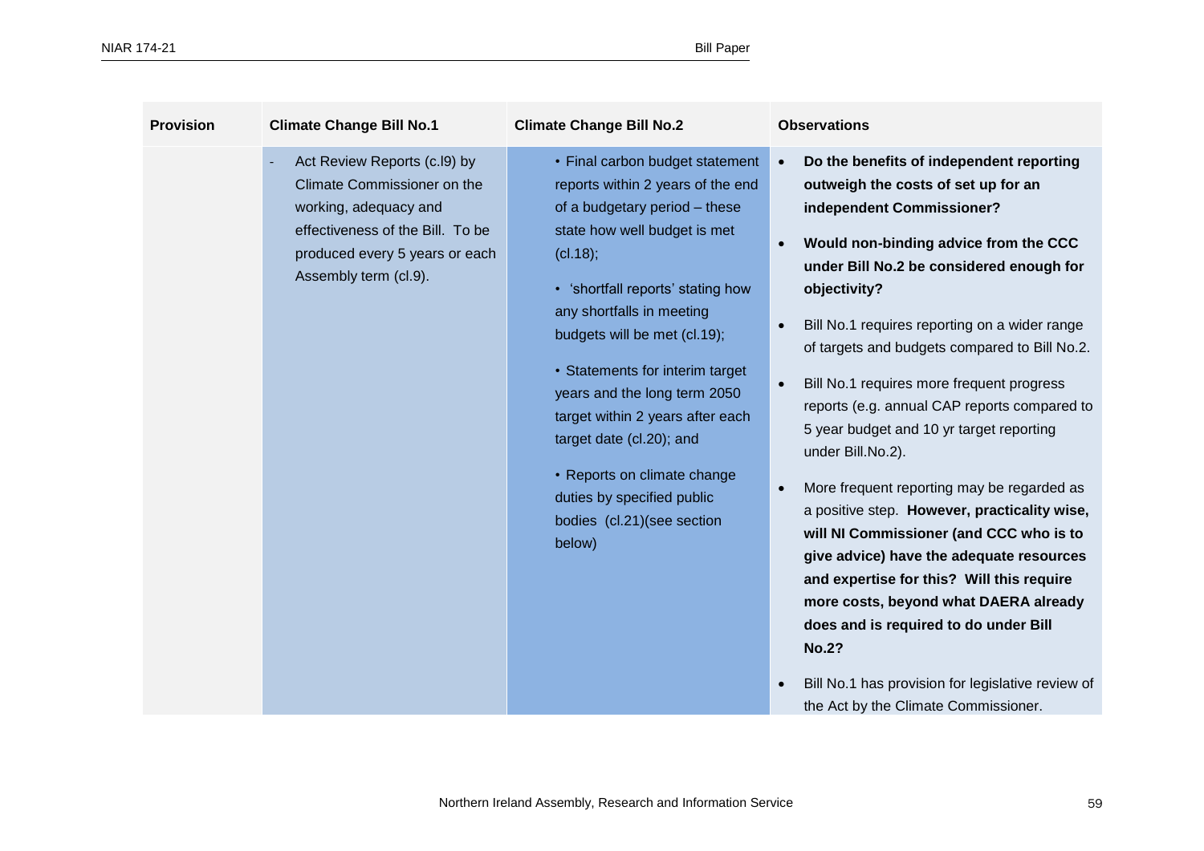| Provision | Climate Change Bill No.1 | Climate Change Bill No.2 | Observations |
|---|---|---|---|
| | - Act Review Reports (c.l9) by Climate Commissioner on the working, adequacy and effectiveness of the Bill. To be produced every 5 years or each Assembly term (cl.9). | • Final carbon budget statement reports within 2 years of the end of a budgetary period – these state how well budget is met (cl.18);<br><br>• 'shortfall reports' stating how any shortfalls in meeting budgets will be met (cl.19);<br><br>• Statements for interim target years and the long term 2050 target within 2 years after each target date (cl.20); and<br><br>• Reports on climate change duties by specified public bodies (cl.21)(see section below) | • **Do the benefits of independent reporting outweigh the costs of set up for an independent Commissioner?**<br><br>• **Would non-binding advice from the CCC under Bill No.2 be considered enough for objectivity?**<br><br>• Bill No.1 requires reporting on a wider range of targets and budgets compared to Bill No.2.<br><br>• Bill No.1 requires more frequent progress reports (e.g. annual CAP reports compared to 5 year budget and 10 yr target reporting under Bill.No.2).<br><br>• More frequent reporting may be regarded as a positive step. **However, practicality wise, will NI Commissioner (and CCC who is to give advice) have the adequate resources and expertise for this? Will this require more costs, beyond what DAERA already does and is required to do under Bill No.2?**<br><br>• Bill No.1 has provision for legislative review of the Act by the Climate Commissioner. |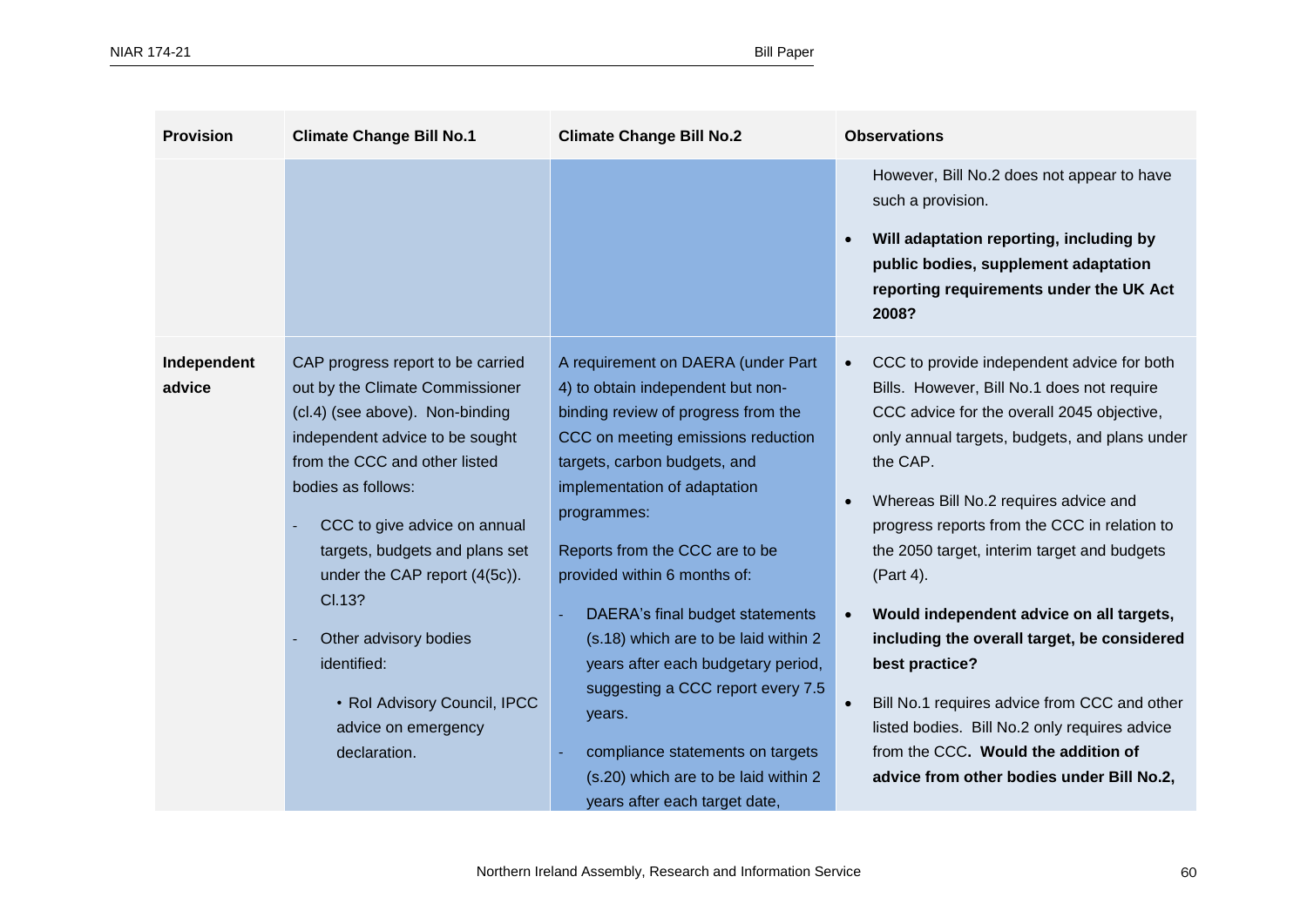| Provision | Climate Change Bill No.1 | Climate Change Bill No.2 | Observations |
|---|---|---|---|
| | | | However, Bill No.2 does not appear to have such a provision.<br><br>• **Will adaptation reporting, including by public bodies, supplement adaptation reporting requirements under the UK Act 2008?** |
| **Independent advice** | CAP progress report to be carried out by the Climate Commissioner (cl.4) (see above). Non-binding independent advice to be sought from the CCC and other listed bodies as follows:<br><br>- CCC to give advice on annual targets, budgets and plans set under the CAP report (4(5c)). Cl.13?<br>- Other advisory bodies identified:<br>• RoI Advisory Council, IPCC advice on emergency declaration. | A requirement on DAERA (under Part 4) to obtain independent but non-binding review of progress from the CCC on meeting emissions reduction targets, carbon budgets, and implementation of adaptation programmes:<br><br>Reports from the CCC are to be provided within 6 months of:<br><br>- DAERA's final budget statements (s.18) which are to be laid within 2 years after each budgetary period, suggesting a CCC report every 7.5 years.<br>- compliance statements on targets (s.20) which are to be laid within 2 years after each target date, | • CCC to provide independent advice for both Bills. However, Bill No.1 does not require CCC advice for the overall 2045 objective, only annual targets, budgets, and plans under the CAP.<br><br>• Whereas Bill No.2 requires advice and progress reports from the CCC in relation to the 2050 target, interim target and budgets (Part 4).<br><br>• **Would independent advice on all targets, including the overall target, be considered best practice?**<br><br>• Bill No.1 requires advice from CCC and other listed bodies. Bill No.2 only requires advice from the CCC**. Would the addition of advice from other bodies under Bill No.2,** |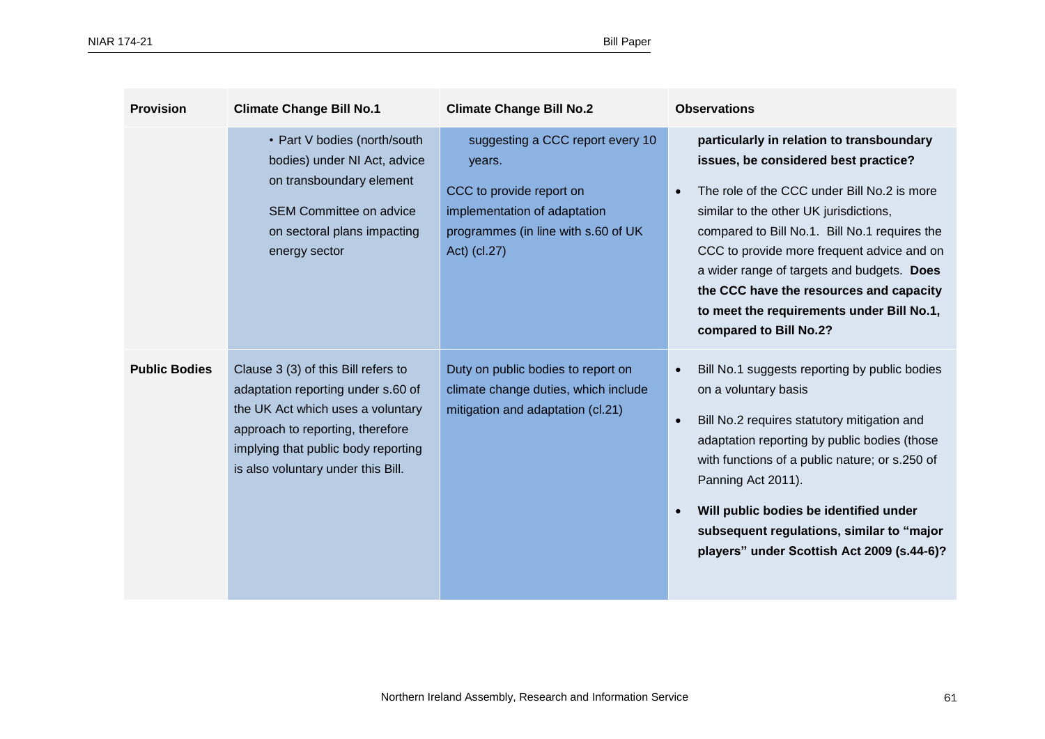| Provision | Climate Change Bill No.1 | Climate Change Bill No.2 | Observations |
|---|---|---|---|
| | • Part V bodies (north/south bodies) under NI Act, advice on transboundary element<br><br>SEM Committee on advice on sectoral plans impacting energy sector | suggesting a CCC report every 10 years.<br><br>CCC to provide report on implementation of adaptation programmes (in line with s.60 of UK Act) (cl.27) | **particularly in relation to transboundary issues, be considered best practice?**<br><br>• The role of the CCC under Bill No.2 is more similar to the other UK jurisdictions, compared to Bill No.1. Bill No.1 requires the CCC to provide more frequent advice and on a wider range of targets and budgets. **Does the CCC have the resources and capacity to meet the requirements under Bill No.1, compared to Bill No.2?** |
| **Public Bodies** | Clause 3 (3) of this Bill refers to adaptation reporting under s.60 of the UK Act which uses a voluntary approach to reporting, therefore implying that public body reporting is also voluntary under this Bill. | Duty on public bodies to report on climate change duties, which include mitigation and adaptation (cl.21) | • Bill No.1 suggests reporting by public bodies on a voluntary basis<br><br>• Bill No.2 requires statutory mitigation and adaptation reporting by public bodies (those with functions of a public nature; or s.250 of Panning Act 2011).<br><br>• **Will public bodies be identified under subsequent regulations, similar to "major players" under Scottish Act 2009 (s.44-6)?** |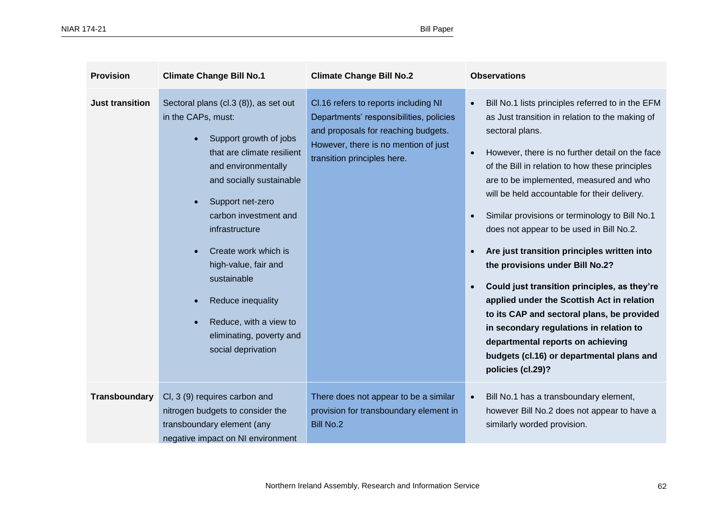| Provision | Climate Change Bill No.1 | Climate Change Bill No.2 | Observations |
|---|---|---|---|
| **Just transition** | Sectoral plans (cl.3 (8)), as set out in the CAPs, must:<br>• Support growth of jobs that are climate resilient and environmentally and socially sustainable<br>• Support net-zero carbon investment and infrastructure<br>• Create work which is high-value, fair and sustainable<br>• Reduce inequality<br>• Reduce, with a view to eliminating, poverty and social deprivation | Cl.16 refers to reports including NI Departments' responsibilities, policies and proposals for reaching budgets. However, there is no mention of just transition principles here. | • Bill No.1 lists principles referred to in the EFM as Just transition in relation to the making of sectoral plans.<br>• However, there is no further detail on the face of the Bill in relation to how these principles are to be implemented, measured and who will be held accountable for their delivery.<br>• Similar provisions or terminology to Bill No.1 does not appear to be used in Bill No.2.<br>• **Are just transition principles written into the provisions under Bill No.2?**<br>• **Could just transition principles, as they're applied under the Scottish Act in relation to its CAP and sectoral plans, be provided in secondary regulations in relation to departmental reports on achieving budgets (cl.16) or departmental plans and policies (cl.29)?** |
| **Transboundary** | Cl, 3 (9) requires carbon and nitrogen budgets to consider the transboundary element (any negative impact on NI environment | There does not appear to be a similar provision for transboundary element in Bill No.2 | • Bill No.1 has a transboundary element, however Bill No.2 does not appear to have a similarly worded provision. |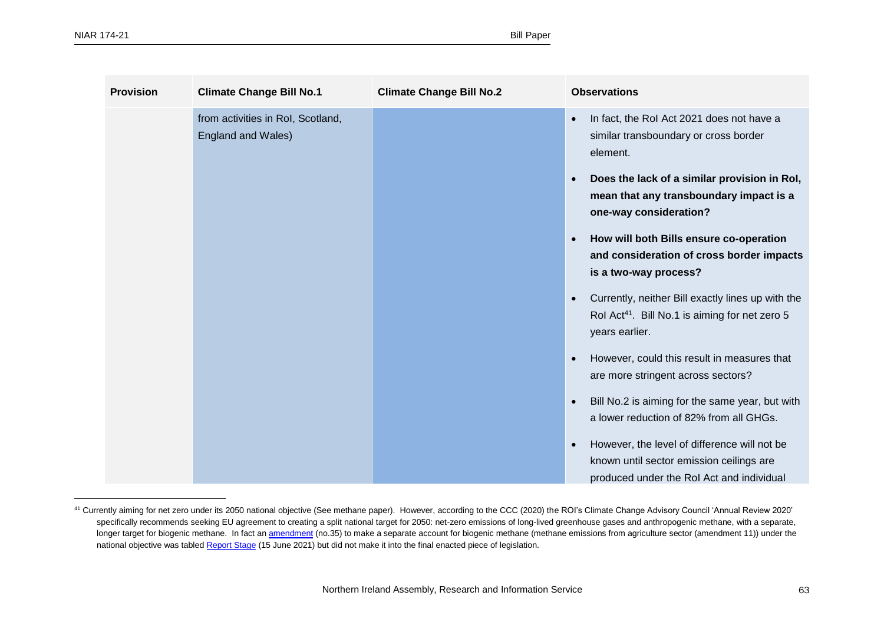| Provision | Climate Change Bill No.1 | Climate Change Bill No.2 | Observations |
|---|---|---|---|
| | from activities in RoI, Scotland, England and Wales) | | • In fact, the RoI Act 2021 does not have a similar transboundary or cross border element.<br>• **Does the lack of a similar provision in RoI, mean that any transboundary impact is a one-way consideration?**<br>• **How will both Bills ensure co-operation and consideration of cross border impacts is a two-way process?**<br>• Currently, neither Bill exactly lines up with the RoI Act[41]. Bill No.1 is aiming for net zero 5 years earlier.<br>• However, could this result in measures that are more stringent across sectors?<br>• Bill No.2 is aiming for the same year, but with a lower reduction of 82% from all GHGs.<br>• However, the level of difference will not be known until sector emission ceilings are produced under the RoI Act and individual |

[41] Currently aiming for net zero under its 2050 national objective (See methane paper). However, according to the CCC (2020) the ROI's Climate Change Advisory Council 'Annual Review 2020' specifically recommends seeking EU agreement to creating a split national target for 2050: net-zero emissions of long-lived greenhouse gases and anthropogenic methane, with a separate, longer target for biogenic methane. In fact an amendment (no.35) to make a separate account for biogenic methane (methane emissions from agriculture sector (amendment 11)) under the national objective was tabled Report Stage (15 June 2021) but did not make it into the final enacted piece of legislation.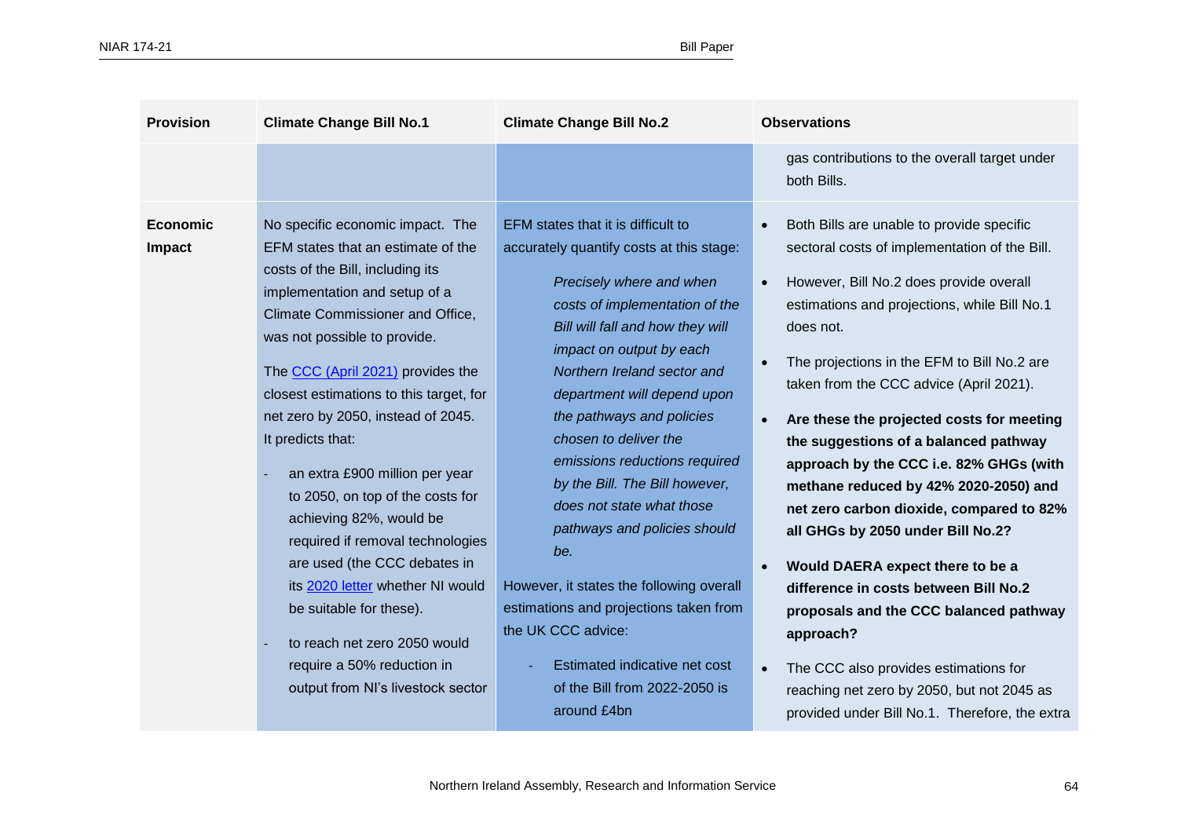| Provision | Climate Change Bill No.1 | Climate Change Bill No.2 | Observations |
|---|---|---|---|
| | | | gas contributions to the overall target under both Bills. |
| **Economic Impact** | No specific economic impact. The EFM states that an estimate of the costs of the Bill, including its implementation and setup of a Climate Commissioner and Office, was not possible to provide.<br><br>The [CCC (April 2021)](#) provides the closest estimations to this target, for net zero by 2050, instead of 2045. It predicts that:<br><br>- an extra £900 million per year to 2050, on top of the costs for achieving 82%, would be required if removal technologies are used (the CCC debates in its [2020 letter](#) whether NI would be suitable for these).<br>- to reach net zero 2050 would require a 50% reduction in output from NI's livestock sector | EFM states that it is difficult to accurately quantify costs at this stage:<br><br>*Precisely where and when costs of implementation of the Bill will fall and how they will impact on output by each Northern Ireland sector and department will depend upon the pathways and policies chosen to deliver the emissions reductions required by the Bill. The Bill however, does not state what those pathways and policies should be.*<br><br>However, it states the following overall estimations and projections taken from the UK CCC advice:<br><br>- Estimated indicative net cost of the Bill from 2022-2050 is around £4bn | • Both Bills are unable to provide specific sectoral costs of implementation of the Bill.<br>• However, Bill No.2 does provide overall estimations and projections, while Bill No.1 does not.<br>• The projections in the EFM to Bill No.2 are taken from the CCC advice (April 2021).<br>• **Are these the projected costs for meeting the suggestions of a balanced pathway approach by the CCC i.e. 82% GHGs (with methane reduced by 42% 2020-2050) and net zero carbon dioxide, compared to 82% all GHGs by 2050 under Bill No.2?**<br>• **Would DAERA expect there to be a difference in costs between Bill No.2 proposals and the CCC balanced pathway approach?**<br>• The CCC also provides estimations for reaching net zero by 2050, but not 2045 as provided under Bill No.1. Therefore, the extra |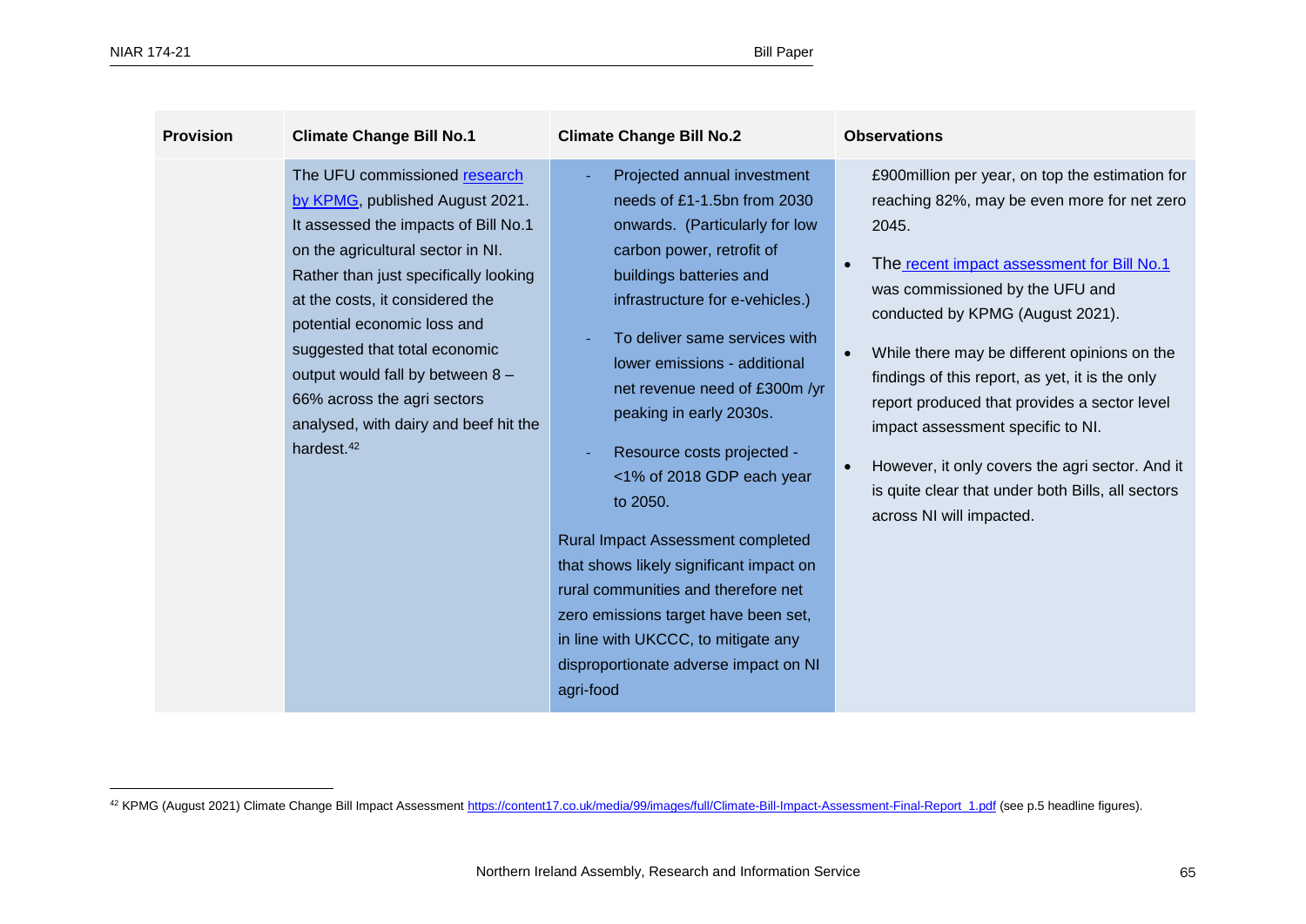| Provision | Climate Change Bill No.1 | Climate Change Bill No.2 | Observations |
|---|---|---|---|
| | The UFU commissioned [research by KPMG](https://content17.co.uk/media/99/images/full/Climate-Bill-Impact-Assessment-Final-Report_1.pdf), published August 2021. It assessed the impacts of Bill No.1 on the agricultural sector in NI. Rather than just specifically looking at the costs, it considered the potential economic loss and suggested that total economic output would fall by between 8 – 66% across the agri sectors analysed, with dairy and beef hit the hardest.[42] | - Projected annual investment needs of £1-1.5bn from 2030 onwards. (Particularly for low carbon power, retrofit of buildings batteries and infrastructure for e-vehicles.)<br>- To deliver same services with lower emissions - additional net revenue need of £300m /yr peaking in early 2030s.<br>- Resource costs projected - <1% of 2018 GDP each year to 2050.<br><br>Rural Impact Assessment completed that shows likely significant impact on rural communities and therefore net zero emissions target have been set, in line with UKCCC, to mitigate any disproportionate adverse impact on NI agri-food | £900million per year, on top the estimation for reaching 82%, may be even more for net zero 2045.<br>• The [recent impact assessment for Bill No.1](https://content17.co.uk/media/99/images/full/Climate-Bill-Impact-Assessment-Final-Report_1.pdf) was commissioned by the UFU and conducted by KPMG (August 2021).<br>• While there may be different opinions on the findings of this report, as yet, it is the only report produced that provides a sector level impact assessment specific to NI.<br>• However, it only covers the agri sector. And it is quite clear that under both Bills, all sectors across NI will impacted. |

[42] KPMG (August 2021) Climate Change Bill Impact Assessment https://content17.co.uk/media/99/images/full/Climate-Bill-Impact-Assessment-Final-Report_1.pdf (see p.5 headline figures).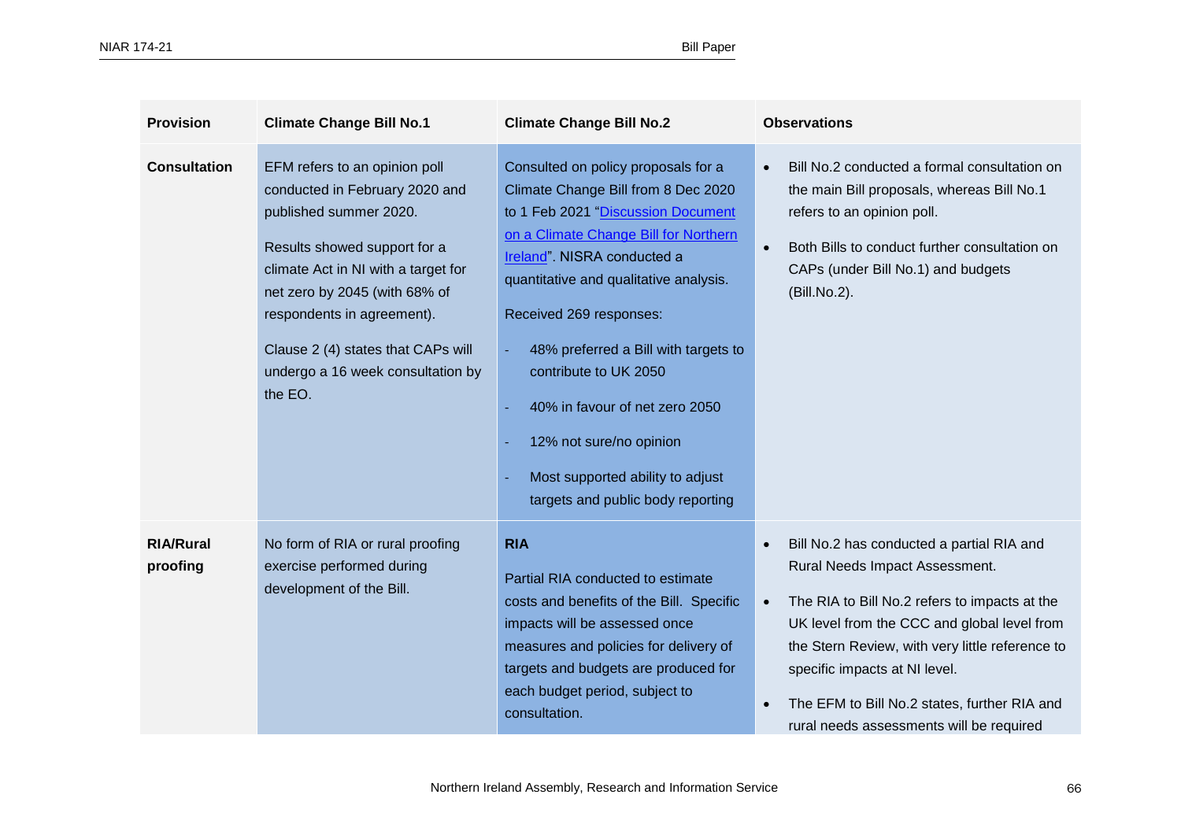| Provision | Climate Change Bill No.1 | Climate Change Bill No.2 | Observations |
|---|---|---|---|
| **Consultation** | EFM refers to an opinion poll conducted in February 2020 and published summer 2020.<br><br>Results showed support for a climate Act in NI with a target for net zero by 2045 (with 68% of respondents in agreement).<br><br>Clause 2 (4) states that CAPs will undergo a 16 week consultation by the EO. | Consulted on policy proposals for a Climate Change Bill from 8 Dec 2020 to 1 Feb 2021 "Discussion Document on a Climate Change Bill for Northern Ireland". NISRA conducted a quantitative and qualitative analysis.<br><br>Received 269 responses:<br><br>- 48% preferred a Bill with targets to contribute to UK 2050<br>- 40% in favour of net zero 2050<br>- 12% not sure/no opinion<br>- Most supported ability to adjust targets and public body reporting | • Bill No.2 conducted a formal consultation on the main Bill proposals, whereas Bill No.1 refers to an opinion poll.<br>• Both Bills to conduct further consultation on CAPs (under Bill No.1) and budgets (Bill.No.2). |
| **RIA/Rural proofing** | No form of RIA or rural proofing exercise performed during development of the Bill. | **RIA**<br><br>Partial RIA conducted to estimate costs and benefits of the Bill. Specific impacts will be assessed once measures and policies for delivery of targets and budgets are produced for each budget period, subject to consultation. | • Bill No.2 has conducted a partial RIA and Rural Needs Impact Assessment.<br>• The RIA to Bill No.2 refers to impacts at the UK level from the CCC and global level from the Stern Review, with very little reference to specific impacts at NI level.<br>• The EFM to Bill No.2 states, further RIA and rural needs assessments will be required |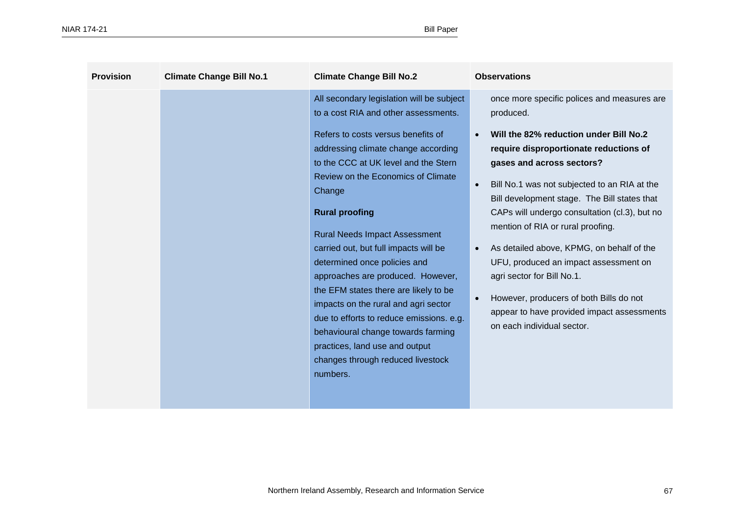| Provision | Climate Change Bill No.1 | Climate Change Bill No.2 | Observations |
|---|---|---|---|
| | | All secondary legislation will be subject to a cost RIA and other assessments.<br><br>Refers to costs versus benefits of addressing climate change according to the CCC at UK level and the Stern Review on the Economics of Climate Change<br><br>**Rural proofing**<br><br>Rural Needs Impact Assessment carried out, but full impacts will be determined once policies and approaches are produced. However, the EFM states there are likely to be impacts on the rural and agri sector due to efforts to reduce emissions. e.g. behavioural change towards farming practices, land use and output changes through reduced livestock numbers. | once more specific polices and measures are produced.<br><br>• **Will the 82% reduction under Bill No.2 require disproportionate reductions of gases and across sectors?**<br><br>• Bill No.1 was not subjected to an RIA at the Bill development stage. The Bill states that CAPs will undergo consultation (cl.3), but no mention of RIA or rural proofing.<br><br>• As detailed above, KPMG, on behalf of the UFU, produced an impact assessment on agri sector for Bill No.1.<br><br>• However, producers of both Bills do not appear to have provided impact assessments on each individual sector. |